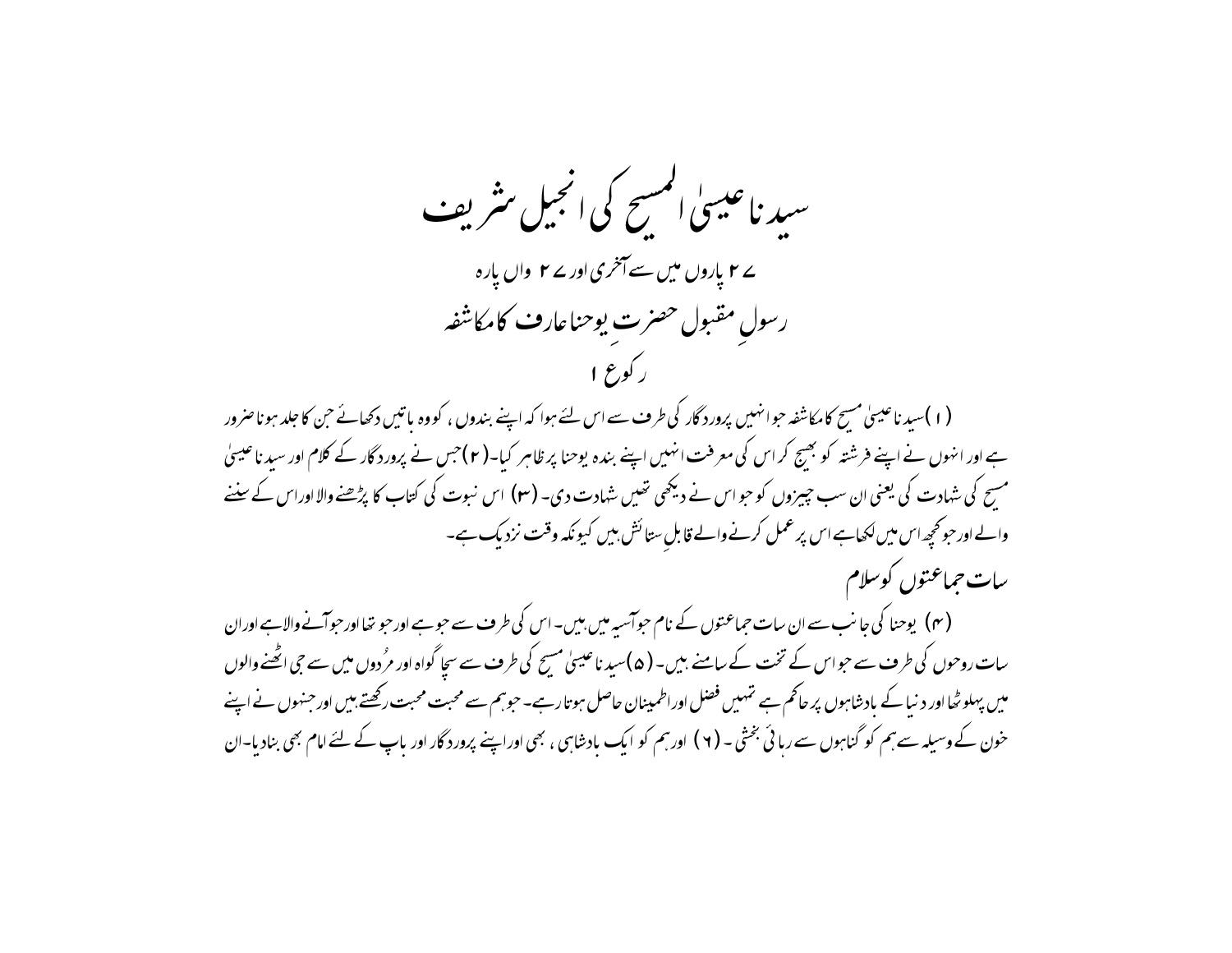# سیدنا عیسیٰ المسیح کی انجیل شریف

## ۲۷ پاروں میں سے آخری اور ۲۷ واں پارہ

## رسولِ مقبول حضرتِ یوحنا عارف کا مکاشفہ

### رکوع ۱

(۱) سیدنا عیسیٰ مسیح کا مکاشفہ جو انہیں پروردگار کی طرف سے اس لئے ہوا کہ اپنے بندوں، کو وہ باتیں دکھائے جن کا جلد ہونا ضرور ہے اور انہوں نے اپنے فرشتہ کو بھیج کر اس کی معرفت انہیں اپنے بندہ یوحنا پر ظاہر کیا۔ (۲) جس نے پروردگار کے کلام اور سیدنا عیسیٰ مسیح کی شہادت کی یعنی ان سب چیزوں کو جو اس نے دیکھی تھیں شہادت دی۔ (۳) اس نبوت کی کتاب کا پڑھنے والا اور اس کے سننے والے اور جو کچھ اس میں لکھا ہے اس پر عمل کرنے والے قابلِ ستائش ہیں کیونکہ وقت نزدیک ہے۔

### سات جماعتوں کو سلام

(۴) یوحنا کی جانب سے ان سات جماعتوں کے نام جو آسیہ میں ہیں۔ اس کی طرف سے جو ہے اور جو تھا اور جو آنے والا ہے اور ان سات روحوں کی طرف سے جو اس کے تخت کے سامنے ہیں۔ (۵) سیدنا عیسیٰ مسیح کی طرف سے سچا گواہ اور مُردوں میں سے جی اٹھنے والوں میں پہلوٹھا اور دنیا کے بادشاہوں پر حاکم ہے تمہیں فضل اور اطمینان حاصل ہوتا رہے۔ جو ہم سے محبت رکھتے ہیں اور جنہوں نے اپنے خون کے وسیلہ سے ہم کو گناہوں سے رہائی بخشی۔ (۶) اور ہم کو ایک بادشاہی، بھی اور اپنے پروردگار اور باپ کے لئے امام بھی بنادیا۔ ان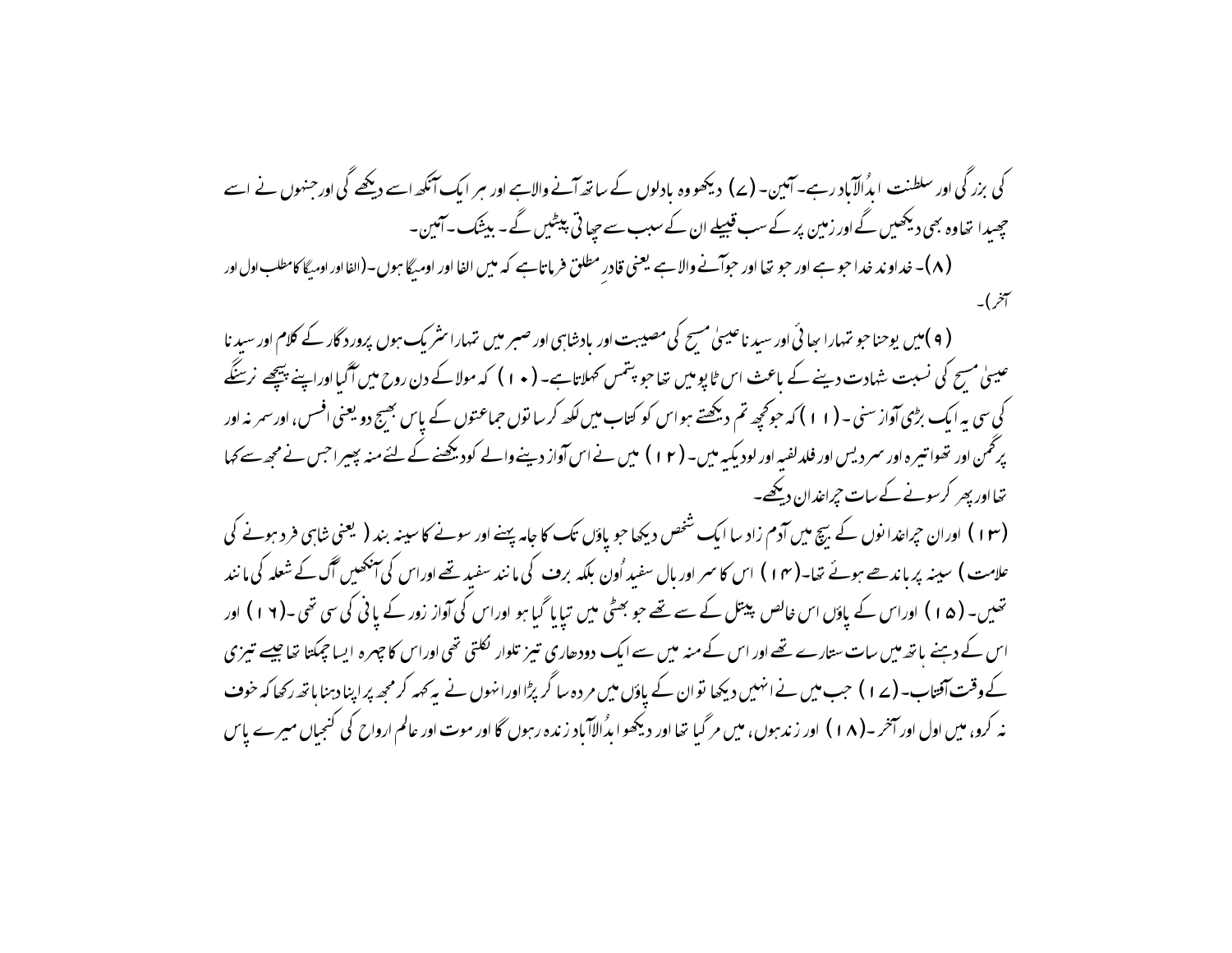کی بزرگی اور سلطنت ابدُالآباد رہے۔ آمین۔ (۷) دیکھو وہ بادلوں کے ساتھ آنے والاہے اور ہر ایک آنکھ اسے دیکھے گی اورجنھوں نے اسے چھیدا تھاوہ بھی دیکھیں گے اور زمین پر کے سب قبیلے ان کے سبب سے چھاتی پیٹیں گے۔ بیشک۔ آمین۔

(۸)۔ خداوند خدا جو ہے اور جو تھا اور جوآنے والا ہے یعنی قادرِ مطلق فرماتاہے کہ میں الفا اور اومیگا ہوں۔(الفا اور اومیگا کا مطلب اول اور آخر)۔

(۹)میں یوحنا جو تمہارا بھائی اور سیدنا عیسیٰ مسیح کی مصیبت اور بادشاہی اور صبر میں تمہارا شریک ہوں پروردگار کے کلام اور سیدنا عیسیٰ مسیح کی نسبت شہادت دینے کے باعث اس ٹاپو میں تھا جو پتمس کہلاتاہے۔ (۱۰) کہ مولا کے دن روح میں آگیا اوراپنے پیچھے نرسنگے کی سی یہ ایک بڑی آواز سنی ۔ (۱۱) کہ جو کچھ تم دیکھتے ہو اس کو کتاب میں لکھ کر ساتوں جماعتوں کے پاس بھیج دو یعنی افسس، اور سمرنہ اور پرگمن اور تھواتیرہ اور سردیس اور فلدلفیہ اور لودیکیہ میں۔ (۱۲) میں نے اس آواز دینے والے کو دیکھنے کے لئے منہ پھیرا جس نے مجھ سے کہا تھا اور پھر کر سونے کے سات چراغدان دیکھے۔

(۱۳) اوران چراغدانوں کے بیچ میں آدم زاد سا ایک شخص دیکھا جو پاؤں تک کا جامہ پہنے اور سونے کا سینہ بند ( یعنی شاہی فرد ہونے کی علامت ) سینہ پر باندھے ہوئے تھا۔(۱۴) اس کا سر اور بال سفید اُون بلکہ برف کی مانند سفید تھے اوراس کی آنکھیں آگ کے شعلہ کی مانند تھیں۔ (۱۵) اوراس کے پاؤں اس خالص پیتل کے سے تھے جو بھٹی میں تپایا گیا ہو اوراس کی آواز زور کے پانی کی سی تھی ۔(۱۶) اور اس کے دہنے ہاتھ میں سات ستارے تھے اور اس کے منہ میں سے ایک دودھاری تیز تلوار نکلتی تھی اوراس کا چہرہ ایسا چمکتا تھا جیسے تیزی کے وقت آفتاب۔ (۱۷) جب میں نے انہیں دیکھا تو ان کے پاؤں میں مردہ سا گر پڑا اورانہوں نے یہ کہہ کر مجھ پر اپنا دہنا ہاتھ رکھا کہ خوف نہ کرو، میں اول اور آخر ۔(۱۸) اور زندہوں، میں مر گیا تھا اور دیکھو ابدُالآباد زندہ رہوں گا اور موت اور عالم ارواح کی کنجیاں میرے پاس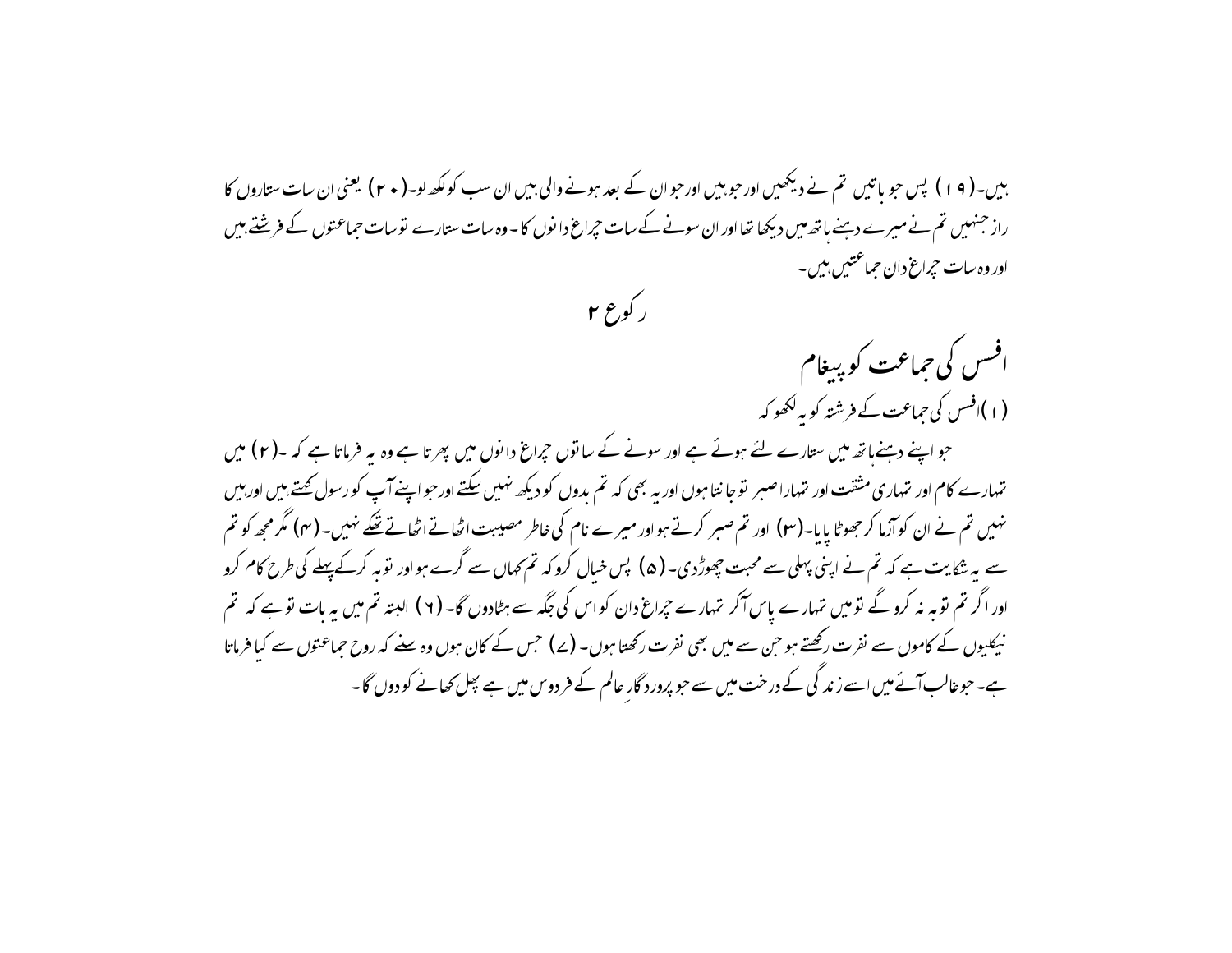ہیں۔(۱۹) پس جو باتیں تم نے دیکھیں اور جو ہیں اور جو ان کے بعد ہونے والی ہیں ان سب کو لکھ لو۔(۲۰) یعنی ان سات ستاروں کا راز جنہیں تم نے میرے دہنے ہاتھ میں دیکھا تھا اور ان سونے کے سات چراغ دانوں کا۔ وہ سات ستارے تو سات جماعتوں کے فرشتے ہیں اور وہ سات چراغ دان جماعتیں ہیں۔

## رکوع ۲

### افسس کی جماعت کو پیغام

(۱) افسس کی جماعت کے فرشتہ کو یہ لکھو کہ

جو اپنے دہنے ہاتھ میں ستارے لئے ہوئے ہے اور سونے کے ساتوں چراغ دانوں میں پھرتا ہے وہ یہ فرماتا ہے کہ ۔(۲) میں تمہارے کام اور تمہاری مشقت اور تمہارا صبر تو جانتا ہوں اور یہ بھی کہ تم بدوں کو دیکھ نہیں سکتے اور جو اپنے آپ کو رسول کہتے ہیں اور ہیں نہیں تم نے ان کو آزما کر جھوٹا پایا۔(۳) اور تم صبر کرتے ہو اور میرے نام کی خاطر مصیبت اٹھاتے اٹھاتے تھکے نہیں۔(۴) مگر مجھ کو تم سے یہ شکایت ہے کہ تم نے اپنی پہلی سی محبت چھوڑدی۔(۵) پس خیال کرو کہ تم کہاں سے گرے ہو اور توبہ کرکے پہلے کی طرح کام کرو اور اگر تم توبہ نہ کروگے تو میں تمہارے پاس آکر تمہارے چراغ دان کو اس کی جگہ سے ہٹادوں گا۔(۶) البتہ تم میں یہ بات تو ہے کہ تم نیکلیوں کے کاموں سے نفرت رکھتے ہو جن سے میں بھی نفرت رکھتا ہوں۔(۷) جس کے کان ہوں وہ سنے کہ روح جماعتوں سے کیا فرماتا ہے۔ جو غالب آئے میں اسے زندگی کے درخت میں سے جو پروردگارِ عالم کے فردوس میں ہے پھل کھانے کو دوں گا۔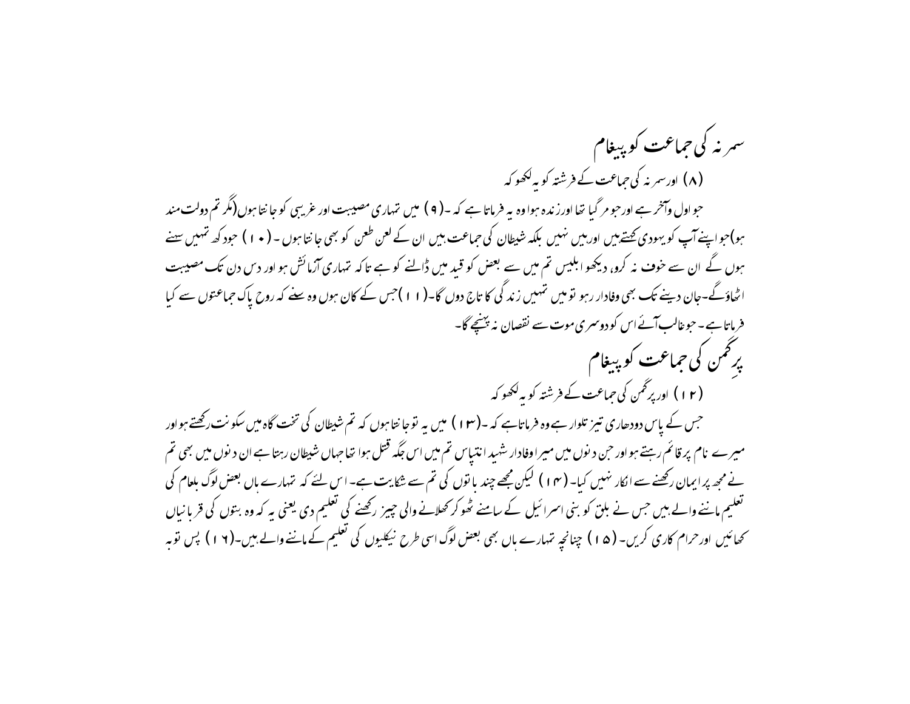## سمرنہ کی جماعت کو پیغام

(۸) اور سمرنہ کی جماعت کے فرشتہ کو یہ لکھو کہ

جو اول وآخر ہے اور جو مر گیا تھا اور زندہ ہوا وہ یہ فرماتا ہے کہ ۔(۹) میں تمہاری مصیبت اور غریبی کو جانتا ہوں (مگر تم دولت مند ہو) جو اپنے آپ کو یہودی کہتےہیں اور ہیں نہیں بلکہ شیطان کی جماعت ہیں ان کے لعن طعن کو بھی جانتا ہوں ۔(۱۰) جو دکھ تمہیں سہنے ہوں گے ان سے خوف نہ کرو، دیکھو ابلیس تم میں سے بعض کو قید میں ڈالنے کو ہے تاکہ تمہاری آزمائش ہو اور دس دن تک مصیبت اٹھاؤگے۔جان دینے تک بھی وفادار رہو تو میں تمہیں زندگی کا تاج دوں گا۔(۱۱) جس کے کان ہوں وہ سنے کہ روح پاک جماعتوں سے کیا فرماتا ہے۔ جو غالب آئے اس کو دوسری موت سے نقصان نہ پہنچے گا۔

## پرِگمن کی جماعت کو پیغام

(۱۲) اور پرگمن کی جماعت کے فرشتہ کو یہ لکھو کہ

جس کے پاس دودھاری تیز تلوار ہے وہ فرماتا ہے کہ ۔(۱۳) میں یہ تو جانتا ہوں کہ تم شیطان کی تخت گاہ میں سکونت رکھتے ہو اور میرے نام پر قائم رہتے ہو اور جن دنوں میں میرا وفادار شہید انتپاس تم میں اس جگہ قتل ہوا تھا جہاں شیطان رہتا ہے ان دنوں میں بھی تم نے مجھ پر ایمان رکھنے سے انکار نہیں کیا۔(۱۴) لیکن مجھے چند باتوں کی تم سے شکایت ہے۔ اس لئے کہ تمہارے ہاں بعض لوگ بلعام کی تعلیم ماننے والے ہیں جس نے بلق کو بنی اسرائیل کے سامنے ٹھوکر کھلانے والی چیز رکھنے کی تعلیم دی یعنی یہ کہ وہ بتوں کی قربانیاں کھائیں اور حرام کاری کریں۔(۱۵) چنانچہ تمہارے ہاں بھی بعض لوگ اسی طرح نیکلیوں کی تعلیم کے ماننے والے ہیں۔(۱۶) پس توبہ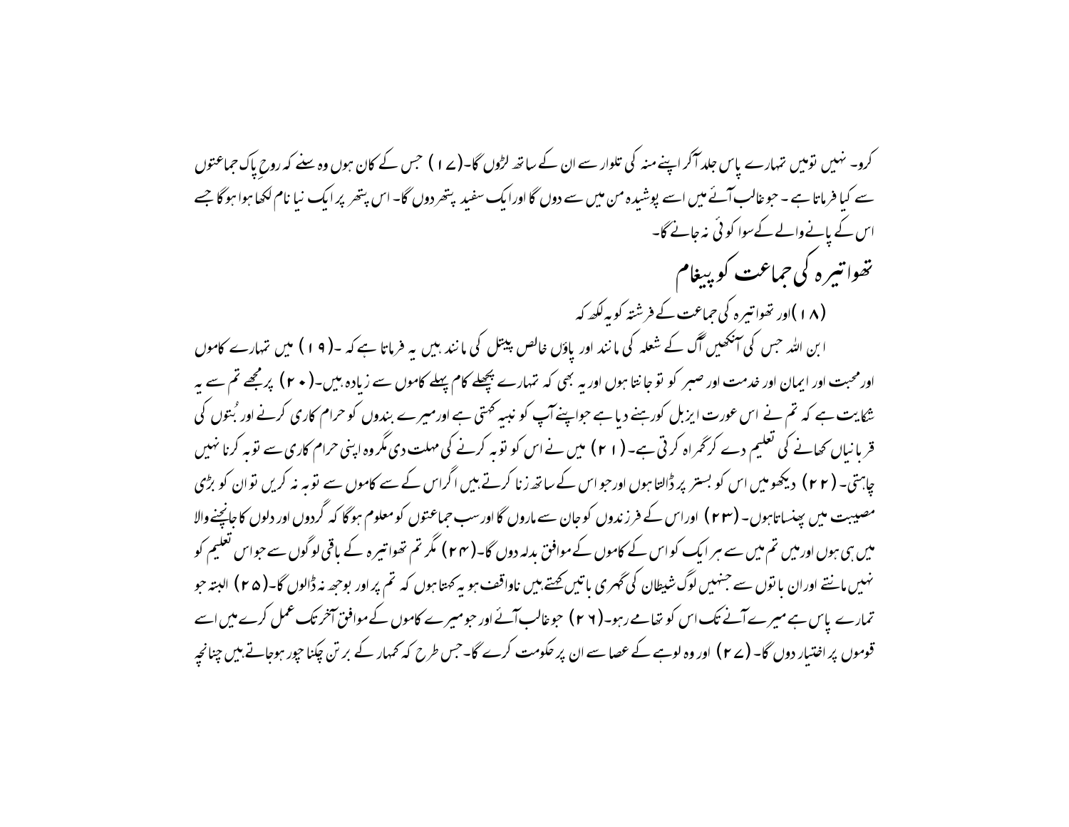کرو۔ نہیں تومیں تمہارے پاس جلد آکر اپنے منہ کی تلوار سے ان کے ساتھ لڑوں گا۔(۱۷) جس کے کان ہوں وہ سنے کہ روحِ پاک جماعتوں سے کیا فرماتا ہے ۔ جو غالب آئے میں اسے پوشیدہ من میں سے دوں گا اور ایک سفید پتھر دوں گا۔ اس پتھر پر ایک نیا نام لکھا ہوا ہوگا جسے اس کے پانے والے کے سوا کوئی نہ جانے گا۔

## تھواتیرہ کی جماعت کو پیغام

(۱۸)اور تھواتیرہ کی جماعت کے فرشتہ کو یہ لکھ کہ

ابن اللہ جس کی آنکھیں آگ کے شعلہ کی مانند اور پاؤں خالص پیتل کی مانند ہیں یہ فرماتا ہے کہ ۔(۱۹) میں تمہارے کاموں اور محبت اور ایمان اور خدمت اور صبر کو تو جانتا ہوں اور یہ بھی کہ تمہارے پچھلے کام پہلے کاموں سے زیادہ ہیں۔(۲۰) پر مجھے تم سے یہ شکایت ہے کہ تم نے اس عورت ایزبل کو رہنے دیا ہے جو اپنے آپ کو نبیہ کہتی ہے اور میرے بندوں کو حرام کاری کرنے اور بُتوں کی قربانیاں کھانے کی تعلیم دے کر گمراہ کرتی ہے۔(۲۱) میں نے اس کو توبہ کرنے کی مہلت دی مگر وہ اپنی حرام کاری سے توبہ کرنا نہیں چاہتی۔ (۲۲) دیکھو میں اس کو بستر پر ڈالتا ہوں اور جو اس کے ساتھ زنا کرتے ہیں اگر اس کے سے کاموں سے توبہ نہ کریں توان کو بڑی مصیبت میں پھنساتا ہوں۔ (۲۳) اور اس کے فرزندوں کو جان سے ماروں گا اور سب جماعتوں کو معلوم ہوگا کہ گردوں اور دلوں کا جانچنے والا میں ہی ہوں اور میں تم میں سے ہر ایک کو اس کے کاموں کے موافق بدلہ دوں گا۔(۲۴) مگر تم تھواتیرہ کے باقی لوگوں سے جو اس تعلیم کو نہیں مانتے اور ان باتوں سے جنہیں لوگ شیطان کی گہری باتیں کہتے ہیں ناواقف ہو یہ کہتا ہوں کہ تم پر اور بوجھ نہ ڈالوں گا۔(۲۵) البتہ جو تمہارے پاس ہے میرے آنے تک اس کو تھامے رہو۔(۲۶) جو غالب آئے اور جو میرے کاموں کے موافق آخر تک عمل کرے میں اسے قوموں پر اختیار دوں گا۔ (۲۷) اور وہ لوہے کے عصا سے ان پر حکومت کرے گا۔ جس طرح کہ کمہار کے برتن چکنا چور ہوجاتے ہیں چنانچہ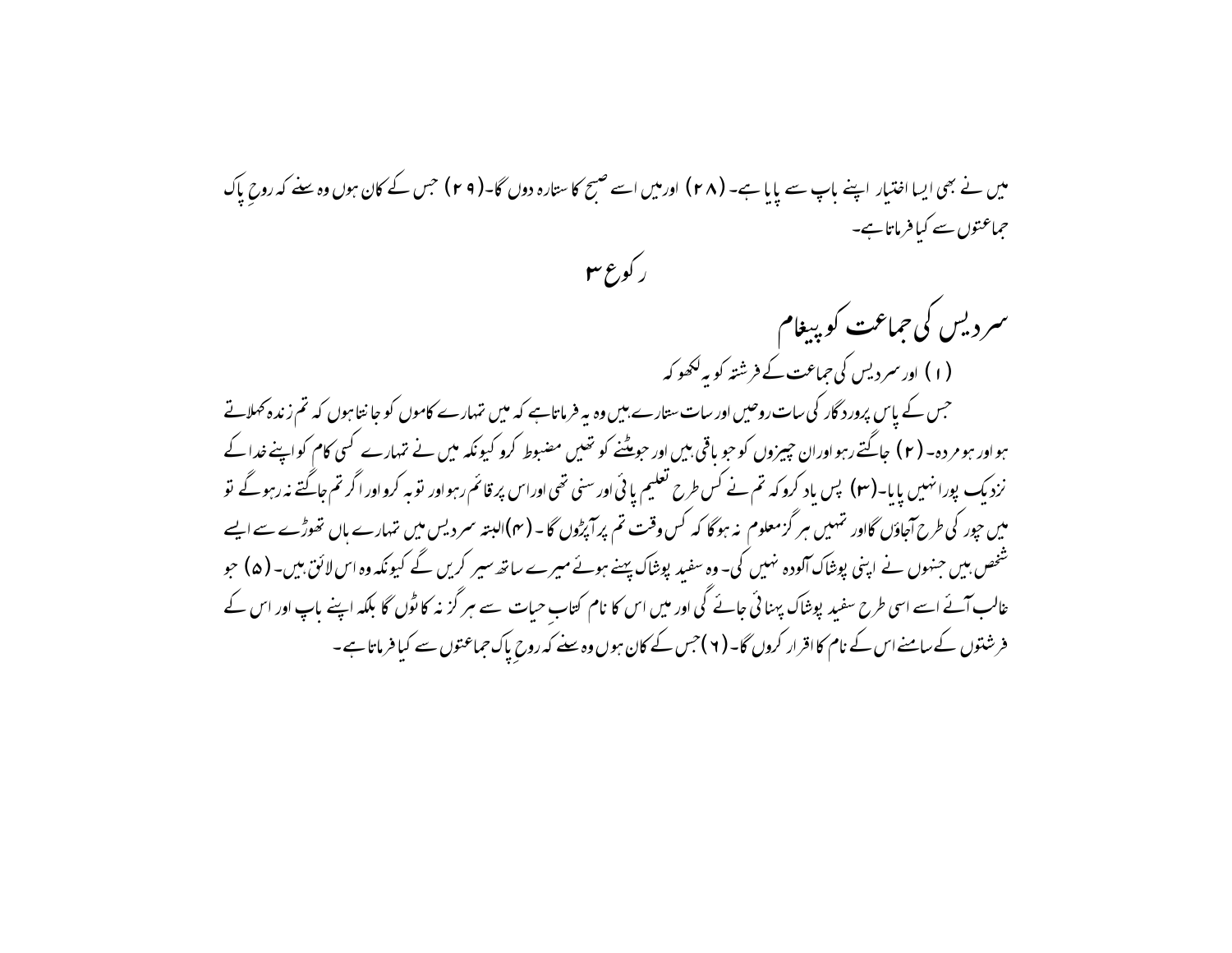میں نے بھی ایسا اختیار اپنے باپ سے پایا ہے۔ (۲۸) اور میں اسے صبح کا ستارہ دوں گا۔ (۲۹) جس کے کان ہوں وہ سنے کہ روحِ پاک جماعتوں سے کیا فرماتا ہے۔

## رکوع ۳

## سردیس کی جماعت کو پیغام

(۱) اور سردیس کی جماعت کے فرشتہ کو یہ لکھو کہ

جس کے پاس پروردگار کی سات روحیں اور سات ستارے ہیں وہ یہ فرماتا ہے کہ میں تمہارے کاموں کو جانتا ہوں کہ تم زندہ کہلاتے ہو اور ہو مردہ۔ (۲) جاگتے رہو اور ان چیزوں کو جو باقی ہیں اور جو مٹنے کو تھیں مضبوط کرو کیونکہ میں نے تمہارے کسی کام کو اپنے خدا کے نزدیک پورا نہیں پایا۔ (۳) پس یاد کرو کہ تم نے کس طرح تعلیم پائی اور سنی تھی اور اس پر قائم رہو اور توبہ کرو اور اگر تم جاگتے نہ رہو گے تو میں چور کی طرح آجاؤں گا اور تمہیں ہرگز معلوم نہ ہوگا کہ کس وقت تم پر آپڑوں گا۔ (۴) البتہ سردیس میں تمہارے ہاں تھوڑے سے ایسے شخص ہیں جنہوں نے اپنی پوشاک آلودہ نہیں کی۔ وہ سفید پوشاک پہنے ہوئے میرے ساتھ سیر کریں گے کیونکہ وہ اس لائق ہیں۔ (۵) جو غالب آئے اسے اسی طرح سفید پوشاک پہنائی جائے گی اور میں اس کا نام کتابِ حیات سے ہرگز نہ کاٹوں گا بلکہ اپنے باپ اور اس کے فرشتوں کے سامنے اس کے نام کا اقرار کروں گا۔ (۶) جس کے کان ہوں وہ سنے کہ روحِ پاک جماعتوں سے کیا فرماتا ہے۔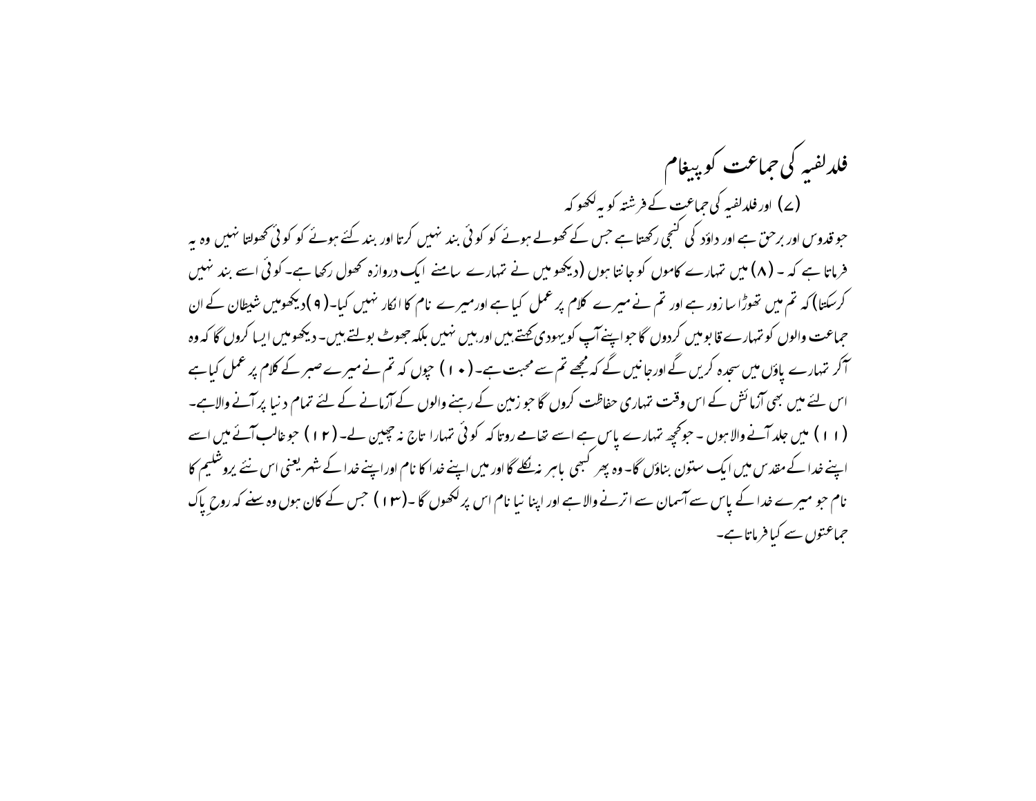## فلدلفیہ کی جماعت کو پیغام

(۷) اور فلدلفیہ کی جماعت کے فرشتہ کو یہ لکھو کہ

جو قدوس اور برحق ہے اور داؤد کی کنجی رکھتا ہے جس کے کھولے ہوئے کو کوئی بند نہیں کرتا اور بند کئے ہوئے کو کوئی کھولتا نہیں وہ یہ فرماتا ہے کہ ۔ (۸) میں تمہارے کاموں کو جانتا ہوں (دیکھو میں نے تمہارے سامنے ایک دروازہ کھول رکھا ہے۔ کوئی اسے بند نہیں کرسکتا) کہ تم میں تھوڑا سا زور ہے اور تم نے میرے کلام پر عمل کیا ہے اورمیرے نام کا انکار نہیں کیا۔ (۹) دیکھومیں شیطان کے ان جماعت والوں کو تمہارے قابو میں کردوں گا جو اپنے آپ کو یہودی کہتے ہیں اور ہیں نہیں بلکہ جھوٹ بولتے ہیں۔ دیکھو میں ایسا کروں گا کہ وہ آکر تمہارے پاؤں میں سجدہ کریں گے اور جانیں گے کہ مجھے تم سے محبت ہے۔ (۱۰) چوں کہ تم نے میرے صبر کے کلام پر عمل کیا ہے اس لئے میں بھی آزمائش کے اس وقت تمہاری حفاظت کروں گا جو زمین کے رہنے والوں کے آزمانے کے لئے تمام دنیا پر آنے والا ہے۔ (۱۱) میں جلد آنے والا ہوں ۔ جو کچھ تمہارے پاس ہے اسے تھامے رہو تاکہ کوئی تمہارا تاج نہ چھین لے۔ (۱۲) جو غالب آئے میں اسے اپنے خدا کے مقدس میں ایک ستون بناؤں گا۔ وہ پھر کبھی باہر نہ نکلے گا اور میں اپنے خدا کا نام اور اپنے خدا کے شہر یعنی اس نئے یروشلیم کا نام جو میرے خدا کے پاس سے آسمان سے اترنے والا ہے اور اپنا نیا نام اس پر لکھوں گا ۔ (۱۳) جس کے کان ہوں وہ سنے کہ روحِ پاک جماعتوں سے کیا فرماتا ہے۔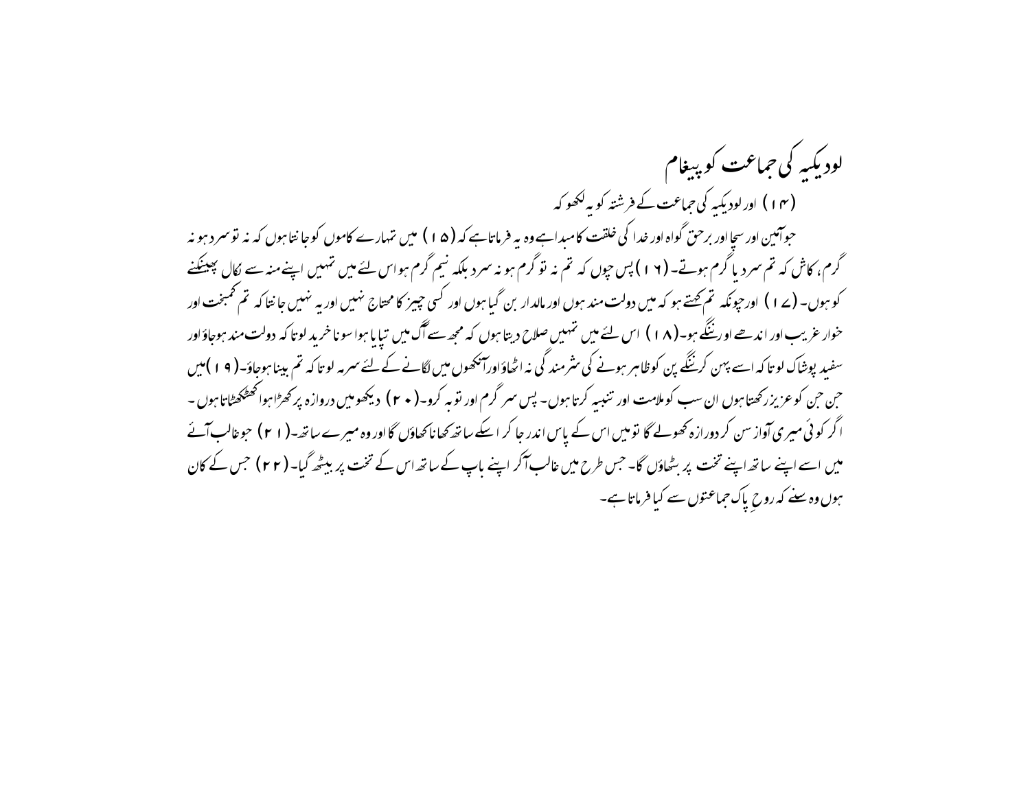## لودیکیہ کی جماعت کو پیغام

(۱۴) اور لودیکیہ کی جماعت کے فرشتہ کو یہ لکھو کہ

جوآمین اور سچا اور برحق گواہ اور خدا کی خلقت کا مبداہے وہ یہ فرماتاہے کہ (۱۵) میں تمہارے کاموں کو جانتاہوں کہ نہ تو سرد ہو نہ گرم، کاش کہ تم سرد یا گرم ہوتے۔ (۱۶) پس چوں کہ تم نہ تو گرم ہو نہ سرد بلکہ نیم گرم ہو اس لئے میں تمہیں اپنے منہ سے نکال پھینکنے کو ہوں۔ (۱۷) اور چونکہ تم کہتے ہو کہ میں دولت مند ہوں اور مالدار بن گیا ہوں اور کسی چیز کا محتاج نہیں اور یہ نہیں جانتا کہ تم کمبخت اور خوار غریب اور اندھے اور ننگے ہو۔ (۱۸) اس لئے میں تمہیں صلاح دیتا ہوں کہ مجھ سے آگ میں تپایا ہوا سونا خرید لو تا کہ دولت مند ہوجاؤ اور سفید پوشاک لو تا کہ اسے پہن کر ننگے پن کو ظاہر ہونے کی شرمندگی نہ اٹھاؤ اور آنکھوں میں لگانے کے لئے سرمہ لو تا کہ تم بینا ہوجاؤ۔ (۱۹) میں جن جن کو عزیز رکھتا ہوں ان سب کو ملامت اور تنبیہ کرتا ہوں۔ پس سر گرم اور توبہ کرو۔ (۲۰) دیکھو میں دروازہ پر کھڑا ہوا کھٹکھٹاتا ہوں۔ اگر کوئی میری آواز سن کر دورازہ کھولے گا تو میں اس کے پاس اندر جا کر اسکے ساتھ کھانا کھاؤں گا اور وہ میرے ساتھ۔ (۲۱) جو غالب آئے میں اسے اپنے ساتھ اپنے تخت پر بٹھاؤں گا۔ جس طرح میں غالب آکر اپنے باپ کے ساتھ اس کے تخت پر بیٹھ گیا۔ (۲۲) جس کے کان ہوں وہ سنے کہ روحِ پاک جماعتوں سے کیا فرماتا ہے۔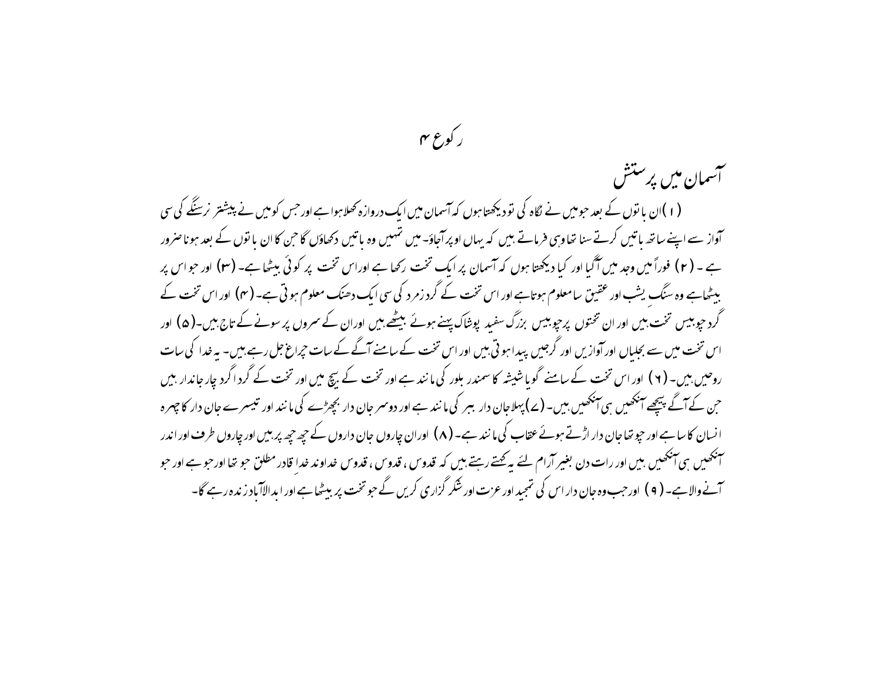# رکوع ۴

## آسمان میں پرستش

(۱) ان باتوں کے بعد جو میں نے نگاہ کی تو دیکھتا ہوں کہ آسمان میں ایک دروازہ کھلا ہوا ہے اور جس کو میں نے پیشتر نرسنگے کی سی آواز سے اپنے ساتھ باتیں کرتے سنا تھا وہی فرماتے ہیں کہ یہاں اوپر آجاؤ۔ میں تمہیں وہ باتیں دکھاؤں گا جن کا ان باتوں کے بعد ہونا ضرور ہے ۔ (۲) فوراً میں وجد میں آگیا اور کیا دیکھتا ہوں کہ آسمان پر ایک تخت رکھا ہے اور اس تخت پر کوئی بیٹھا ہے۔ (۳) اور جو اس پر بیٹھا ہے وہ سنگِ یشب اور عقیق سا معلوم ہوتا ہے اور اس تخت کے گرد زمرد کی سی ایک دھنک معلوم ہوتی ہے۔ (۴) اور اس تخت کے گرد چوبیس تخت ہیں اور ان تختوں پر چوبیس بزرگ سفید پوشاک پہنے ہوئے بیٹھے ہیں اور ان کے سروں پر سونے کے تاج ہیں۔(۵) اور اس تخت میں سے بجلیاں اور آوازیں اور گرجیں پیدا ہوتی ہیں اور اس تخت کے سامنے آگ کے سات چراغ جل رہے ہیں۔ یہ خدا کی سات روحیں ہیں۔ (۶) اور اس تخت کے سامنے گویا شیشہ کا سمندر بلور کی مانند ہے اور تخت کے بیچ میں اور تخت کے گرداگرد چار جاندار ہیں جن کے آگے پیچھے آنکھیں ہی آنکھیں ہیں۔ (۷) پہلا جان دار ببر کی مانند ہے اور دوسرا جان دار بچھڑے کی مانند اور تیسرے جان دار کا چہرہ انسان کا سا ہے اور چوتھا جان دار اڑتے ہوئے عقاب کی مانند ہے۔ (۸) اور ان چاروں جان داروں کے چھ چھ پر ہیں اور چاروں طرف اور اندر آنکھیں ہی آنکھیں ہیں اور رات دن بغیر آرام لئے یہ کہتے رہتے ہیں کہ قدوس ، قدوس ، قدوس خداوند خدا قادر مطلق جو تھا اور جو ہے اور جو آنے والا ہے۔ (۹) اور جب وہ جان دار اس کی تمجید اور عزت اور شکر گزاری کریں گے جو تخت پر بیٹھا ہے اور ابدالآباد زندہ رہے گا۔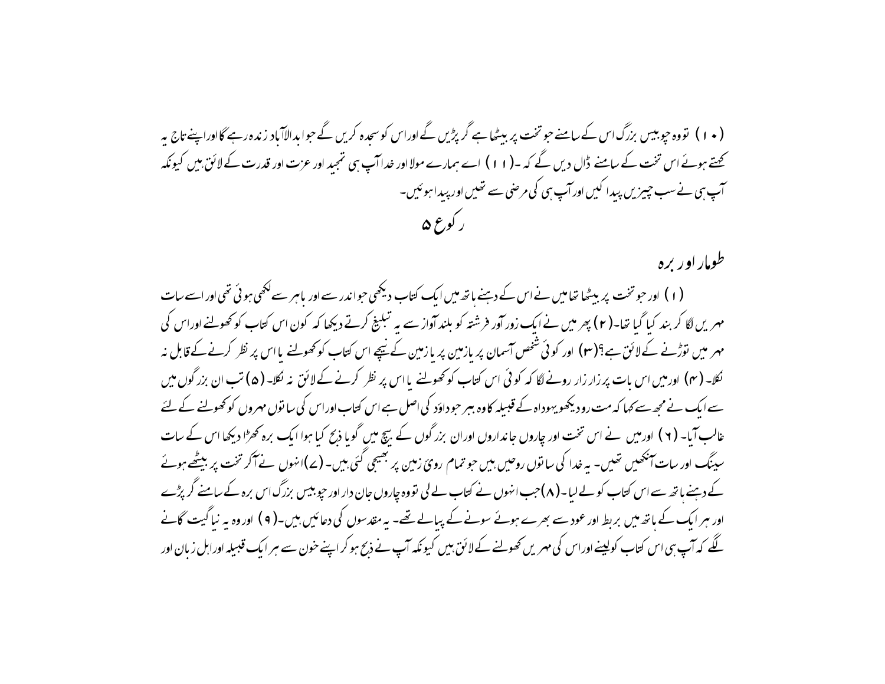(۱۰) تو وہ چوبیس بزرگ اس کے سامنے جو تخت پر بیٹھا ہے گر پڑیں گے اور اس کو سجدہ کریں گے جو ابد الآباد زندہ رہے گا اور اپنے تاج یہ کہتے ہوئے اس تخت کے سامنے ڈال دیں گے کہ ۔(۱۱) اے ہمارے مولا اور خدا آپ ہی تمجید اور عزت اور قدرت کے لائق ہیں کیونکہ آپ ہی نے سب چیزیں پیدا کیں اور آپ ہی کی مرضی سے تھیں اور پیدا ہوئیں۔

## رکوع ۵

### طومار اور برہ

(۱) اور جو تخت پر بیٹھا تھا میں نے اس کے دہنے ہاتھ میں ایک کتاب دیکھی جو اندر سے اور باہر سے لکھی ہوئی تھی اور اسے سات مہریں لگا کر بند کیا گیا تھا۔(۲) پھر میں نے ایک زور آور فرشتہ کو بلند آواز سے یہ تبلیغ کرتے دیکھا کہ کون اس کتاب کو کھولنے اور اس کی مہریں توڑنے کے لائق ہے؟(۳) اور کوئی شخص آسمان پر یا زمین پر یا زمین کے نیچے اس کتاب کو کھولنے یا اس پر نظر کرنے کے قابل نہ نکلا۔(۴) اور میں اس بات پر زار زار رونے لگا کہ کوئی اس کتاب کو کھولنے یا اس پر نظر کرنے کے لائق نہ نکلا۔(۵) تب ان بزرگوں میں سے ایک نے مجھ سے کہا کہ مت رو دیکھو یہوداہ کے قبیلہ کا وہ ببر جو داؤد کی اصل ہے اس کتاب اور اس کی ساتوں مہروں کو کھولنے کے لئے غالب آیا۔(۶) اور میں نے اس تخت اور چاروں جانداروں اور ان بزرگوں کے بیچ میں گویا ذبح کیا ہوا ایک برہ کھڑا دیکھا اس کے سات سینگ اور سات آنکھیں تھیں۔ یہ خدا کی ساتوں روحیں ہیں جو تمام روئے زمین پر بھیجی گئی ہیں۔(۷) انہوں نے آکر تخت پر بیٹھے ہوئے کے دہنے ہاتھ سے اس کتاب کو لے لیا۔(۸) جب انہوں نے کتاب لے لی تو وہ چاروں جان دار اور چوبیس بزرگ اس برہ کے سامنے گر پڑے اور ہر ایک کے ہاتھ میں بربط اور عود سے بھرے ہوئے سونے کے پیالے تھے۔ یہ مقدسوں کی دعائیں ہیں۔(۹) اور وہ یہ نیا گیت گانے لگے کہ آپ ہی اس کتاب کو لینے اور اس کی مہریں کھولنے کے لائق ہیں کیونکہ آپ نے ذبح ہو کر اپنے خون سے ہر ایک قبیلہ اور اہل زبان اور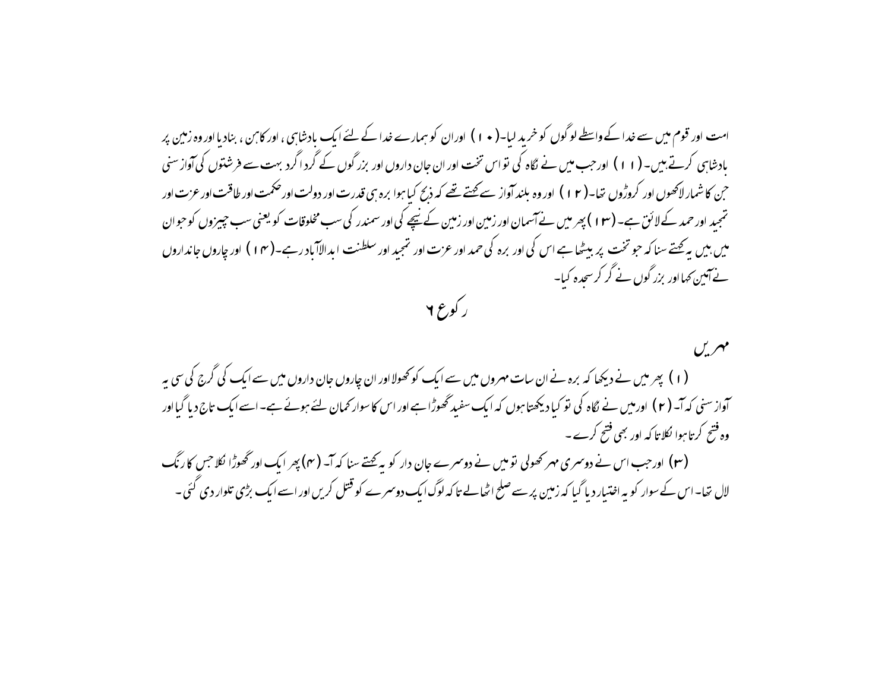امت اور قوم میں سے خدا کے واسطے لوگوں کو خرید لیا۔(۱۰) اوران کو ہمارے خدا کے لئے ایک بادشاہی ، اور کاہن ، بنادیا اور وہ زمین پر بادشاہی کرتے ہیں۔(۱۱) اورجب میں نے نگاہ کی تو اس تخت اور ان جان داروں اور بزرگوں کے گردا گرد بہت سے فرشتوں کی آواز سنی جن کا شمار لاکھوں اور کروڑوں تھا۔(۱۲) اور وہ بلند آواز سے کہتے تھے کہ ذبح کیا ہوا برہ ہی قدرت اور دولت اور حکمت اور طاقت اور عزت اور تمجید اور حمد کے لائق ہے۔(۱۳) پھر میں نے آسمان اور زمین اور زمین کے نیچے کی اور سمندر کی سب مخلوقات کو یعنی سب چیزوں کو جو ان میں ہیں یہ کہتے سنا کہ جو تخت پر بیٹھا ہے اس کی اور برہ کی حمد اور عزت اور تمجید اور سلطنت ابدالآباد رہے۔(۱۴) اور چاروں جانداروں نے آمین کہا اور بزرگوں نے گر کر سجدہ کیا۔

## رکوع ۶

### مہریں

(۱) پھر میں نے دیکھا کہ برہ نے ان سات مہروں میں سے ایک کو کھولا اور ان چاروں جان داروں میں سے ایک کی گرج کی سی یہ آواز سنی کہ آ۔(۲) اورمیں نے نگاہ کی تو کیا دیکھتا ہوں کہ ایک سفید گھوڑا ہے اور اس کا سوار کمان لئے ہوئے ہے۔ اسے ایک تاج دیا گیا اور وہ فتح کرتا ہوا نکلا تاکہ اور بھی فتح کرے۔

(۳) اورجب اس نے دوسری مہر کھولی تو میں نے دوسرے جان دار کو یہ کہتے سنا کہ آ۔(۴) پھر ایک اور گھوڑا نکلا جس کا رنگ لال تھا۔ اس کے سوار کو یہ اختیار دیا گیا کہ زمین پر سے صلح اٹھالے تاکہ لوگ ایک دوسرے کو قتل کریں اور اسے ایک بڑی تلوار دی گئی۔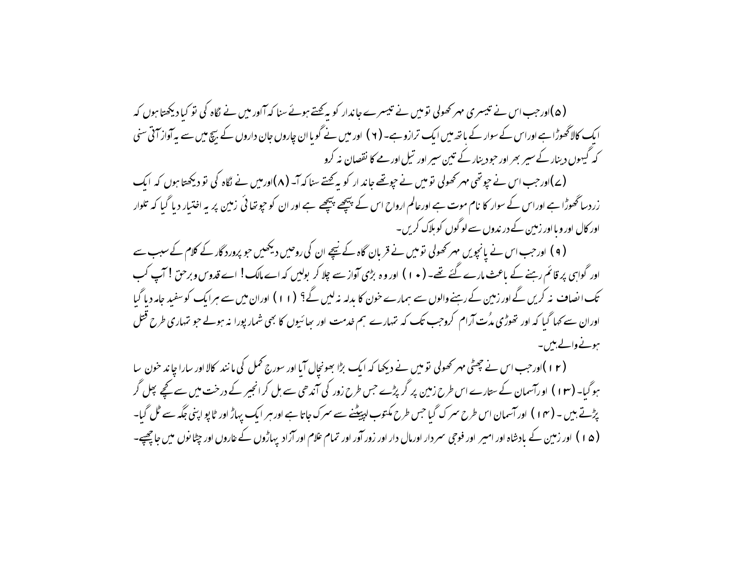(۵)اور جب اس نے تیسری مہر کھولی تو میں نے تیسرے جاندار کو یہ کہتے ہوئے سنا کہ آ اور میں نے نگاہ کی تو کیا دیکھتا ہوں کہ ایک کالا گھوڑا ہے اور اس کے سوار کے ہاتھ میں ایک ترازو ہے۔ (٦) اور میں نے گویا ان چاروں جان داروں کے بیچ میں سے یہ آواز آتی سنی کہ گیہوں دینار کے سیر بھر اور جو دینار کے تین سیر اور تیل اور مے کا نقصان نہ کرو

(۷)اور جب اس نے چوتھی مہر کھولی تو میں نے چوتھے جاندار کو یہ کہتے سنا کہ آ۔ (۸)اور میں نے نگاہ کی تو دیکھتا ہوں کہ ایک زرد سا گھوڑا ہے اور اس کے سوار کا نام موت ہے اور عالم ارواح اس کے پیچھے پیچھے ہے اور ان کو چوتھائی زمین پر یہ اختیار دیا گیا کہ تلوار اور کال اور وبا اور زمین کے درندوں سے لوگوں کو ہلاک کریں۔

(۹) اور جب اس نے پانچویں مہر کھولی تو میں نے قربان گاہ کے نیچے ان کی روحیں دیکھیں جو پروردگار کے کلام کے سبب سے اور گواہی پر قائم رہنے کے باعث مارے گئے تھے۔ (۱۰) اور وہ بڑی آواز سے چلا کر بولیں کہ اے مالک! اے قدوس و برحق! آپ کب تک انصاف نہ کریں گے اور زمین کے رہنے والوں سے ہمارے خون کا بدلہ نہ لیں گے؟ (۱۱) اور ان میں سے ہر ایک کو سفید جامہ دیا گیا اور ان سے کہا گیا کہ اور تھوڑی مُدت آرام کرو جب تک کہ تمہارے ہم خدمت اور بھائیوں کا بھی شمار پورا نہ ہولے جو تمہاری طرح قتل ہونے والے ہیں۔

(۱۲)اور جب اس نے چھٹی مہر کھولی تو میں نے دیکھا کہ ایک بڑا بھونچال آیا اور سورج کمل کی مانند کالا اور سارا چاند خون سا ہو گیا۔ (۱۳) اور آسمان کے ستارے اس طرح زمین پر گر پڑے جس طرح زور کی آندھی سے ہل کر انجیر کے درخت میں سے کچے پھل گر پڑتے ہیں ۔ (۱۴) اور آسمان اس طرح سرک گیا جس طرح مکتوب لپیٹنے سے سرک جاتا ہے اور ہر ایک پہاڑ اور ٹاپو اپنی جگہ سے ٹل گیا۔ (۱۵) اور زمین کے بادشاہ اور امیر اور فوجی سردار اور مال دار اور زور آور اور تمام غلام اور آزاد پہاڑوں کے غاروں اور چٹانوں میں جا چھپے۔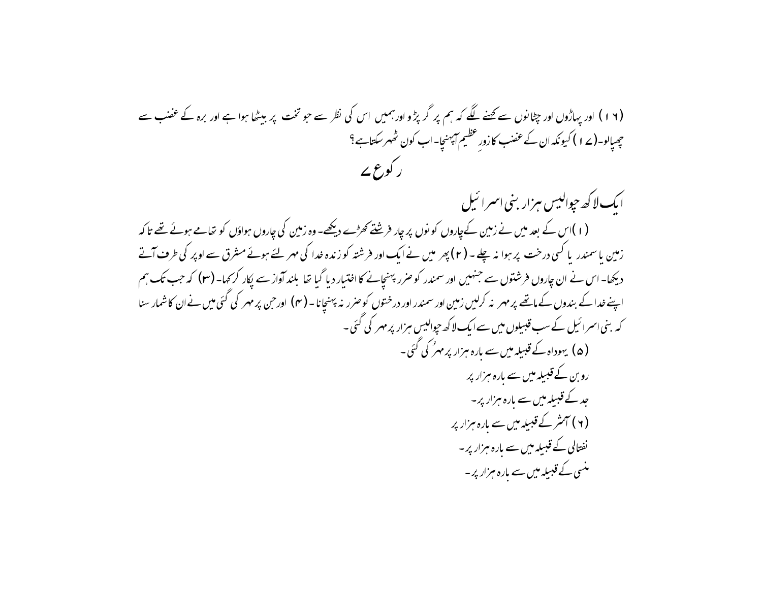(۱۶) اور پہاڑوں اور چٹانوں سے کہنے لگے کہ ہم پر گر پڑو اور ہمیں اس کی نظر سے جو تخت پر بیٹھا ہوا ہے اور برہ کے غضب سے چھپالو۔(۱۷) کیونکہ ان کے غضب کا روزِ عظیم آپہنچا۔ اب کون ٹھہر سکتاہے؟

## رکوع ۷

### ایک لاکھ چوالیس ہزار بنی اسرائیل

(۱)اس کے بعد میں نے زمین کےچاروں کونوں پر چار فرشتے کھڑے دیکھے۔ وہ زمین کی چاروں ہواؤں کو تھامے ہوئے تھے تاکہ زمین یا سمندر یا کسی درخت پر ہوا نہ چلے۔ (۲)پھر میں نے ایک اور فرشتہ کو زندہ خدا کی مہر لئے ہوئے مشرق سے اوپر کی طرف آتے دیکھا۔ اس نے ان چاروں فرشتوں سے جنہیں اور سمندر کو ضرر پہنچانے کا اختیار دیا گیا تھا بلند آواز سے پکار کرکہا۔ (۳) کہ جب تک ہم اپنے خدا کے بندوں کے ماتھے پر مہر نہ کرلیں زمین اور سمندر اور درختوں کو ضرر نہ پہنچانا۔ (۴) اورجن پر مہر کی گئی میں نے ان کا شمار سنا کہ بنی اسرائیل کے سب قبیلوں میں سے ایک لاکھ چوالیس ہزار پر مہر کی گئی۔

(۵) یہوداہ کے قبیلہ میں سے بارہ ہزار پر مہُر کی گئی۔
روبن کے قبیلہ میں سے بارہ ہزار پر
جد کے قبیلہ میں سے بارہ ہزار پر۔
(۶) آشر کے قبیلہ میں سے بارہ ہزار پر
نفتالی کے قبیلہ میں سے بارہ ہزار پر۔
منسی کے قبیلہ میں سے بارہ ہزار پر۔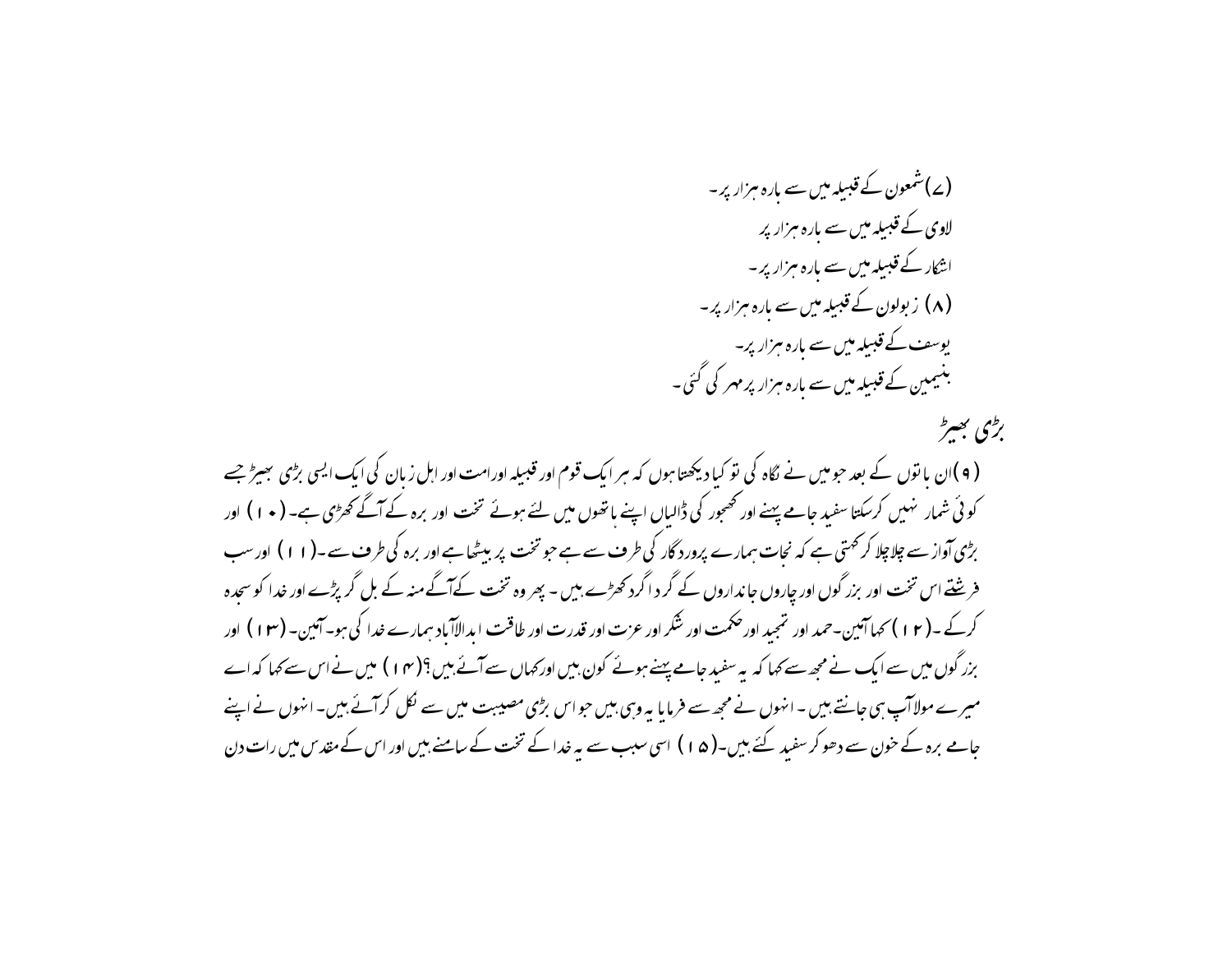(۷)شمعون کے قبیلہ میں سے بارہ ہزار پر۔
لاوی کے قبیلہ میں سے بارہ ہزار پر
اشکار کے قبیلہ میں سے بارہ ہزار پر۔
(۸) زبولون کے قبیلہ میں سے بارہ ہزار پر۔
یوسف کے قبیلہ میں سے بارہ ہزار پر۔
بنیمین کے قبیلہ میں سے بارہ ہزار پر مہر کی گئی۔

## بڑی بھیڑ

(۹)ان باتوں کے بعد جو میں نے نگاہ کی تو کیا دیکھتا ہوں کہ ہر ایک قوم اور قبیلہ اورامت اور اہل زبان کی ایک ایسی بڑی بھیڑ جسے کوئی شمار نہیں کرسکتا سفید جامے پہنے اور کھجور کی ڈالیاں اپنے ہاتھوں میں لئے ہوئے تخت اور برہ کے آگے کھڑی ہے۔(۱۰) اور بڑی آواز سے چلاچلا کر کہتی ہے کہ نجات ہمارے پروردگار کی طرف سے ہے جو تخت پر بیٹھا ہے اور برہ کی طرف سے۔(۱۱) اور سب فرشتے اس تخت اور بزرگوں اور چاروں جانداروں کے گرداگرد کھڑے ہیں۔ پھر وہ تخت کےآگے منہ کے بل گر پڑے اور خدا کو سجدہ کرکے۔(۱۲) کہا آمین۔حمد اور تمجید اور حکمت اور شکر اور عزت اور قدرت اور طاقت ابدالآباد ہمارے خدا کی ہو۔آمین۔(۱۳) اور بزرگوں میں سے ایک نے مجھ سے کہا کہ یہ سفید جامے پہنے ہوئے کون ہیں اور کہاں سے آئے ہیں؟(۱۴) میں نے اس سے کہا کہ اے میرے مولاآپ ہی جانتے ہیں۔ انہوں نے مجھ سے فرمایا یہ وہی ہیں جو اس بڑی مصیبت میں سے نکل کرآئے ہیں۔انہوں نے اپنے جامے برہ کے خون سے دھو کر سفید کئے ہیں۔(۱۵) اسی سبب سے یہ خدا کے تخت کے سامنے ہیں اور اس کے مقدس میں رات دن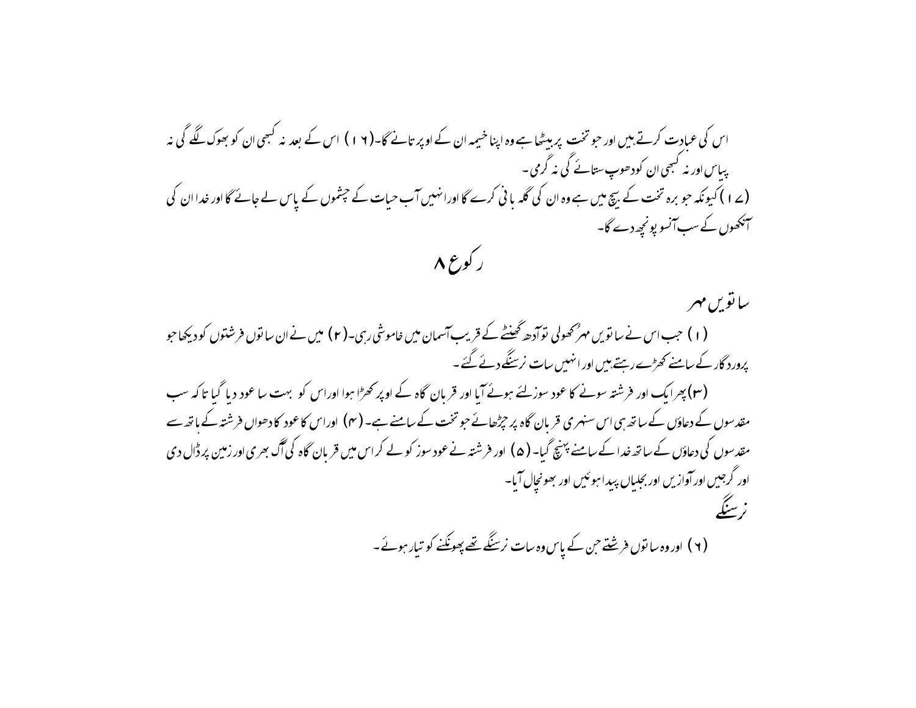اس کی عبادت کرتے ہیں اور جو تخت پر بیٹھا ہے وہ اپنا خیمہ ان کے اوپر تانے گا۔(۱۶) اس کے بعد نہ کبھی ان کو بھوک لگے گی نہ پیاس اور نہ کبھی ان کو دھوپ ستائے گی نہ گرمی۔

(۱۷) کیونکہ جو برہ تخت کے بیچ میں ہے وہ ان کی گلہ بانی کرے گا اور انہیں آب حیات کے چشموں کے پاس لے جائے گا اور خدا ان کی آنکھوں کے سب آنسو پونچھ دے گا۔

## رکوع ۸

### ساتویں مہر

(۱) جب اس نے ساتویں مہر کھولی تو آدھ گھنٹے کے قریب آسمان میں خاموشی رہی۔(۲) میں نے ان ساتوں فرشتوں کو دیکھا جو پروردگار کے سامنے کھڑے رہتے ہیں اور انہیں سات نرسنگے دئے گئے۔

(۳) پھر ایک اور فرشتہ سونے کا عود سوز لئے ہوئے آیا اور قربان گاہ کے اوپر کھڑا ہوا اور اس کو بہت سا عود دیا گیا تاکہ سب مقدسوں کے دعاؤں کے ساتھ ہی اس سنہری قربان گاہ پر چڑھائے جو تخت کے سامنے ہے۔(۴) اور اس کا عود کا دھواں فرشتہ کے ہاتھ سے مقدسوں کی دعاؤں کے ساتھ خدا کے سامنے پہنچ گیا۔(۵) اور فرشتہ نے عود سوز کو لے کر اس میں قربان گاہ کی آگ بھری اور زمین پر ڈال دی اور گرجیں اور آوازیں اور بجلیاں پیدا ہوئیں اور بھونچال آیا۔

### نرسنگے

(۶) اور وہ ساتوں فرشتے جن کے پاس وہ سات نرسنگے تھے پھونکنے کو تیار ہوئے۔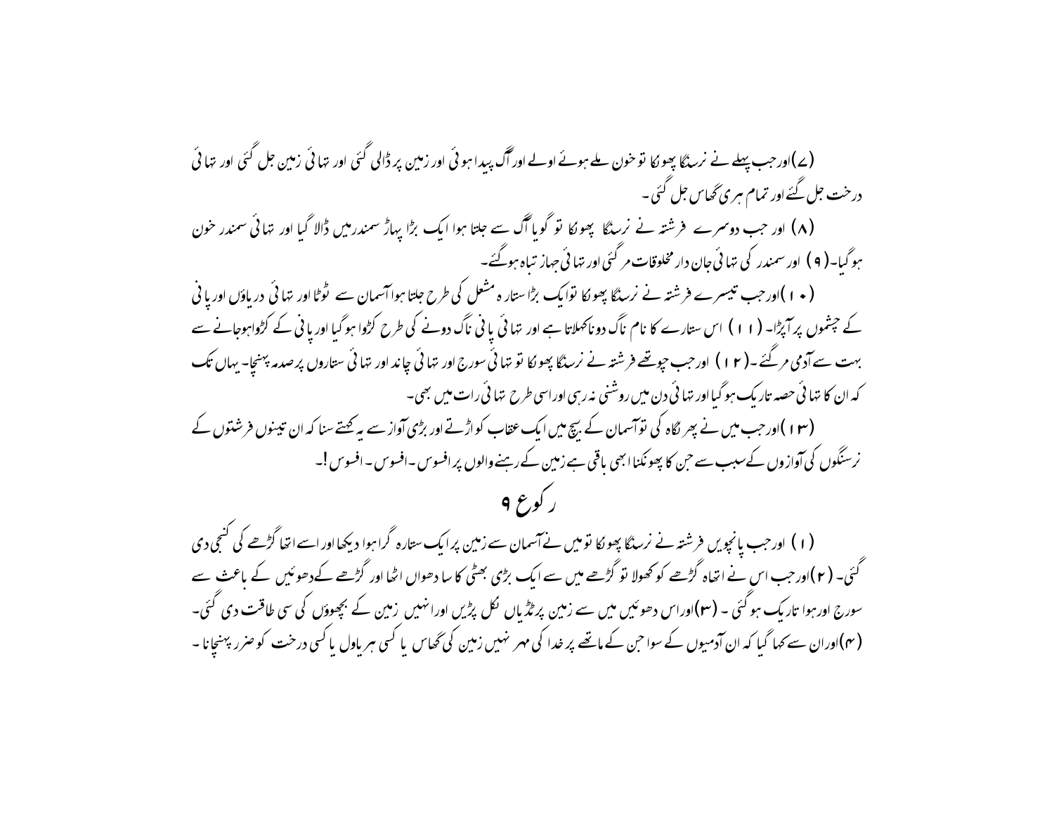(۷)اور جب پہلے نے نرسنگا پھونکا تو خون ملے ہوئے اولے اور آگ پیدا ہوئی اور زمین پر ڈالی گئی اور تہائی زمین جل گئی اور تہائی درخت جل گئے اور تمام ہری گھاس جل گئی۔

(۸) اور جب دوسرے فرشتہ نے نرسنگا پھونکا تو گویا آگ سے جلتا ہوا ایک بڑا پہاڑ سمندر میں ڈالا گیا اور تہائی سمندر خون ہو گیا۔(۹) اور سمندر کی تہائی جان دار مخلوقات مر گئی اور تہائی جہاز تباہ ہوگئے۔

(۱۰)اور جب تیسرے فرشتہ نے نرسنگا پھونکا تو ایک بڑا ستارہ مشعل کی طرح جلتا ہوا آسمان سے ٹوٹا اور تہائی دریاؤں اور پانی کے چشموں پر آپڑا۔(۱۱) اس ستارے کا نام ناگ دونا کہلاتا ہے اور تہائی پانی ناگ دونے کی طرح کڑوا ہو گیا اور پانی کے کڑوا ہوجانے سے بہت سے آدمی مر گئے۔(۱۲) اور جب چوتھے فرشتہ نے نرسنگا پھونکا تو تہائی سورج اور تہائی چاند اور تہائی ستاروں پر صدمہ پہنچا۔ یہاں تک کہ ان کا تہائی حصہ تاریک ہو گیا اور تہائی دن میں روشنی نہ رہی اور اسی طرح تہائی رات میں بھی۔

(۱۳)اور جب میں نے پھر نگاہ کی تو آسمان کے بیچ میں ایک عقاب کو اڑتے اور بڑی آواز سے یہ کہتے سنا کہ ان تینوں فرشتوں کے نرسنگوں کی آوازوں کے سبب سے جن کا پھونکنا ابھی باقی ہے زمین کے رہنے والوں پر افسوس۔افسوس۔افسوس!۔

## رکوع ۹

(۱) اور جب پانچویں فرشتہ نے نرسنگا پھونکا تو میں نے آسمان سے زمین پر ایک ستارہ گرا ہوا دیکھا اور اسے اتھاہ گڑھے کی کنجی دی گئی۔(۲)اور جب اس نے اتھاہ گڑھے کو کھولا تو گڑھے میں سے ایک بڑی بھٹی کا سا دھواں اٹھا اور گڑھے کے دھوئیں کے باعث سے سورج اور ہوا تاریک ہو گئی۔(۳)اور اس دھوئیں میں سے زمین پر ٹڈیاں نکل پڑیں اور انہیں زمین کے بچھوؤں کی سی طاقت دی گئی۔(۴)اور ان سے کہا گیا کہ ان آدمیوں کے سوا جن کے ماتھے پر خدا کی مہر نہیں زمین کی گھاس یا کسی ہریاول یا کسی درخت کو ضرر پہنچانا۔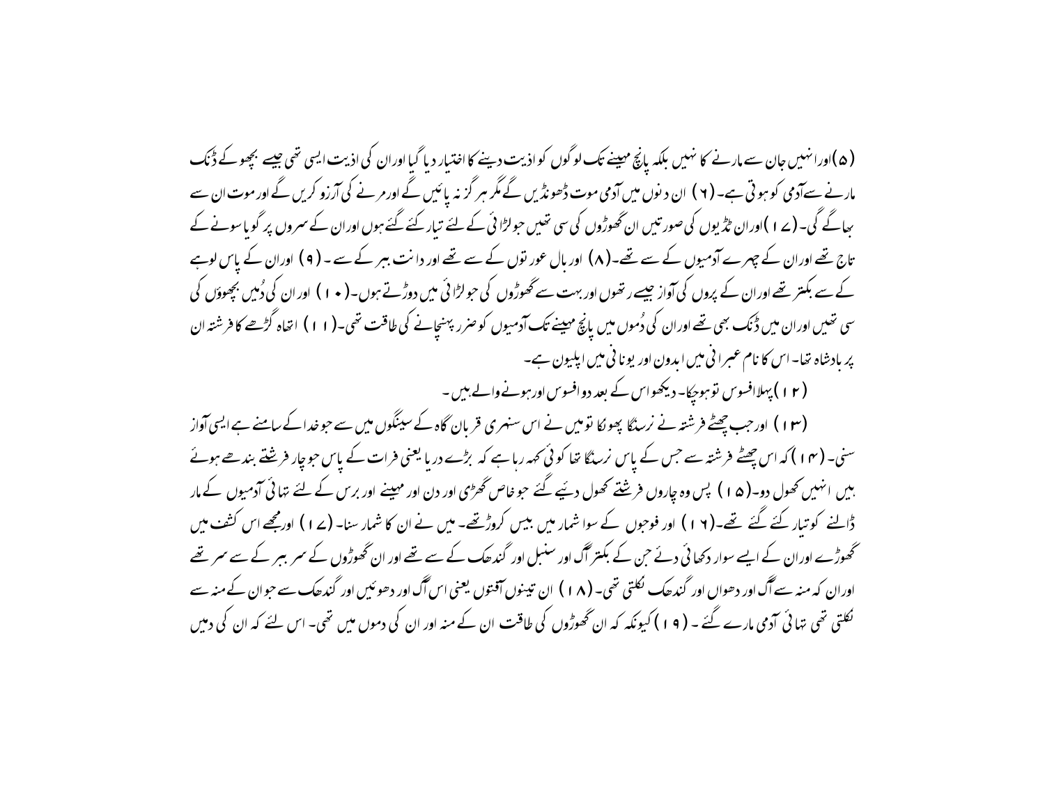(۵)اور انہیں جان سے مارنے کا نہیں بلکہ پانچ مہینے تک لوگوں کو اذیت دینے کا اختیار دیا گیا اور ان کی اذیت ایسی تھی جیسے بچھو کے ڈنک مارنے سے آدمی کو ہوتی ہے۔ (۶) ان دنوں میں آدمی موت ڈھونڈیں گے مگر ہر گز نہ پائیں گے اور مرنے کی آرزو کریں گے اور موت ان سے بھاگے گی۔ (۷) اور ان ٹڈیوں کی صورتیں ان گھوڑوں کی سی تھیں جو لڑائی کے لئے تیار کئے گئے ہوں اور ان کے سروں پر گویا سونے کے تاج تھے اور ان کے چہرے آدمیوں کے سے تھے۔ (۸) اور بال عورتوں کے سے تھے اور دانت ببر کے سے۔ (۹) اور ان کے پاس لوہے کے سے بکتر تھے اور ان کے پروں کی آواز جیسے رتھوں اور بہت سے گھوڑوں کی جو لڑائی میں دوڑتے ہوں۔ (۱۰) اور ان کی دُمیں بچھوؤں کی سی تھیں اور ان میں ڈنک بھی تھے اور ان کی دُموں میں پانچ مہینے تک آدمیوں کو ضرر پہنچانے کی طاقت تھی۔ (۱۱) اتھاہ گڑھے کا فرشتہ ان پر بادشاہ تھا۔ اس کا نام عبرانی میں ابدون اور یونانی میں اپلیون ہے۔

(۱۲) پہلا افسوس تو ہوچکا۔ دیکھو اس کے بعد دو افسوس اور ہونے والے ہیں۔

(۱۳) اور جب چھٹے فرشتہ نے نرسنگا پھونکا تو میں نے اس سنہری قربان گاہ کے سینگوں میں سے جو خدا کے سامنے ہے ایسی آواز سنی۔ (۱۴) کہ اس چھٹے فرشتہ سے جس کے پاس نرسنگا تھا کوئی کہہ رہا ہے کہ بڑے دریا یعنی فرات کے پاس جو چار فرشتے بندھے ہوئے ہیں انہیں کھول دو۔ (۱۵) پس وہ چاروں فرشتے کھول دیئے گئے جو خاص گھڑی اور دن اور مہینے اور برس کے لئے تہائی آدمیوں کے مار ڈالنے کو تیار کئے گئے تھے۔ (۱۶) اور فوجوں کے سوا شمار میں بیس کروڑ تھے۔ میں نے ان کا شمار سنا۔ (۱۷) اور مجھے اس کشف میں گھوڑے اور ان کے ایسے سوار دکھائی دئے جن کے بکتر آگ اور سنبل اور گندھک کے سے تھے اور ان گھوڑوں کے سر ببر کے سے سر تھے اور ان کے منہ سے آگ اور دھواں اور گندھک نکلتی تھی۔ (۱۸) ان تینوں آفتوں یعنی اس آگ اور دھوئیں اور گندھک سے جو ان کے منہ سے نکلتی تھی تہائی آدمی مارے گئے۔ (۱۹) کیونکہ کہ ان گھوڑوں کی طاقت ان کے منہ اور ان کی دموں میں تھی۔ اس لئے کہ ان کی دمیں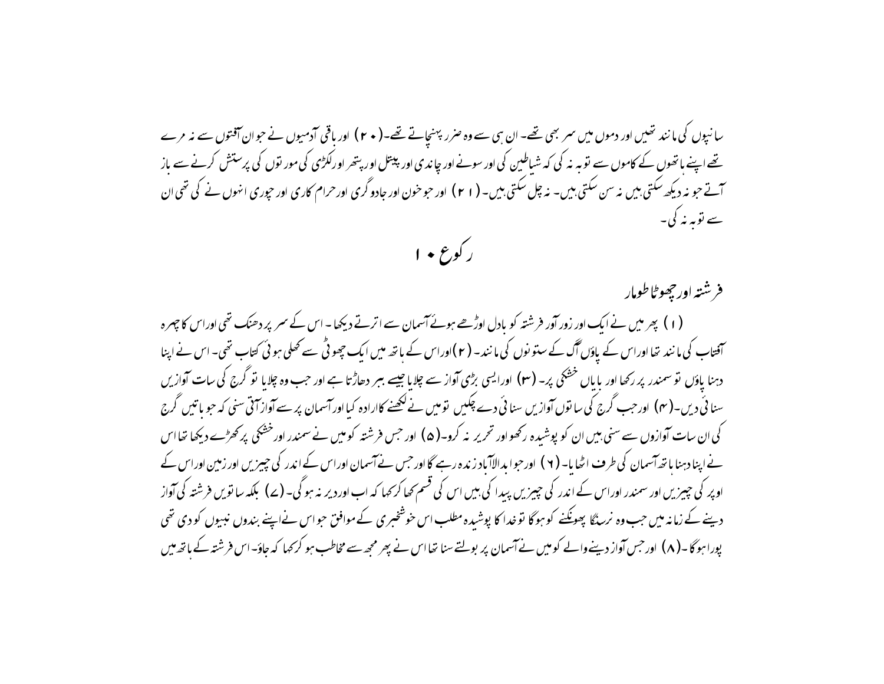سانپوں کی مانند تھیں اور دموں میں سر بھی تھے۔ ان ہی سے وہ ضرر پہنچاتے تھے۔(۲۰) اور باقی آدمیوں نے جو ان آفتوں سے نہ مرے تھے اپنے ہاتھوں کے کاموں سے توبہ نہ کی کہ شیاطین کی اور سونے اور چاندی اور پیتل اور پتھر اور لکڑی کی مورتوں کی پرستش کرنے سے باز آتے جو نہ دیکھ سکتی ہیں نہ سن سکتی ہیں۔ نہ چل سکتی ہیں۔(۲۱) اور جو خون اور جادوگری اور حرام کاری اور چوری انہوں نے کی تھی ان سے توبہ نہ کی۔

## رکوع ۱۰

### فرشتہ اور چھوٹا طومار

(۱) پھر میں نے ایک اور زور آور فرشتہ کو بادل اوڑھے ہوئے آسمان سے اترتے دیکھا۔ اس کے سر پر دھنک تھی اور اس کا چہرہ آفتاب کی مانند تھا اور اس کے پاؤں آگ کے ستونوں کی مانند۔(۲) اور اس کے ہاتھ میں ایک چھوٹی سے کھلی ہوئی کتاب تھی۔ اس نے اپنا دہنا پاؤں تو سمندر پر رکھا اور بایاں خشکی پر۔(۳) اور ایسی بڑی آواز سے چلایا جیسے ببر دھاڑتا ہے اور جب وہ چلایا تو گرج کی سات آوازیں سنائی دیں۔(۴) اور جب گرج کی ساتوں آوازیں سنائی دے چکیں تو میں نے لکھنے کا ارادہ کیا اور آسمان پر سے آواز آتی سنی کہ جو باتیں گرج کی ان سات آوازوں سے سنی ہیں ان کو پوشیدہ رکھو اور تحریر نہ کرو۔(۵) اور جس فرشتہ کو میں نے سمندر اور خشکی پر کھڑے دیکھا تھا اس نے اپنا دہنا ہاتھ آسمان کی طرف اٹھایا۔(۶) اور جو ابدالآباد زندہ رہے گا اور جس نے آسمان اور اس کے اندر کی چیزیں اور زمین اور اس کے اوپر کی چیزیں اور سمندر اور اس کے اندر کی چیزیں پیدا کی ہیں اس کی قسم کھا کر کہا کہ اب اور دیر نہ ہوگی۔(۷) بلکہ ساتویں فرشتہ کی آواز دینے کے زمانہ میں جب وہ نرسنگا پھونکنے کو ہوگا تو خدا کا پوشیدہ مطلب اس خوشخبری کے موافق جو اس نے اپنے بندوں نبیوں کو دی تھی پورا ہوگا۔(۸) اور جس آواز دینے والے کو میں نے آسمان پر بولتے سنا تھا اس نے پھر مجھ سے مخاطب ہو کر کہا کہ جاؤ۔ اس فرشتہ کے ہاتھ میں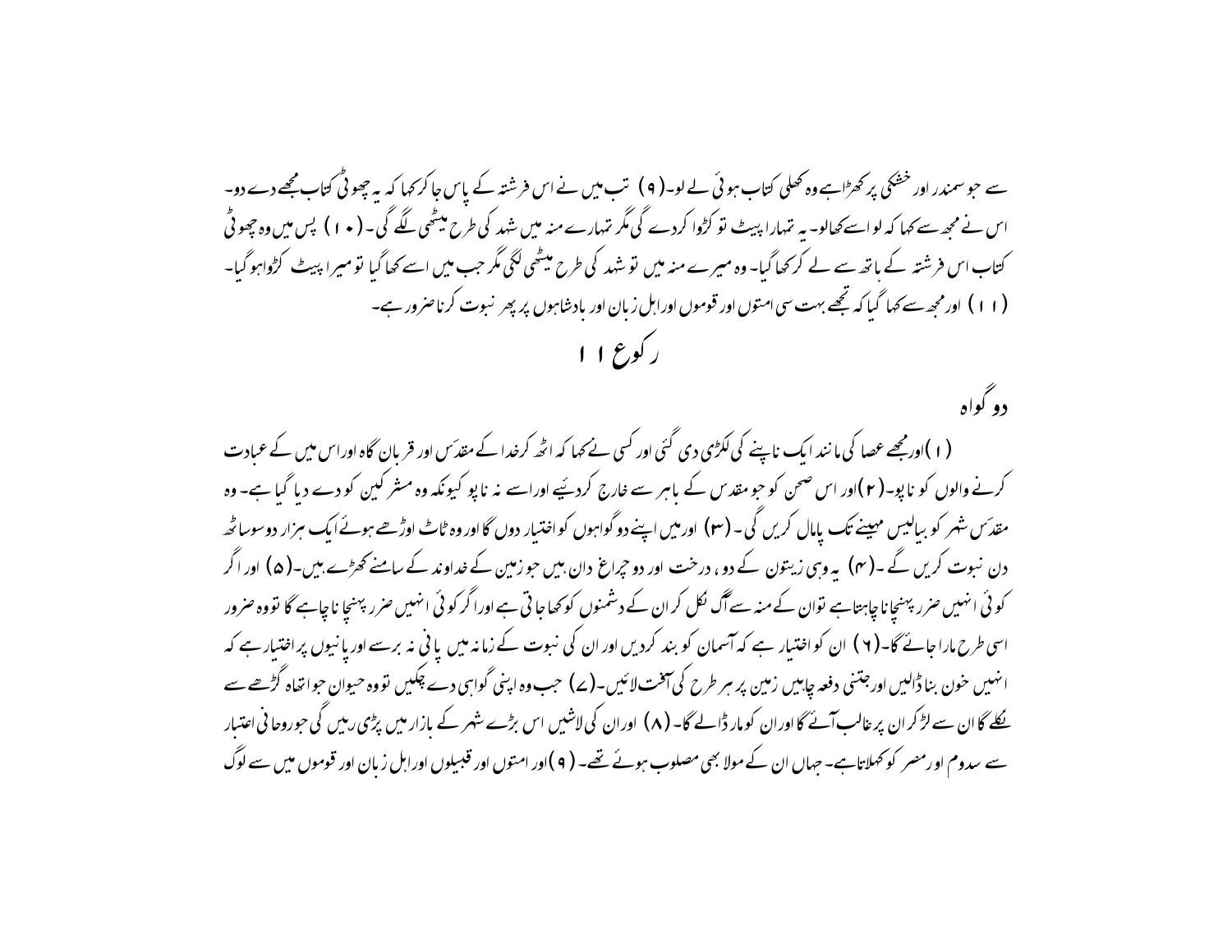سے جو سمندر اور خشکی پر کھڑا ہے وہ کھلی کتاب ہوئی لے لو۔(۹) تب میں نے اس فرشتہ کے پاس جا کر کہا کہ یہ چھوٹی کتاب مجھے دے دو۔ اس نے مجھ سے کہا کہ لو اسے کھالو۔ یہ تمہارا پیٹ تو کڑوا کردے گی مگر تمہارے منہ میں شہد کی طرح میٹھی لگے گی۔(۱۰) پس میں وہ چھوٹی کتاب اس فرشتہ کے ہاتھ سے لے کر کھا گیا۔ وہ میرے منہ میں تو شہد کی طرح میٹھی لگی مگر جب میں اسے کھا گیا تو میرا پیٹ کڑوا ہوگیا۔ (۱۱) اور مجھ سے کہا گیا کہ تجھے بہت سی امتوں اور قوموں اور اہل زبان اور بادشاہوں پر پھر نبوت کرنا ضرور ہے۔

## رکوع ۱۱

### دو گواہ

(۱) اور مجھے عصا کی مانند ایک ناپنے کی لکڑی دی گئی اور کسی نے کہا کہ اٹھ کر خدا کے مقدس اور قربان گاہ اور اس میں کے عبادت کرنے والوں کو ناپو۔(۲) اور اس صحن کو جو مقدس کے باہر سے خارج کردیئے اور اسے نہ ناپو کیونکہ وہ مشرکین کو دے دیا گیا ہے۔ وہ مقدس شہر کو بیالیس مہینے تک پامال کریں گی۔(۳) اور میں اپنے دو گواہوں کو اختیار دوں گا اور وہ ٹاٹ اوڑھے ہوئے ایک ہزار دو سو ساٹھ دن نبوت کریں گے۔(۴) یہ وہی زیتون کے دو، درخت اور دو چراغ دان ہیں جو زمین کے خداوند کے سامنے کھڑے ہیں۔(۵) اور اگر کوئی انہیں ضرر پہنچانا چاہتا ہے تو ان کے منہ سے آگ نکل کر ان کے دشمنوں کو کھا جاتی ہے اور اگر کوئی انہیں ضرر پہنچانا چاہے گا تو وہ ضرور اسی طرح مارا جائے گا۔(۶) ان کو اختیار ہے کہ آسمان کو بند کردیں اور ان کی نبوت کے زمانہ میں پانی نہ برسے اور پانیوں پر اختیار ہے کہ انہیں خون بناڈالیں اور جتنی دفعہ چاہیں زمین پر ہر طرح کی آفت لائیں۔(۷) جب وہ اپنی گواہی دے چکیں تو وہ حیوان جو اتھاہ گڑھے سے نکلے گا ان سے لڑ کر ان پر غالب آئے گا اور ان کو مار ڈالے گا۔(۸) اور ان کی لاشیں اس بڑے شہر کے بازار میں پڑی رہیں گی جو روحانی اعتبار سے سدوم اور مصر کو کہلاتا ہے۔ جہاں ان کے مولا بھی مصلوب ہوئے تھے۔(۹) اور امتوں اور قبیلوں اور اہل زبان اور قوموں میں سے لوگ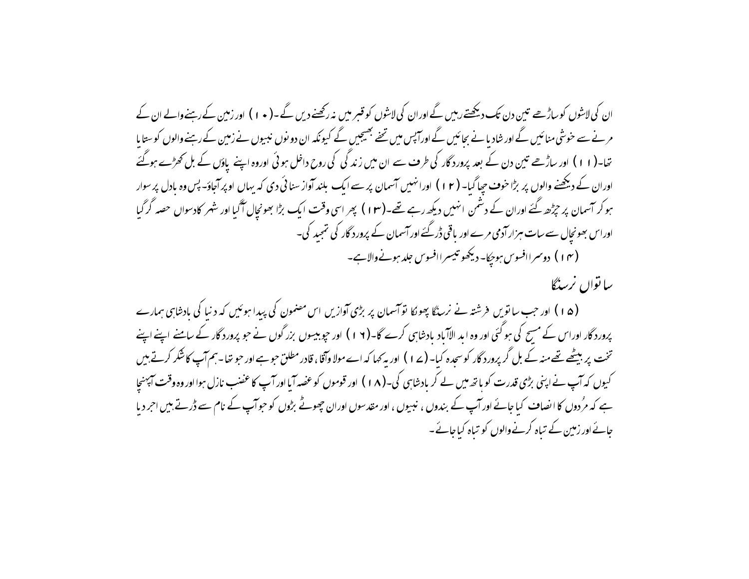ان کی لاشوں کو ساڑھے تین دن تک دیکھتے رہیں گے اوران کی لاشوں کو قبر میں نہ رکھنے دیں گے۔(۱۰) اور زمین کے رہنے والے ان کے مرنے سے خوشی منائیں گے اور شادیانے بجائیں گے اورآپس میں تحفے بھیجیں گے کیونکہ ان دونوں نبیوں نے زمین کے رہنے والوں کو ستایا تھا۔(۱۱) اور ساڑھے تین دن کے بعد پروردگار کی طرف سے ان میں زندگی کی روح داخل ہوئی اوروہ اپنے پاؤں کے بل کھڑے ہوگئے اوران کے دیکھنے والوں پر بڑا خوف چھا گیا۔(۱۲) اورانہیں آسمان پر سے ایک بلند آواز سنائی دی کہ یہاں اوپر آجاؤ۔ پس وہ بادل پر سوار ہوکر آسمان پر چڑھ گئے اوران کے دشمن انہیں دیکھ رہے تھے۔(۱۳) پھر اسی وقت ایک بڑا بھونچال آگیا اور شہر کا دسواں حصہ گر گیا اوراس بھونچال سے سات ہزار آدمی مرے اور باقی ڈر گئے اورآسمان کے پروردگار کی تمجید کی۔

(۱۴) دوسرا افسوس ہوچکا۔ دیکھو تیسرا افسوس جلد ہونے والا ہے۔

## ساتواں نرسنگا

(۱۵) اور جب ساتویں فرشتہ نے نرسنگا پھونکا تو آسمان پر بڑی آوازیں اس مضمون کی پیدا ہوئیں کہ دنیا کی بادشاہی ہمارے پروردگار اوراس کے مسیح کی ہوگئی اور وہ ابد الآباد بادشاہی کرے گا۔(۱۶) اور چوبیسوں بزرگوں نے جو پروردگار کے سامنے اپنے اپنے تخت پر بیٹھے تھے منہ کے بل گر پروردگار کو سجدہ کیا۔(۱۷) اور یہ کہا کہ اے مولا وآقا، قادر مطلق جو ہے اور جو تھا۔ ہم آپ کا شکر کرتے ہیں کیوں کہ آپ نے اپنی بڑی قدرت کو ہاتھ میں لے کر بادشاہی کی۔(۱۸) اور قوموں کو غصہ آیا اور آپ کا غضب نازل ہوا اور وہ وقت آپہنچا ہے کہ مُردوں کا انصاف کیا جائے اور آپ کے بندوں، نبیوں، اور مقدسوں اوران چھوٹے بڑوں کو جو آپ کے نام سے ڈرتے ہیں اجر دیا جائے اور زمین کے تباہ کرنے والوں کو تباہ کیا جائے۔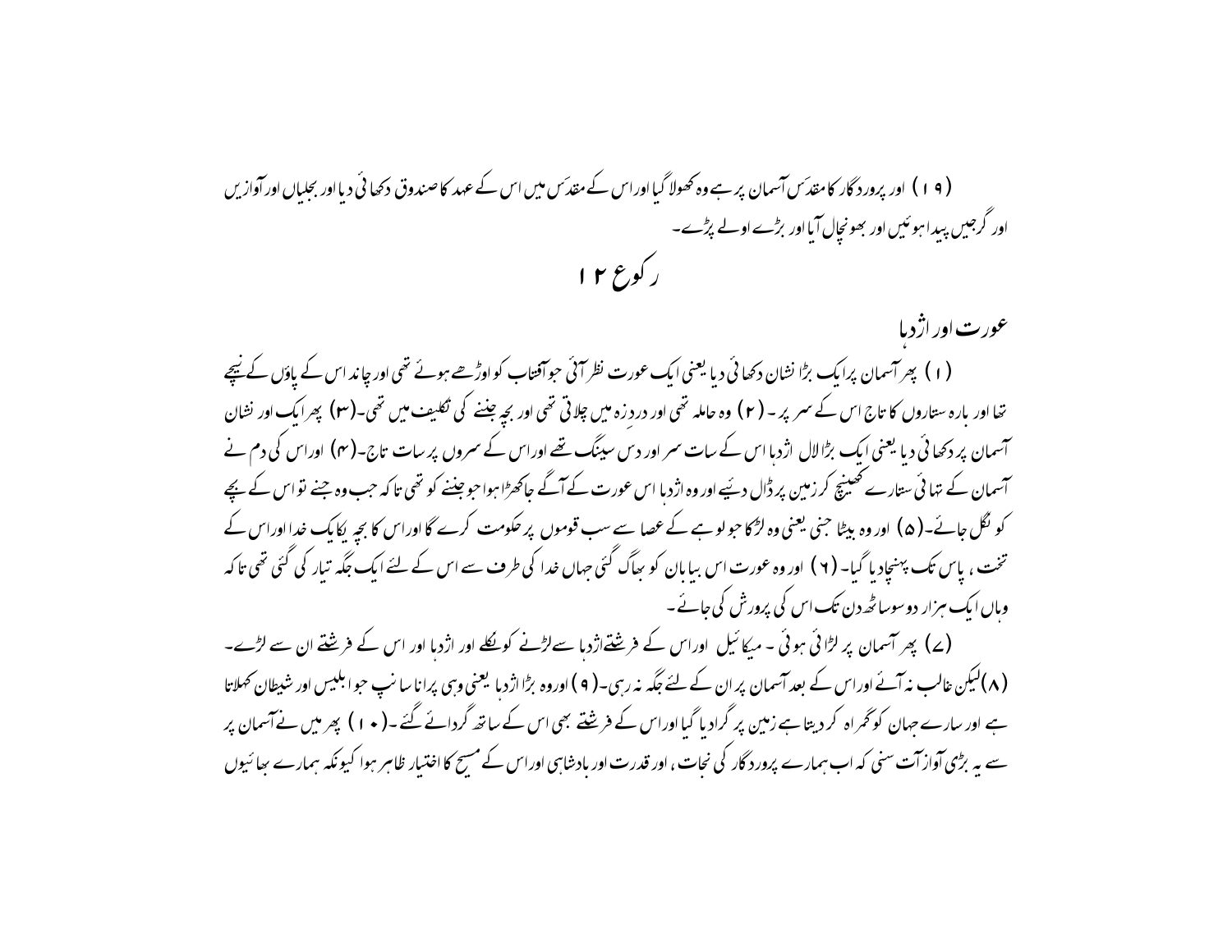(۱۹) اور پروردگار کا مقدس آسمان پر ہے وہ کھولا گیا اوراس کے مقدس میں اس کے عہد کا صندوق دکھائی دیا اور بجلیاں اور آوازیں اور گرجیں پیدا ہوئیں اور بھونچال آیا اور بڑے اولے پڑے۔

# رکوع ۱۲

## عورت اور اژدہا

(۱) پھر آسمان پر ایک بڑا نشان دکھائی دیا یعنی ایک عورت نظر آئی جو آفتاب کو اوڑھے ہوئے تھی اور چاند اس کے پاؤں کے نیچے تھا اور بارہ ستاروں کا تاج اس کے سر پر۔ (۲) وہ حاملہ تھی اور دردِ زہ میں چلاتی تھی اور بچہ جننے کی تکلیف میں تھی۔(۳) پھر ایک اور نشان آسمان پر دکھائی دیا یعنی ایک بڑا لال اژدہا اس کے سات سر اور دس سینگ تھے اوراس کے سروں پر سات تاج۔(۴) اوراس کی دم نے آسمان کے تہائی ستارے کھینچ کر زمین پر ڈال دیئے اور وہ اژدہا اس عورت کے آگے جاکھڑا ہوا جو جننے کو تھی تاکہ جب وہ جنے تو اس کے بچے کو نگل جائے۔(۵) اور وہ بیٹا جنی یعنی وہ لڑکا جو لوہے کے عصا سے سب قوموں پر حکومت کرے گا اوراس کا بچہ یکایک خدا اوراس کے تخت ، پاس تک پہنچادیا گیا۔ (۶) اور وہ عورت اس بیابان کو بھاگ گئی جہاں خدا کی طرف سے اس کے لئے ایک جگہ تیار کی گئی تھی تاکہ وہاں ایک ہزار دو سو ساٹھ دن تک اس کی پرورش کی جائے۔

(۷) پھر آسمان پر لڑائی ہوئی - میکائیل اوراس کے فرشتے اژدہا سے لڑنے کو نکلے اور اژدہا اور اس کے فرشتے ان سے لڑے۔ (۸) لیکن غالب نہ آئے اوراس کے بعد آسمان پر ان کے لئے جگہ نہ رہی۔(۹) اوروہ بڑا اژدہا یعنی وہی پرانا سانپ جو ابلیس اور شیطان کہلاتا ہے اور سارے جہان کو گمراہ کر دیتا ہے زمین پر گرادیا گیا اوراس کے فرشتے بھی اس کے ساتھ گرادئے گئے۔(۱۰) پھر میں نے آسمان پر سے یہ بڑی آواز آتی سنی کہ اب ہمارے پروردگار کی نجات ، اور قدرت اور بادشاہی اوراس کے مسیح کا اختیار ظاہر ہوا کیونکہ ہمارے بھائیوں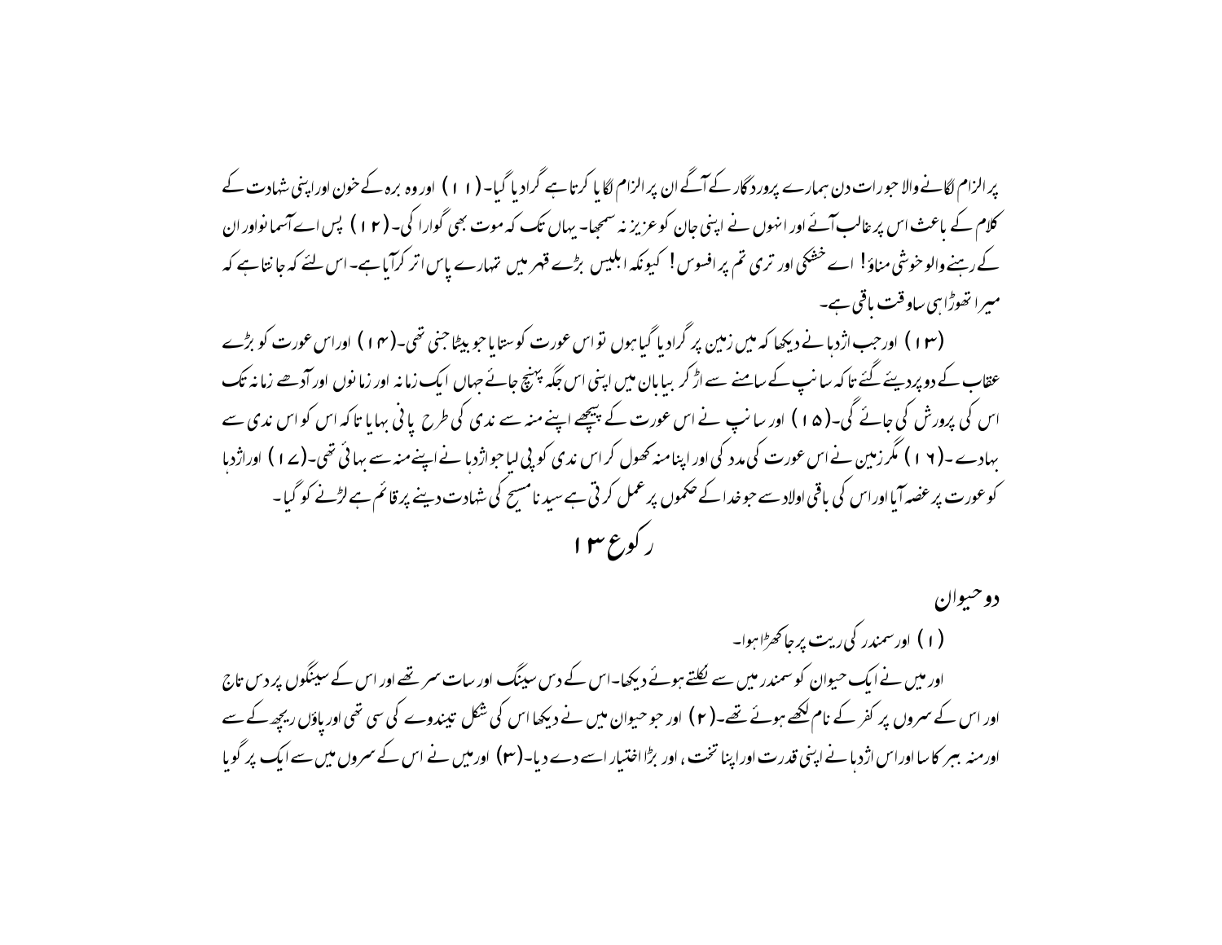پر الزام لگانے والا جو رات دن ہمارے پروردگار کے آگے ان پر الزام لگایا کرتا ہے گرادیا گیا۔(۱۱) اور وہ برہ کے خون اوراپنی شہادت کے کلام کے باعث اس پر غالب آئے اور انہوں نے اپنی جان کو عزیز نہ سمجھا۔ یہاں تک کہ موت بھی گوارا کی۔(۱۲) پس اے آسمانو اور ان کے رہنے والو خوشی مناؤ! اے خشکی اور تری تم پر افسوس! کیونکہ ابلیس بڑے قہر میں تمہارے پاس اتر کرآیا ہے۔ اس لئے کہ جانتا ہے کہ میرا تھوڑا ہی سا وقت باقی ہے۔

(۱۳) اور جب اژدہا نے دیکھا کہ میں زمین پر گرادیا گیا ہوں تو اس عورت کو ستایا جو بیٹا جنی تھی۔(۱۴) اور اس عورت کو بڑے عقاب کے دو پر دیئے گئے تاکہ سانپ کے سامنے سے اڑ کر بیابان میں اپنی اس جگہ پہنچ جائے جہاں ایک زمانہ اور زمانوں اور آدھے زمانہ تک اس کی پرورش کی جائے گی۔(۱۵) اور سانپ نے اس عورت کے پیچھے اپنے منہ سے ندی کی طرح پانی بہایا تاکہ اس کو اس ندی سے بہادے۔(۱۶) مگر زمین نے اس عورت کی مدد کی اور اپنا منہ کھول کر اس ندی کو پی لیا جو اژدہا نے اپنے منہ سے بہائی تھی۔(۱۷) اور اژدہا کو عورت پر غصہ آیا اور اس کی باقی اولاد سے جو خدا کے حکموں پر عمل کرتی ہے سیدنا مسیح کی شہادت دینے پر قائم ہے لڑنے کو گیا۔

## رکوع ۱۳

### دو حیوان

(۱) اور سمندر کی ریت پر جا کھڑا ہوا۔

اور میں نے ایک حیوان کو سمندر میں سے نکلتے ہوئے دیکھا۔ اس کے دس سینگ اور سات سر تھے اور اس کے سینگوں پر دس تاج اور اس کے سروں پر کفر کے نام لکھے ہوئے تھے۔(۲) اور جو حیوان میں نے دیکھا اس کی شکل تیندوے کی سی تھی اور پاؤں ریچھ کے سے اور منہ ببر کا سا اور اس اژدہا نے اپنی قدرت اور اپنا تخت، اور بڑا اختیار اسے دے دیا۔(۳) اور میں نے اس کے سروں میں سے ایک پر گویا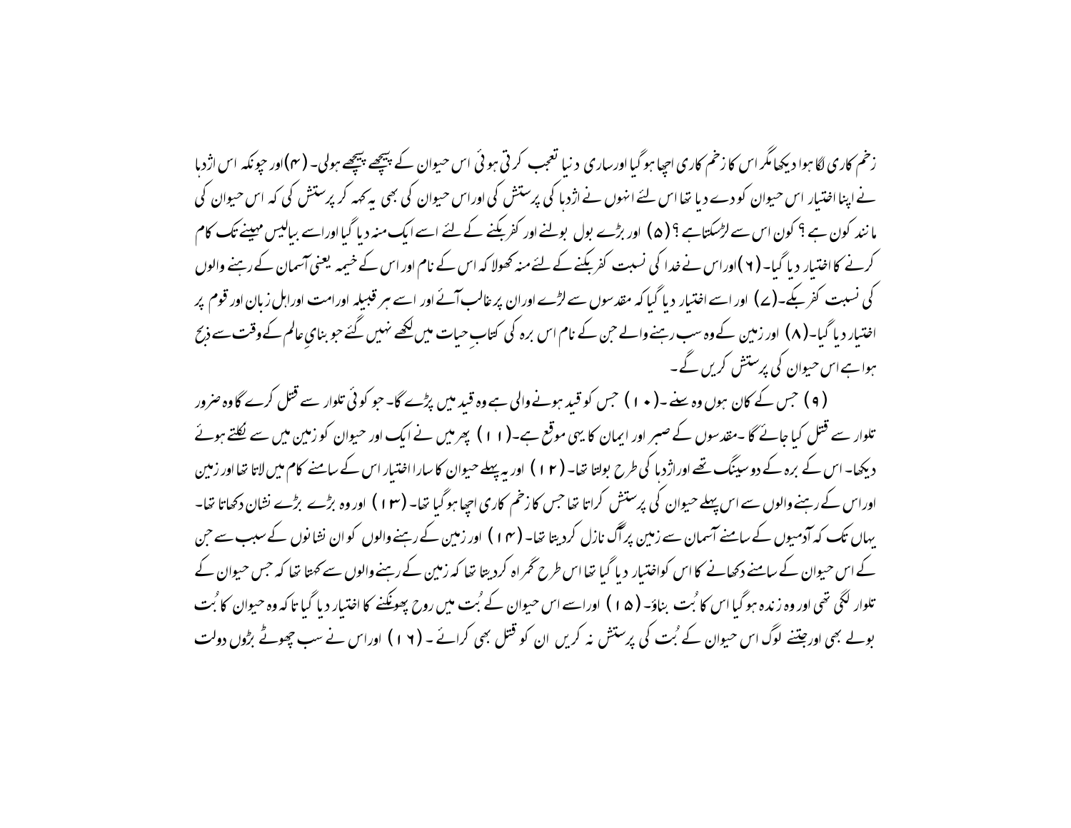زخم کاری لگا ہوا دیکھا مگر اس کا زخم کاری اچھا ہو گیا اور ساری دنیا تعجب کرتی ہوئی اس حیوان کے پیچھے پیچھے ہو لی۔ (۴) اور چونکہ اس اژدہا نے اپنا اختیار اس حیوان کو دے دیا تھا اس لئے انہوں نے اژدہا کی پرستش کی اور اس حیوان کی بھی یہ کہہ کر پرستش کی کہ اس حیوان کی مانند کون ہے؟ کون اس سے لڑسکتا ہے؟ (۵) اور بڑے بول بولنے اور کفر بکنے کے لئے اسے ایک منہ دیا گیا اور اسے بیالیس مہینے تک کام کرنے کا اختیار دیا گیا۔ (۶) اور اس نے خدا کی نسبت کفر بکنے کے لئے منہ کھولا کہ اس کے نام اور اس کے خیمہ یعنی آسمان کے رہنے والوں کی نسبت کفر بکے۔ (۷) اور اسے اختیار دیا گیا کہ مقدسوں سے لڑے اور ان پر غالب آئے اور اسے ہر قبیلہ اور امت اور اہل زبان اور قوم پر اختیار دیا گیا۔ (۸) اور زمین کے وہ سب رہنے والے جن کے نام اس برہ کی کتابِ حیات میں لکھے نہیں گئے جو بنایِ عالم کے وقت سے ذبح ہوا ہے اس حیوان کی پرستش کریں گے۔

(۹) جس کے کان ہوں وہ سنے۔ (۱۰) جس کو قید ہونے والی ہے وہ قید میں پڑے گا۔ جو کوئی تلوار سے قتل کرے گا وہ ضرور تلوار سے قتل کیا جائے گا۔ مقدسوں کے صبر اور ایمان کا یہی موقع ہے۔ (۱۱) پھر میں نے ایک اور حیوان کو زمین میں سے نکلتے ہوئے دیکھا۔ اس کے برہ کے دو سینگ تھے اور اژدہا کی طرح بولتا تھا۔ (۱۲) اور یہ پہلے حیوان کا سارا اختیار اس کے سامنے کام میں لاتا تھا اور زمین اور اس کے رہنے والوں سے اس پہلے حیوان کی پرستش کراتا تھا جس کا زخم کاری اچھا ہو گیا تھا۔ (۱۳) اور وہ بڑے بڑے نشان دکھاتا تھا۔ یہاں تک کہ آدمیوں کے سامنے آسمان سے زمین پر آگ نازل کر دیتا تھا۔ (۱۴) اور زمین کے رہنے والوں کو ان نشانوں کے سبب سے جن کے اس حیوان کے سامنے دکھانے کا اس کو اختیار دیا گیا تھا اس طرح گمراہ کر دیتا تھا کہ زمین کے رہنے والوں سے کہتا تھا کہ جس حیوان کے تلوار لگی تھی اور وہ زندہ ہو گیا اس کا بُت بناؤ۔ (۱۵) اور اسے اس حیوان کے بُت میں روح پھونکنے کا اختیار دیا گیا تا کہ وہ حیوان کا بُت بولے بھی اور جتنے لوگ اس حیوان کے بُت کی پرستش نہ کریں ان کو قتل بھی کرائے۔ (۱۶) اور اس نے سب چھوٹے بڑوں دولت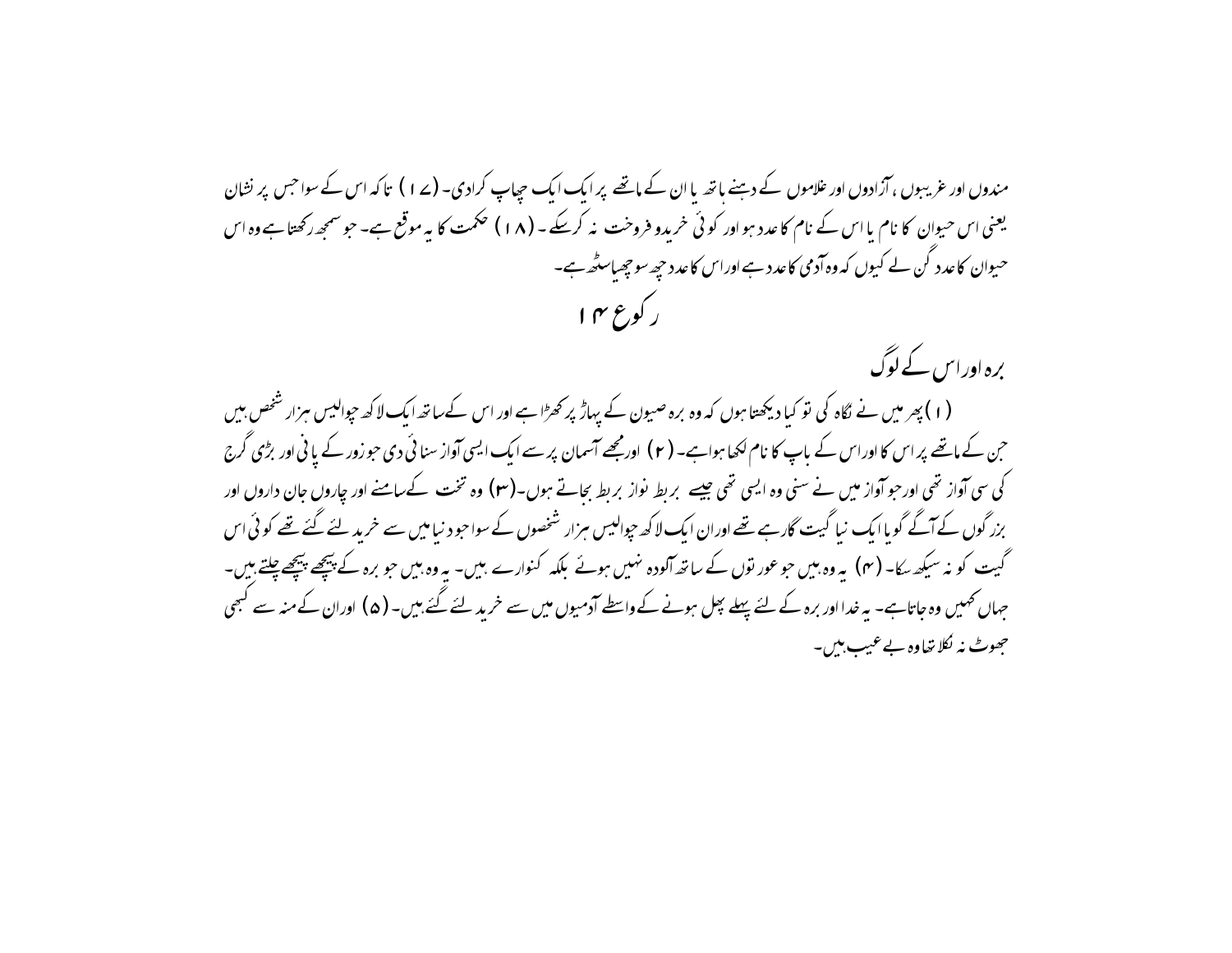مندوں اور غریبوں ، آزادوں اور غلاموں کے دہنے ہاتھ یا ان کے ماتھے پر ایک ایک چھاپ کرادی۔ (۱۷) تاکہ اس کے سوا جس پر نشان یعنی اس حیوان کا نام یا اس کے نام کا عدد ہو اور کوئی خریدو فروخت نہ کرسکے۔ (۱۸) حکمت کا یہ موقع ہے۔ جو سمجھ رکھتا ہے وہ اس حیوان کا عدد گن لے کیوں کہ وہ آدمی کا عدد ہے اور اس کا عدد چھ سو چھیاسٹھ ہے۔

## رکوع ۱۴

### برہ اور اس کے لوگ

(۱) پھر میں نے نگاہ کی تو کیا دیکھتا ہوں کہ وہ برہ صیون کے پہاڑ پر کھڑا ہے اور اس کے ساتھ ایک لاکھ چوالیس ہزار شخص ہیں جن کے ماتھے پر اس کا اور اس کے باپ کا نام لکھا ہوا ہے۔ (۲) اور مجھے آسمان پر سے ایک ایسی آواز سنائی دی جو زور کے پانی اور بڑی گرج کی سی آواز تھی اور جو آواز میں نے سنی وہ ایسی تھی جیسے بربط نواز بربط بجاتے ہوں۔(۳) وہ تخت کے سامنے اور چاروں جان داروں اور بزرگوں کے آگے گویا ایک نیا گیت گارہے تھے اور ان ایک لاکھ چوالیس ہزار شخصوں کے سوا جو دنیا میں سے خرید لئے گئے تھے کوئی اس گیت کو نہ سیکھ سکا۔ (۴) یہ وہ ہیں جو عورتوں کے ساتھ آلودہ نہیں ہوئے بلکہ کنوارے ہیں۔ یہ وہ ہیں جو برہ کے پیچھے پیچھے چلتے ہیں۔ جہاں کہیں وہ جاتا ہے۔ یہ خدا اور برہ کے لئے پہلے پھل ہونے کے واسطے آدمیوں میں سے خرید لئے گئے ہیں۔ (۵) اور ان کے منہ سے کبھی جھوٹ نہ نکلا تھا وہ بے عیب ہیں۔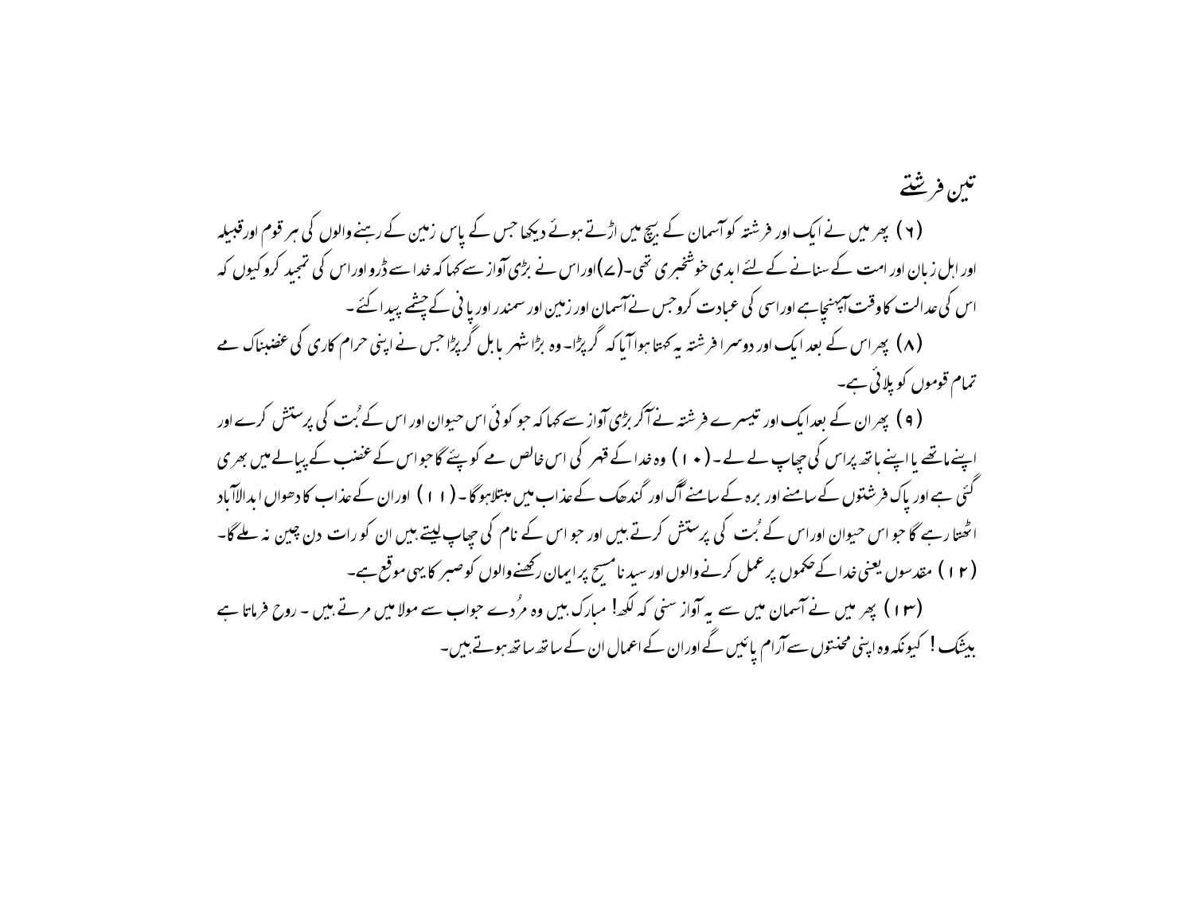## تین فرشتے

(۶) پھر میں نے ایک اور فرشتہ کو آسمان کے بیچ میں اڑتے ہوئے دیکھا جس کے پاس زمین کے رہنے والوں کی ہر قوم اور قبیلہ اور اہل زبان اور امت کے سنانے کے لئے ابدی خوشخبری تھی۔(۷)اور اس نے بڑی آواز سے کہا کہ خدا سے ڈرو اور اس کی تمجید کرو کیوں کہ اس کی عدالت کا وقت آپہنچاہے اور اسی کی عبادت کرو جس نے آسمان اور زمین اور سمندر اور پانی کے چشمے پیدا کئے۔

(۸) پھر اس کے بعد ایک اور دوسرا فرشتہ یہ کہتا ہوا آیا کہ گرپڑا۔ وہ بڑا شہر بابل گرپڑا جس نے اپنی حرام کاری کی غضبناک مے تمام قوموں کو پلائی ہے۔

(۹) پھر ان کے بعد ایک اور تیسرے فرشتہ نے آکر بڑی آواز سے کہا کہ جو کوئی اس حیوان اور اس کے بُت کی پرستش کرے اور اپنے ماتھے یا اپنے ہاتھ پر اس کی چھاپ لے لے۔(۱۰) وہ خدا کے قہر کی اس خالص مے کو پئے گا جو اس کے غضب کے پیالے میں بھری گئی ہے اور پاک فرشتوں کے سامنے اور برہ کے سامنے آگ اور گندھک کے عذاب میں مبتلاہو گا۔(۱۱) اور ان کے عذاب کا دھواں ابدالآباد اٹھتا رہے گا جو اس حیوان اور اس کے بُت کی پرستش کرتے ہیں اور جو اس کے نام کی چھاپ لیتے ہیں ان کو رات دن چین نہ ملے گا۔
(۱۲) مقدسوں یعنی خدا کے حکموں پر عمل کرنے والوں اور سیدنا مسیح پر ایمان رکھنے والوں کو صبر کا یہی موقع ہے۔

(۱۳) پھر میں نے آسمان میں سے یہ آواز سنی کہ لکھ! مبارک ہیں وہ مُردے جواب سے مولا میں مرتے ہیں۔ روح فرماتا ہے بیشک! کیونکہ وہ اپنی محنتوں سے آرام پائیں گے اور ان کے اعمال ان کے ساتھ ساتھ ہوتے ہیں۔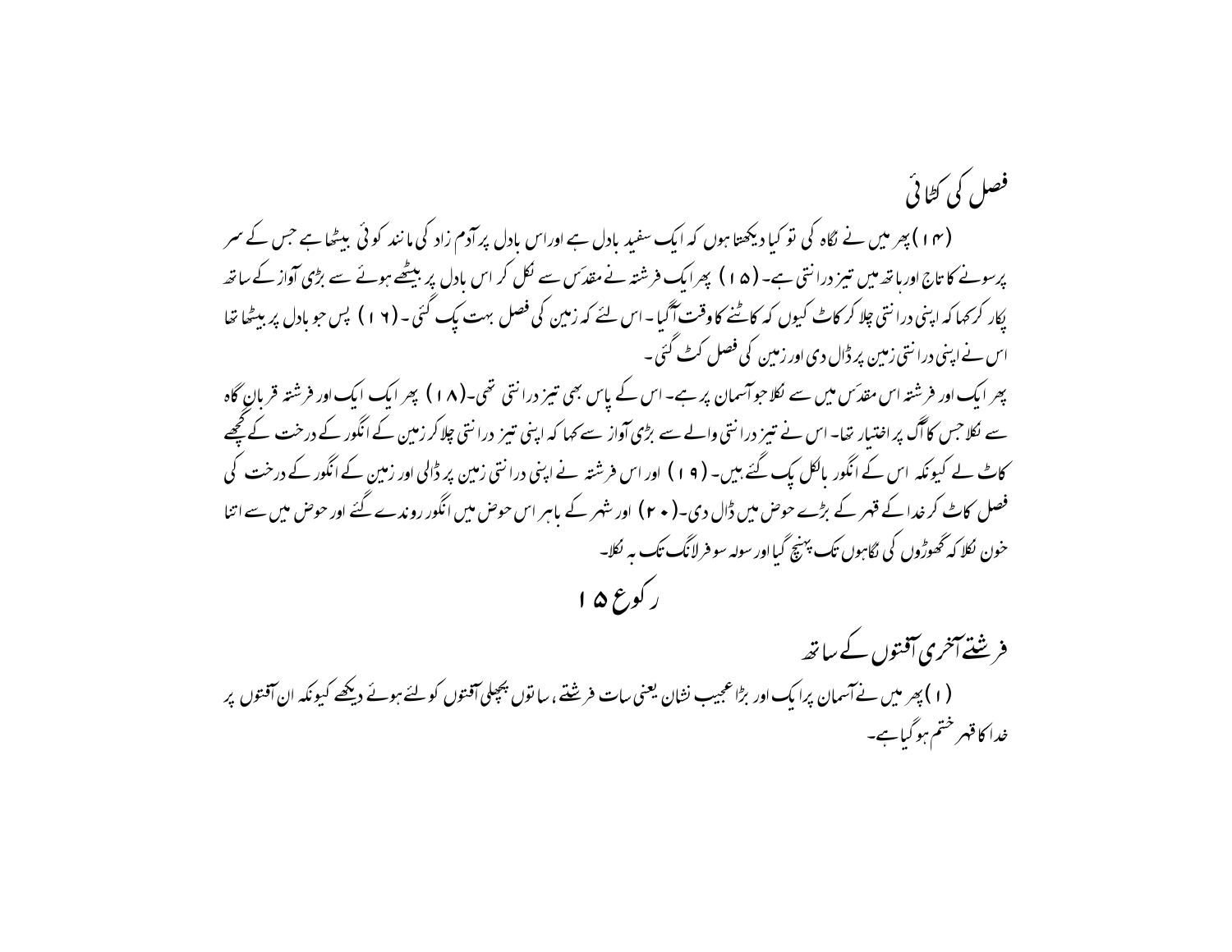## فصل کی کٹائی

(۱۴) پھر میں نے نگاہ کی تو کیا دیکھتا ہوں کہ ایک سفید بادل ہے اور اس بادل پر آدم زاد کی مانند کوئی بیٹھا ہے جس کے سر پر سونے کا تاج اور ہاتھ میں تیز درانتی ہے۔ (۱۵) پھر ایک فرشتہ نے مقدس سے نکل کر اس بادل پر بیٹھے ہوئے سے بڑی آواز کے ساتھ پکار کر کہا کہ اپنی درانتی چلا کر کاٹ کیوں کہ کاٹنے کا وقت آگیا۔ اس لئے کہ زمین کی فصل بہت پک گئی۔ (۱۶) پس جو بادل پر بیٹھا تھا اس نے اپنی درانتی زمین پر ڈال دی اور زمین کی فصل کٹ گئی۔

پھر ایک اور فرشتہ اس مقدس میں سے نکلا جو آسمان پر ہے۔ اس کے پاس بھی تیز درانتی تھی۔(۱۸) پھر ایک ایک اور فرشتہ قربان گاہ سے نکلا جس کا آگ پر اختیار تھا۔ اس نے تیز درانتی والے سے بڑی آواز سے کہا کہ اپنی تیز درانتی چلا کر زمین کے انگور کے درخت کے گچھے کاٹ لے کیونکہ اس کے انگور بالکل پک گئے ہیں۔ (۱۹) اور اس فرشتہ نے اپنی درانتی زمین پر ڈالی اور زمین کے انگور کے درخت کی فصل کاٹ کر خدا کے قہر کے بڑے حوض میں ڈال دی۔(۲۰) اور شہر کے باہر اس حوض میں انگور روندے گئے اور حوض میں سے اتنا خون نکلا کہ گھوڑوں کی لگاموں تک پہنچ گیا اور سولہ سو فرلانگ تک بہ نکلا۔

# رکوع ۱۵

## فرشتے آخری آفتوں کے ساتھ

(۱) پھر میں نے آسمان پر ایک اور بڑا عجیب نشان یعنی سات فرشتے، ساتوں پچھلی آفتوں کو لئے ہوئے دیکھے کیونکہ ان آفتوں پر خدا کا قہر ختم ہو گیا ہے۔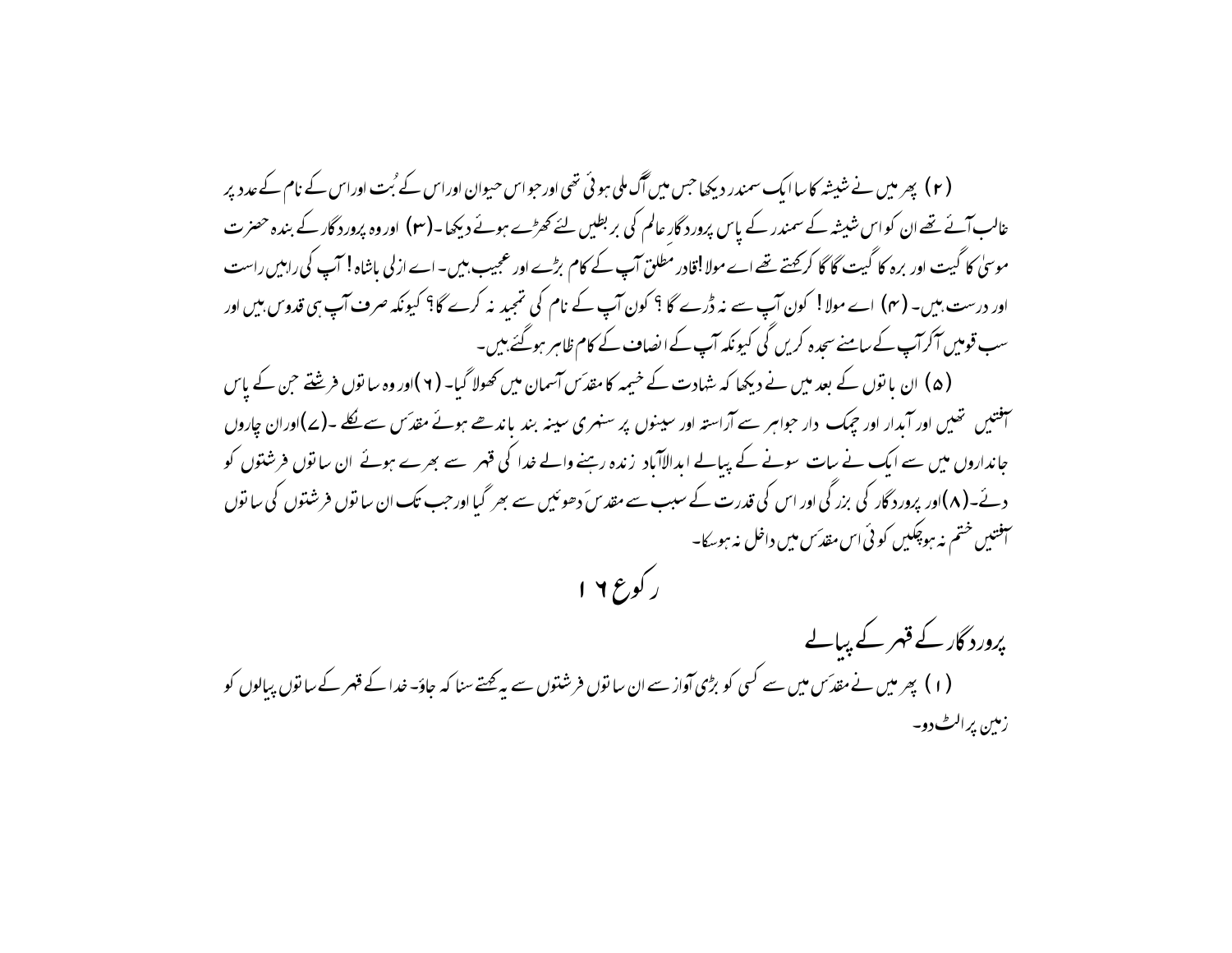(۲) پھر میں نے شیشہ کا سا ایک سمندر دیکھا جس میں آگ ملی ہوئی تھی اور جو اس حیوان اور اس کے بُت اور اس کے نام کے عدد پر غالب آئے تھے ان کو اس شیشہ کے سمندر کے پاس پروردگارِ عالم کی بربطیں لئے کھڑے ہوئے دیکھا۔(۳) اور وہ پروردگار کے بندہ حضرت موسیٰ کا گیت اور برہ کا گیت گا گا کر کہتے تھے اے مولا !قادرِ مطلق آپ کے کام بڑے اور عجیب ہیں۔ اے ازلی باشاہ ! آپ کی راہیں راست اور درست ہیں۔ (۴) اے مولا ! کون آپ سے نہ ڈرے گا ؟ کون آپ کے نام کی تمجید نہ کرے گا؟ کیونکہ صرف آپ ہی قدوس ہیں اور سب قومیں آکر آپ کے سامنے سجدہ کریں گی کیونکہ آپ کے انصاف کے کام ظاہر ہوگئے ہیں۔

(۵) ان باتوں کے بعد میں نے دیکھا کہ شہادت کے خیمہ کا مقدس آسمان میں کھولا گیا۔ (۶)اور وہ ساتوں فرشتے جن کے پاس آفتیں تھیں اور آبدار اور چمک دار جواہر سے آراستہ اور سینوں پر سنہری سینہ بند باندھے ہوئے مقدس سے نکلے ۔(۷)اور ان چاروں جانداروں میں سے ایک نے سات سونے کے پیالے ابدالآباد زندہ رہنے والے خدا کی قہر سے بھرے ہوئے ان ساتوں فرشتوں کو دئے۔(۸)اور پروردگار کی بزرگی اور اس کی قدرت کے سبب سے مقدس َدھوئیں سے بھر گیا اور جب تک ان ساتوں فرشتوں کی ساتوں آفتیں ختم نہ ہوچکیں کوئی اس مقدس میں داخل نہ ہوسکا۔

## رکوع ۱۶

### پروردگار کے قہر کے پیالے

(۱) پھر میں نے مقدس میں سے کسی کو بڑی آواز سے ان ساتوں فرشتوں سے یہ کہتے سنا کہ جاؤ۔ خدا کے قہر کے ساتوں پیالوں کو زمین پر الٹ دو۔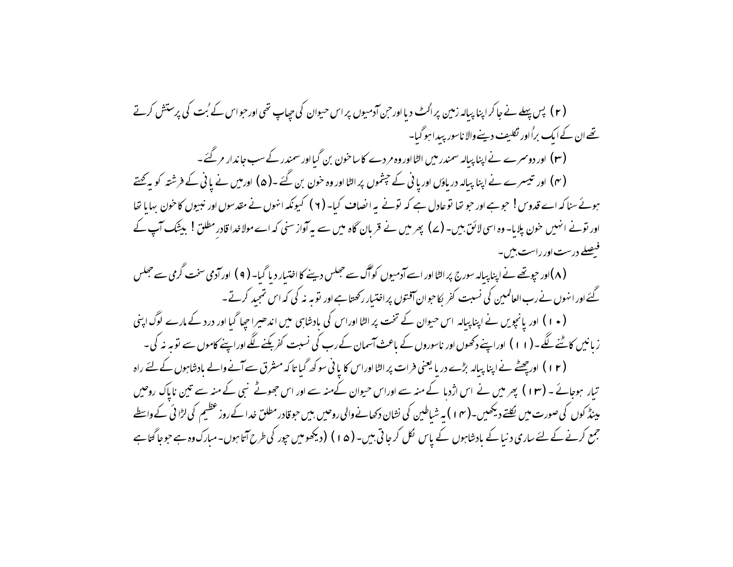(۲) پس پہلے نے جا کر اپنا پیالہ زمین پر اُلٹ دیا اور جن آدمیوں پر اس حیوان کی چھاپ تھی اور جو اس کے بُت کی پرستش کرتے تھے ان کے ایک بُرا اور تکلیف دینے والا ناسور پیدا ہو گیا۔

(۳) اور دوسرے نے اپنا پیالہ سمندر میں الٹا اور وہ مردے کا سا خون بن گیا اور سمندر کے سب جاندار مر گئے۔

(۴) اور تیسرے نے اپنا پیالہ دریاؤں اور پانی کے چشموں پر الٹا اور وہ خون بن گئے ۔(۵) اور میں نے پانی کے فرشتہ کو یہ کہتے ہوئے سنا کہ اے قدوس! جو ہے اور جو تھا تو عادل ہے کہ تونے یہ انصاف کیا۔ (۶) کیونکہ انہوں نے مقدسوں اور نبیوں کا خون بہایا تھا اور تونے انہیں خون پلایا۔ وہ اسی لائق ہیں۔ (۷) پھر میں نے قربان گاہ میں سے یہ آواز سنی کہ اے مولا خدا قادرِ مطلق! بیشک آپ کے فیصلے درست اور راست ہیں۔

(۸) اور چوتھے نے اپنا پیالہ سورج پر الٹا اور اسے آدمیوں کو آگ سے جھلس دینے کا اختیار دیا گیا۔ (۹) اور آدمی سخت گرمی سے جھلس گئے اور انہوں نے رب العالمین کی نسبت کفر بکا جو ان آفتوں پر اختیار رکھتا ہے اور توبہ نہ کی کہ اس تمجید کرتے۔

(۱۰) اور پانچویں نے اپنا پیالہ اس حیوان کے تخت پر الٹا اور اس کی بادشاہی میں اندھیرا چھا گیا اور درد کے مارے لوگ اپنی زبانیں کاٹنے لگے۔ (۱۱) اور اپنے دکھوں اور ناسوروں کے باعث آسمان کے رب کی نسبت کفر بکنے لگے اور اپنے کاموں سے توبہ نہ کی۔

(۱۲) اور چھٹے نے اپنا پیالہ بڑے دریا یعنی فرات پر الٹا اور اس کا پانی سوکھ گیا تا کہ مشرق سے آنے والے بادشاہوں کے لئے راہ تیار ہوجائے۔ (۱۳) پھر میں نے اس اژدہا کے منہ سے اور اس حیوان کے منہ سے اور اس جھوٹے نبی کے منہ سے تین ناپاک روحیں مینڈکوں کی صورت میں نکلتے دیکھیں۔ (۱۴) یہ شیاطین کی نشان دکھانے والی روحیں ہیں جو قادر مطلق خدا کے روزِ عظیم کی لڑائی کے واسطے جمع کرنے کے لئے ساری دنیا کے بادشاہوں کے پاس نکل کر جاتی ہیں۔ (۱۵) (دیکھو میں چور کی طرح آتا ہوں۔ مبارک وہ ہے جو جاگتا ہے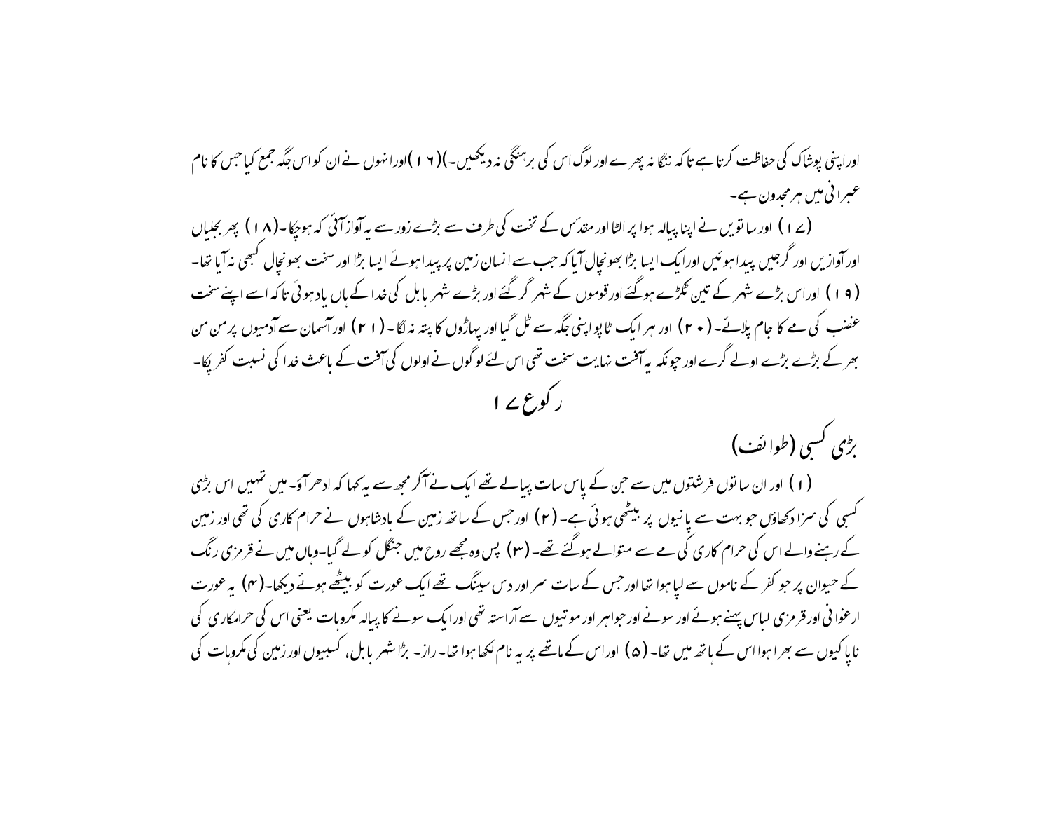اور اپنی پوشاک کی حفاظت کرتا ہے تاکہ ننگا نہ پھرے اور لوگ اس کی برہنگی نہ دیکھیں۔)(۱۶)اورانہوں نے ان کو اس جگہ جمع کیا جس کا نام عبرانی میں ہرمجدون ہے۔

(۱۷) اور ساتویں نے اپنا پیالہ ہوا پر الٹا اور مقدس کے تخت کی طرف سے بڑے زور سے یہ آواز آئی کہ ہوچکا۔(۱۸) پھر بجلیاں اور آوازیں اور گرجیں پیدا ہوئیں اور ایک ایسا بڑا بھونچال آیا کہ جب سے انسان زمین پر پیدا ہوئے ایسا بڑا اور سخت بھونچال کبھی نہ آیا تھا۔ (۱۹) اور اس بڑے شہر کے تین ٹکڑے ہوگئے اور قوموں کے شہر گر گئے اور بڑے شہر بابل کی خدا کے ہاں یاد ہوئی تاکہ اسے اپنے سخت غضب کی مے کا جام پلائے۔(۲۰) اور ہر ایک ٹاپو اپنی جگہ سے ٹل گیا اور پہاڑوں کا پتہ نہ لگا۔(۲۱) اور آسمان سے آدمیوں پر من من بھر کے بڑے بڑے اولے گرے اور چونکہ یہ آفت نہایت سخت تھی اس لئے لوگوں نے اولوں کی آفت کے باعث خدا کی نسبت کفر بکا۔

## رکوع ۱۷

### بڑی کسبی (طوائف)

(۱) اور ان ساتوں فرشتوں میں سے جن کے پاس سات پیالے تھے ایک نے آکر مجھ سے یہ کہا کہ ادھر آؤ۔ میں تمہیں اس بڑی کسبی کی سزا دکھاؤں جو بہت سے پانیوں پر بیٹھی ہوئی ہے۔(۲) اور جس کے ساتھ زمین کے بادشاہوں نے حرام کاری کی تھی اور زمین کے رہنے والے اس کی حرام کاری کی مے سے متوالے ہوگئے تھے۔(۳) پس وہ مجھے روح میں جنگل کو لے گیا۔وہاں میں نے قرمزی رنگ کے حیوان پر جو کفر کے ناموں سے لپا ہوا تھا اور جس کے سات سر اور دس سینگ تھے ایک عورت کو بیٹھے ہوئے دیکھا۔(۴) یہ عورت ارغوانی اور قرمزی لباس پہنے ہوئے اور سونے اور جواہر اور موتیوں سے آراستہ تھی اور ایک سونے کا پیالہ مکروہات یعنی اس کی حرامکاری کی ناپاکیوں سے بھرا ہوا اس کے ہاتھ میں تھا۔(۵) اور اس کے ماتھے پر یہ نام لکھا ہوا تھا۔ راز۔ بڑا شہر بابل، کسبیوں اور زمین کی مکروہات کی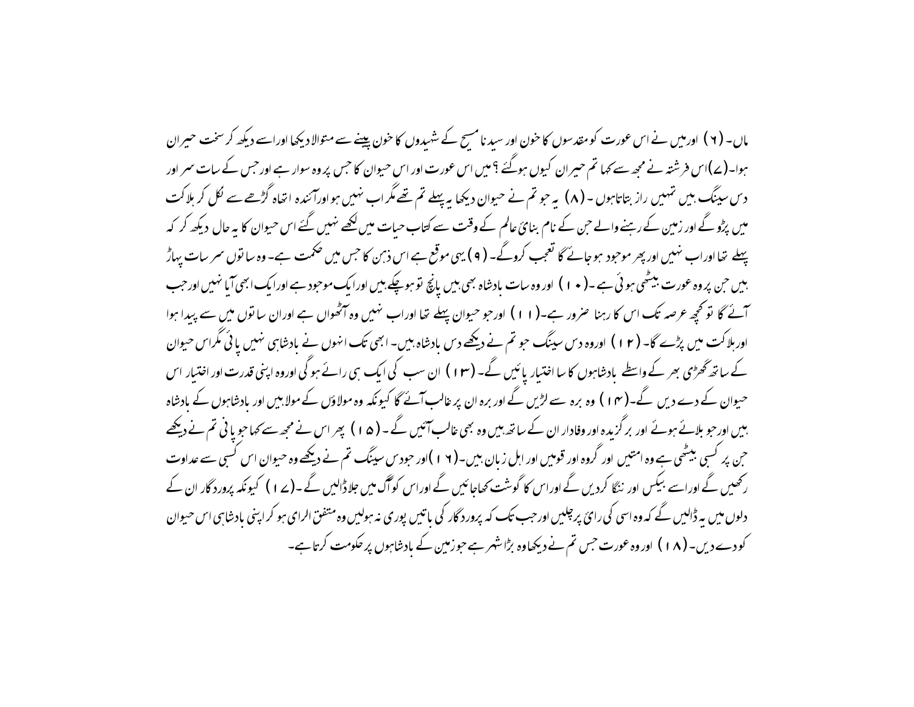ماں۔ (۶) اور میں نے اس عورت کو مقدسوں کا خون اور سیدنا مسیح کے شہیدوں کا خون پینے سے متوالا دیکھا اور اسے دیکھ کر سخت حیران ہوا۔(۷)اس فرشتہ نے مجھ سے کہا تم حیران کیوں ہوگئے ؟ میں اس عورت اور اس حیوان کا جس پر وہ سوار ہے اور جس کے سات سر اور دس سینگ ہیں تمہیں راز بتاتا ہوں ۔ (۸) یہ جو تم نے حیوان دیکھا یہ پہلے تم تھے مگر اب نہیں ہو اور آئندہ اتھاہ گڑھے سے نکل کر ہلاکت میں پڑو گے اور زمین کے رہنے والے جن کے نام بنائے عالم کے وقت سے کتاب حیات میں لکھے نہیں گئے اس حیوان کا یہ حال دیکھ کر کہ پہلے تھا اور اب نہیں اور پھر موجود ہو جائے گا تعجب کرو گے۔ (۹) یہی موقع ہے اس ذہن کا جس میں حکمت ہے۔ وہ ساتوں سر سات پہاڑ ہیں جن پر وہ عورت بیٹھی ہوئی ہے ۔(۱۰) اور وہ سات بادشاہ بھی ہیں پانچ تو ہو چکے ہیں اور ایک موجود ہے اور ایک ابھی آیا نہیں اور جب آئے گا تو کچھ عرصہ تک اس کا رہنا ضرور ہے۔(۱۱) اور جو حیوان پہلے تھا اور اب نہیں وہ آٹھواں ہے اور ان ساتوں میں سے پیدا ہوا اور ہلاکت میں پڑے گا۔ (۱۲) اور وہ دس سینگ جو تم نے دیکھے دس بادشاہ ہیں۔ ابھی تک انہوں نے بادشاہی نہیں پائی مگر اس حیوان کے ساتھ گھڑی بھر کے واسطے بادشاہوں کا سا اختیار پائیں گے۔ (۱۳) ان سب کی ایک ہی رائے ہو گی اور وہ اپنی قدرت اور اختیار اس حیوان کے دے دیں گے۔(۱۴) وہ برہ سے لڑیں گے اور برہ ان پر غالب آئے گا کیونکہ وہ مولاؤں کے مولا ہیں اور بادشاہوں کے بادشاہ ہیں اور جو بلائے ہوئے اور برگزیدہ اور وفادار ان کے ساتھ ہیں وہ بھی غالب آئیں گے ۔ (۱۵) پھر اس نے مجھ سے کہا جو پانی تم نے دیکھے جن پر کسبی بیٹھی ہے وہ امتیں اور گروہ اور قومیں اور اہل زبان ہیں۔(۱۶)اور جو دس سینگ تم نے دیکھے وہ حیوان اس کسبی سے عداوت رکھیں گے اور اسے بیکس اور ننگا کر دیں گے اور اس کا گوشت کھا جائیں گے اور اس کو آگ میں جلا ڈالیں گے ۔(۱۷) کیونکہ پروردگار ان کے دلوں میں یہ ڈالیں گے کہ وہ اسی کی رائے پر چلیں اور جب تک کہ پروردگار کی باتیں پوری نہ ہو لیں وہ متفق الرای ہو کر اپنی بادشاہی اس حیوان کو دے دیں۔ (۱۸) اور وہ عورت جس تم نے دیکھا وہ بڑا شہر ہے جو زمین کے بادشاہوں پر حکومت کرتا ہے۔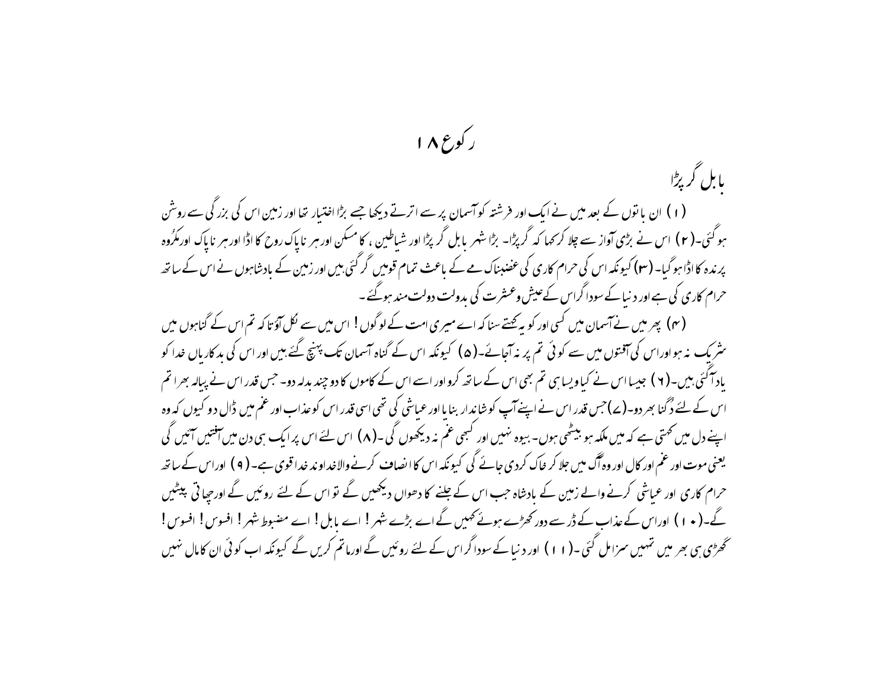# رکوع ۱۸

## بابل گر پڑا

(۱) ان باتوں کے بعد میں نے ایک اور فرشتہ کو آسمان پر سے اترتے دیکھا جسے بڑا اختیار تھا اور زمین اس کی بزرگی سے روشن ہو گئی۔(۲) اس نے بڑی آواز سے چلا کر کہا کہ گر پڑا۔ بڑا شہر بابل گر پڑا اور شیاطین ، کا مسکن اور ہر ناپاک روح کا اڈا اور ہر ناپاک اور مکرُوہ پرندہ کا اڈا ہو گیا۔ (۳) کیونکہ اس کی حرام کاری کی غضبناک مے کے باعث تمام قومیں گر گئی ہیں اور زمین کے بادشاہوں نے اس کے ساتھ حرام کاری کی ہے اور دنیا کے سوداگر اس کے عیش و عشرت کی بدولت دولت مند ہو گئے ۔

(۴) پھر میں نے آسمان میں کسی اور کو یہ کہتے سنا کہ اے میری امت کے لوگوں ! اس میں سے نکل آؤتا کہ تم اس کے گناہوں میں شریک نہ ہو اوراس کی آفتوں میں سے کوئی تم پر نہ آجائے۔(۵) کیونکہ اس کے گناہ آسمان تک پہنچ گئے ہیں اور اس کی بدکاریاں خدا کو یاد آگئی ہیں۔(۶) جیسا اس نے کیا ویسا ہی تم بھی اس کے ساتھ کرو اور اسے اس کے کاموں کا دو چند بدلہ دو۔ جس قدر اس نے پیالہ بھرا تم اس کے لئے دُگنا بھر دو۔(۷) جس قدر اس نے اپنے آپ کو شاندار بنایا اور عیاشی کی تھی اسی قدر اس کو عذاب اور غم میں ڈال دو کیوں کہ وہ اپنے دل میں کہتی ہے کہ میں ملکہ ہو بیٹھی ہوں۔ بیوہ نہیں اور کبھی غم نہ دیکھوں گی ۔(۸) اس لئے اس پر ایک ہی دن میں آفتیں آئیں گی یعنی موت اور غم اور کال اور وہ آگ میں جلا کر خاک کردی جائے گی کیونکہ اس کا انصاف کرنے والا خداوند خدا قوی ہے۔(۹) اوراس کے ساتھ حرام کاری اور عیاشی کرنے والے زمین کے بادشاہ جب اس کے جلنے کا دھواں دیکھیں گے تو اس کے لئے روئیں گے اور چھاتی پیٹیں گے۔(۱۰) اوراس کے عذاب کے ڈر سے دور کھڑے ہوئے کہیں گے اے بڑے شہر ! اے بابل ! اے مضبوط شہر ! افسوس ! افسوس ! گھڑی ہی بھر میں تمہیں سزا مل گئی ۔(۱۱) اور دنیا کے سوداگر اس کے لئے روئیں گے اورماتم کریں گے کیونکہ اب کوئی ان کا مال نہیں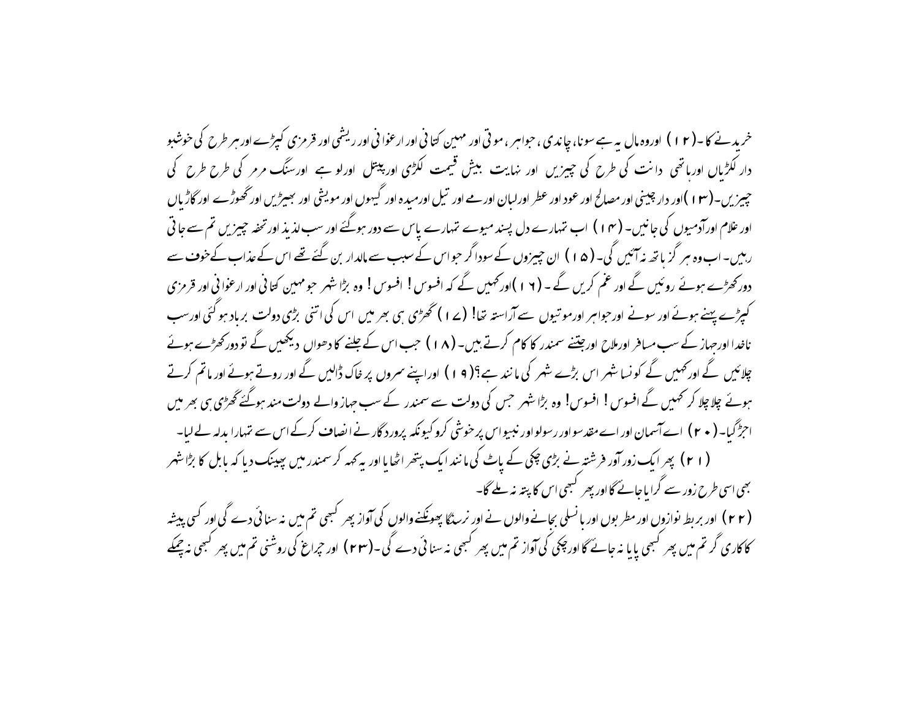خریدنے کا۔(۱۲) اوروہ مال یہ ہے سونا، چاندی، جواہر، موتی اور مہین کتانی اور ارغوانی اور ریشمی اور قرمزی کپڑے اور ہر طرح کی خوشبو دار لکڑیاں اورہاتھی دانت کی طرح کی چیزیں اور نہایت بیش قیمت لکڑی اورپیتل اورلوہے اورسنگ مرمر کی طرح طرح کی چیزیں۔(۱۳)اور دار چینی اور مصالح اور عود اور عطر اورلبان اورمے اور تیل اورمیدہ اور گیہوں اور مویشی اور بھیڑیں اور گھوڑے اور گاڑیاں اور غلام اورآدمیوں کی جانیں۔ (۱۴) اب تمہارے دل پسند میوے تمہارے پاس سے دور ہوگئے اور سب لذیذ اور تحفہ چیزیں تم سے جاتی رہیں۔ اب وہ ہر گز ہاتھ نہ آئیں گی۔(۱۵) ان چیزوں کے سوداگر جواس کے سبب سے مالدار بن گئے تھے اس کے عذاب کے خوف سے دورکھڑے ہوئے روئیں گے اور غم کریں گے ۔(۱۶)اورکہیں گے کہ افسوس! افسوس! وہ بڑا شہر جومہین کتانی اور ارغوانی اور قرمزی کپڑے پہنے ہوئے اور سونے اورجواہر اورموتیوں سے آراستہ تھا! (۱۷) گھڑی ہی بھر میں اس کی اتنی بڑی دولت برباد ہوگئی اورسب ناخدا اورجہاز کے سب مسافر اورملاح اورجتنے سمندر کا کام کرتے ہیں۔(۱۸) جب اس کے جلنے کا دھواں دیکھیں گے تو دورکھڑے ہوئے چلائیں گے اورکہیں گے کونسا شہر اس بڑے شہر کی مانند ہے؟(۱۹) اوراپنے سروں پر خاک ڈالیں گے اور روتے ہوئے اور ماتم کرتے ہوئے چلا چلا کر کہیں گے افسوس! افسوس! وہ بڑا شہر جس کی دولت سے سمندر کے سب جہاز والے دولت مند ہوگئے گھڑی ہی بھر میں اجڑگیا۔(۲۰) اے آسمان اور اے مقدسو اور رسولو اور نبیو اس پر خوشی کرو کیونکہ پروردگار نے انصاف کرکے اس سے تمہارا بدلہ لے لیا۔

(۲۱) پھر ایک زور آور فرشتہ نے بڑی چکی کے پاٹ کی مانند ایک پتھر اٹھایا اور یہ کہہ کر سمندر میں پھینک دیا کہ بابل کا بڑا شہر بھی اسی طرح زور سے گرایا جائے گا اور پھر کبھی اس کا پتہ نہ ملے گا۔

(۲۲) اور بربط نوازوں اور مطربوں اور بانسلی بجانے والوں نے اور نرسنگا پھونکنے والوں کی آواز پھر کبھی تم میں نہ سنائی دے گی اور کسی پیشہ کا کاریگر تم میں پھر کبھی پایا نہ جائے گا اور چکی کی آواز تم میں پھر کبھی نہ سنائی دے گی۔(۲۳) اور چراغ کی روشنی تم میں پھر کبھی نہ چمکے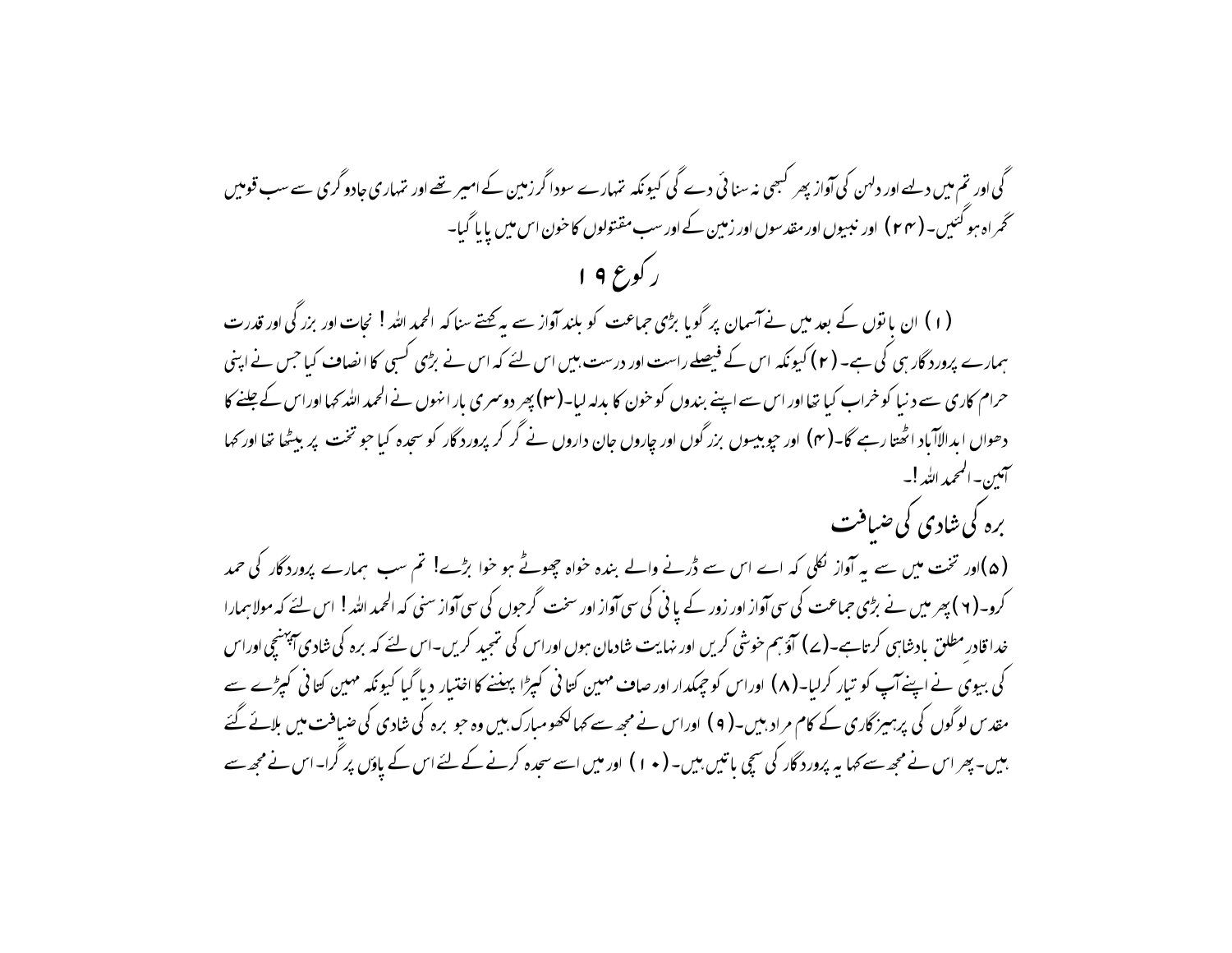گی اور تم میں دلہے اور دلہن کی آواز پھر کبھی نہ سنائی دے گی کیونکہ تمہارے سوداگر زمین کے امیر تھے اور تمہاری جادوگری سے سب قومیں گمراہ ہوگئیں۔ (۲۴) اور نبیوں اور مقدسوں اور زمین کے اور سب مقتولوں کا خون اس میں پایا گیا۔

## رکوع ۱۹

(۱) ان باتوں کے بعد میں نے آسمان پر گویا بڑی جماعت کو بلند آواز سے یہ کہتے سنا کہ الحمد اللہ! نجات اور بزرگی اور قدرت ہمارے پروردگار ہی کی ہے۔ (۲) کیونکہ اس کے فیصلے راست اور درست ہیں اس لئے کہ اس نے بڑی کسبی کا انصاف کیا جس نے اپنی حرام کاری سے دنیا کو خراب کیا تھا اور اس سے اپنے بندوں کو خون کا بدلہ لیا۔ (۳) پھر دوسری بار انہوں نے الحمد اللہ کہا اور اس کے جلنے کا دھواں ابدالآباد اٹھتا رہے گا۔ (۴) اور چوبیسوں بزرگوں اور چاروں جان داروں نے گر کر پروردگار کو سجدہ کیا جو تخت پر بیٹھا تھا اور کہا آمین۔ الحمد اللہ!۔

## برہ کی شادی کی ضیافت

(۵) اور تخت میں سے یہ آواز نکلی کہ اے اس سے ڈرنے والے بندہ خواہ چھوٹے ہو خواہ بڑے! تم سب ہمارے پروردگار کی حمد کرو۔ (۶) پھر میں نے بڑی جماعت کی سی آواز اور زور کے پانی کی سی آواز اور سخت گرجوں کی سی آواز سنی کہ الحمد اللہ! اس لئے کہ مولا ہمارا خدا قادر مطلق بادشاہی کرتا ہے۔ (۷) آؤ ہم خوشی کریں اور نہایت شادمان ہوں اور اس کی تمجید کریں۔ اس لئے کہ برہ کی شادی آپہنچی اور اس کی بیوی نے اپنے آپ کو تیار کرلیا۔ (۸) اور اس کو چمکدار اور صاف مہین کتانی کپڑا پہننے کا اختیار دیا گیا کیونکہ مہین کتانی کپڑے سے مقدس لوگوں کی پرہیزگاری کے کام مراد ہیں۔ (۹) اور اس نے مجھ سے کہا لکھو مبارک ہیں وہ جو برہ کی شادی کی ضیافت میں بلائے گئے ہیں۔ پھر اس نے مجھ سے کہا یہ پروردگار کی سچی باتیں ہیں۔ (۱۰) اور میں اسے سجدہ کرنے کے لئے اس کے پاؤں پر گرا۔ اس نے مجھ سے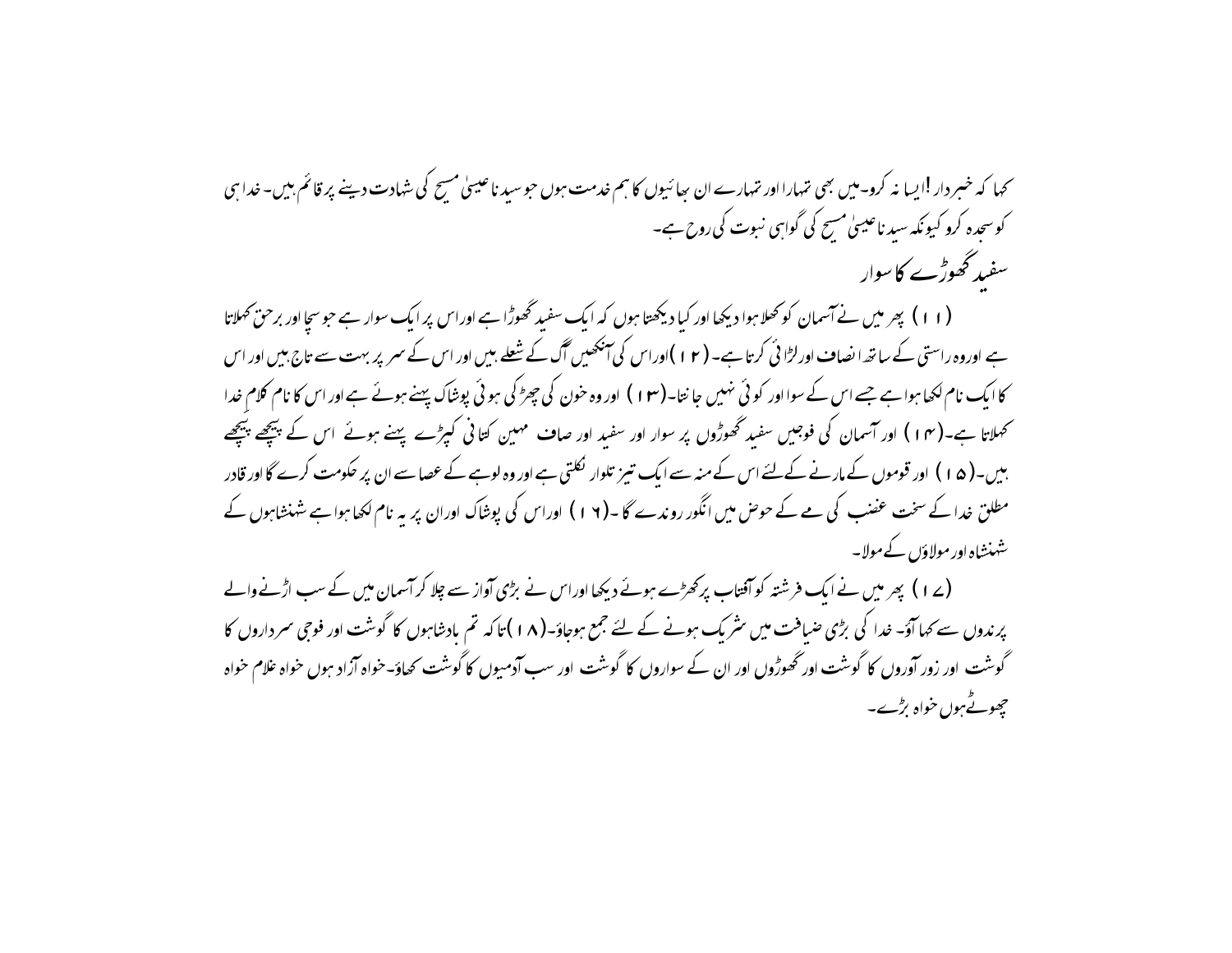کہا کہ خبردار !ایسا نہ کرو۔میں بھی تمہارا اور تمہارے ان بھائیوں کا ہم خدمت ہوں جو سیدنا عیسیٰ مسیح کی شہادت دینے پر قائم ہیں۔ خدا ہی کو سجدہ کرو کیونکہ سیدنا عیسیٰ مسیح کی گواہی نبوت کی روح ہے۔

## سفید گھوڑے کا سوار

(۱۱) پھر میں نے آسمان کو کھلا ہوا دیکھا اور کیا دیکھتا ہوں کہ ایک سفید گھوڑا ہے اوراس پر ایک سوار ہے جو سچا اور برحق کہلاتا ہے اوروہ راستی کے ساتھ انصاف اورلڑائی کرتا ہے۔ (۱۲)اوراس کی آنکھیں آگ کے شعلے ہیں اور اس کے سر پر بہت سے تاج ہیں اور اس کا ایک نام لکھا ہوا ہے جسے اس کے سوا اور کوئی نہیں جانتا۔(۱۳) اور وہ خون کی چھڑکی ہوئی پوشاک پہنے ہوئے ہے اور اس کا نام کلامِ خدا کہلاتا ہے۔(۱۴) اور آسمان کی فوجیں سفید گھوڑوں پر سوار اور سفید اور صاف مہین کتانی کپڑے پہنے ہوئے اس کے پیچھے پیچھے ہیں۔(۱۵) اور قوموں کے مارنے کے لئے اس کے منہ سے ایک تیز تلوار نکلتی ہے اور وہ لوہے کے عصا سے ان پر حکومت کرے گا اور قادر مطلق خدا کے سخت غضب کی مے کے حوض میں انگور روندے گا ۔(۱۶) اوراس کی پوشاک اوران پر یہ نام لکھا ہوا ہے شہنشاہوں کے شہنشاہ اور مولاؤں کے مولا۔

(۱۷) پھر میں نے ایک فرشتہ کو آفتاب پرکھڑے ہوئے دیکھا اوراس نے بڑی آواز سے چلا کر آسمان میں کے سب اڑنے والے پرندوں سے کہا آؤ۔ خدا کی بڑی ضیافت میں شریک ہونے کے لئے جمع ہوجاؤ۔(۱۸)تا کہ تم بادشاہوں کا گوشت اور فوجی سرداروں کا گوشت اور زور آوروں کا گوشت اور گھوڑوں اور ان کے سواروں کا گوشت اور سب آدمیوں کا گوشت کھاؤ۔خواہ آزاد ہوں خواہ غلام خواہ چھوٹےہوں خواہ بڑے۔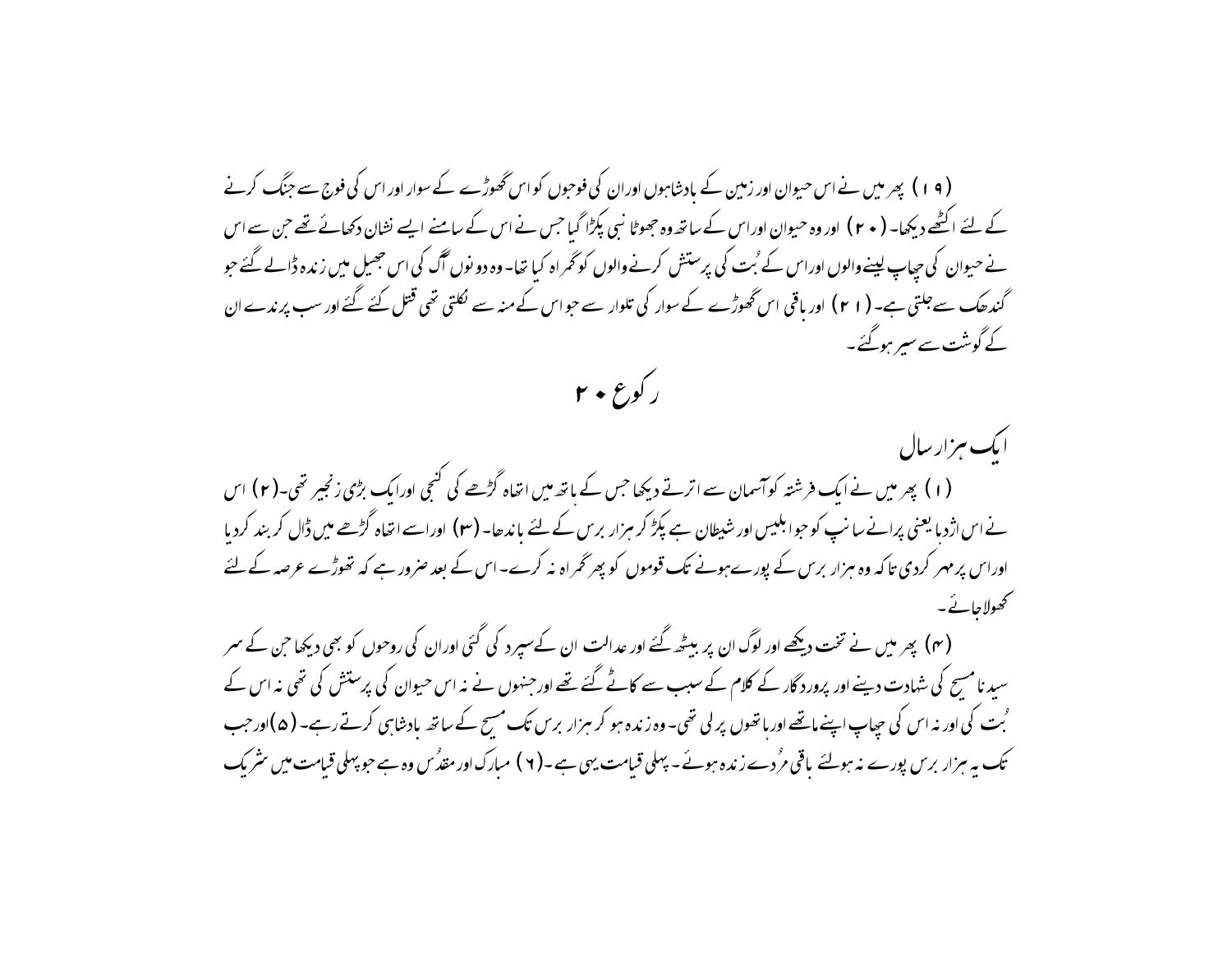(۱۹) پھر میں نے اس حیوان اور زمین کے بادشاہوں اور ان کی فوجوں کو اس گھوڑے کے سوار اور اس کی فوج سے جنگ کرنے کے لئے اکٹھے دیکھا۔ (۲۰) اور وہ حیوان اور اس کے ساتھ وہ جھوٹا نبی پکڑا گیا جس نے اس کے سامنے ایسے نشان دکھائے تھے جن سے اس نے حیوان کی چھاپ لینے والوں اور اس کے بُت کی پرستش کرنے والوں کو گمراہ کیا تھا۔ وہ دونوں آگ کی اس جھیل میں زندہ ڈالے گئے جو گندھک سے جلتی ہے۔ (۲۱) اور باقی اس گھوڑے کے سوار کی تلوار سے جو اس کے منہ سے نکلتی تھی قتل کئے گئے اور سب پرندے ان کے گوشت سے سیر ہوگئے۔

## رکوع ۲۰

### ایک ہزار سال

(۱) پھر میں نے ایک فرشتہ کو آسمان سے اترتے دیکھا جس کے ہاتھ میں اتھاہ گڑھے کی کنجی اور ایک بڑی زنجیر تھی۔ (۲) اس نے اس اژدہا یعنی پرانے سانپ کو جو ابلیس اور شیطان ہے پکڑ کر ہزار برس کے لئے باندھا۔ (۳) اور اسے اتھاہ گڑھے میں ڈال کر بند کردیا اور اس پر مہر کردی تاکہ وہ ہزار برس کے پورے ہونے تک قوموں کو پھر گمراہ نہ کرے۔ اس کے بعد ضرور ہے کہ تھوڑے عرصہ کے لئے کھولا جائے۔

(۴) پھر میں نے تخت دیکھے اور لوگ ان پر بیٹھ گئے اور عدالت ان کے سپرد کی گئی اور ان کی روحوں کو بھی دیکھا جن کے سر سیدنا مسیح کی شہادت دینے اور پروردگار کے کلام کے سبب سے کاٹے گئے تھے اور جنہوں نے نہ اس حیوان کی پرستش کی تھی نہ اس کے بُت کی اور نہ اس کی چھاپ اپنے ماتھے اور ہاتھوں پر لی تھی۔ وہ زندہ ہو کر ہزار برس تک مسیح کے ساتھ بادشاہی کرتے رہے۔ (۵) اور جب تک یہ ہزار برس پورے نہ ہولئے باقی مُردے زندہ ہوئے۔ پہلی قیامت یہی ہے۔ (۶) مبارک اور مقدُس وہ ہے جو پہلی قیامت میں شریک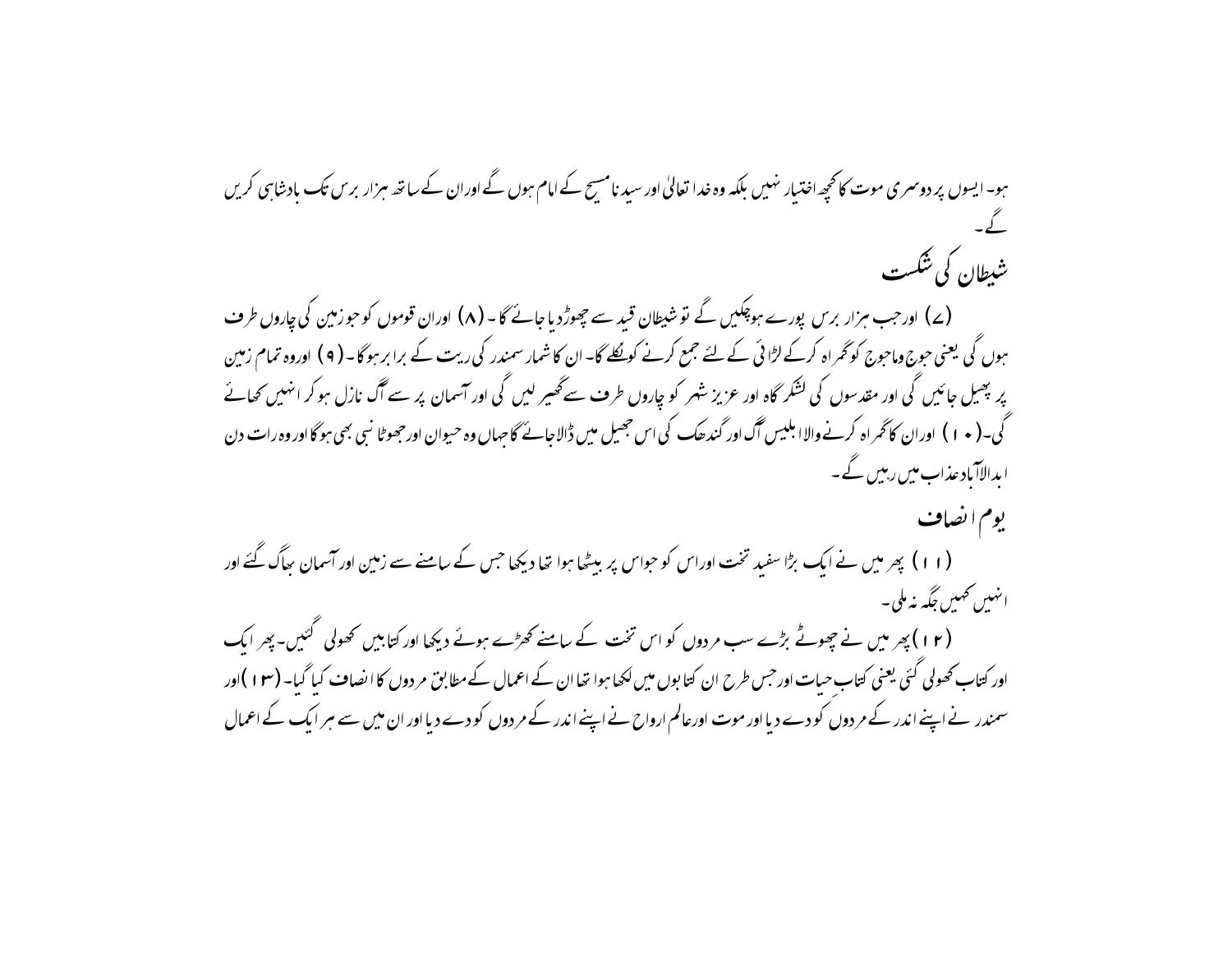ہو۔ ایسوں پر دوسری موت کا کچھ اختیار نہیں بلکہ وہ خدا تعالیٰ اور سیدنا مسیح کے امام ہوں گے اور ان کے ساتھ ہزار برس تک بادشاہی کریں گے۔

## شیطان کی شکست

(۷) اور جب ہزار برس پورے ہوچکیں گے تو شیطان قید سے چھوڑدیا جائے گا۔ (۸) اور ان قوموں کو جو زمین کی چاروں طرف ہوں گی یعنی جوج وماجوج کو گمراہ کرکے لڑائی کے لئے جمع کرنے کو نکلے گا۔ ان کا شمار سمندر کی ریت کے برابر ہوگا۔ (۹) اور وہ تمام زمین پر پھیل جائیں گی اور مقدسوں کی لشکر گاہ اور عزیز شہر کو چاروں طرف سے گھیر لیں گی اور آسمان پر سے آگ نازل ہوکر انہیں کھائے گی۔ (۱۰) اور ان کا گمراہ کرنے والا ابلیس آگ اور گندھک کی اس جھیل میں ڈالاجائے گا جہاں وہ حیوان اور جھوٹا نبی بھی ہوگا اور وہ رات دن ابدالآباد عذاب میں رہیں گے۔

## یوم انصاف

(۱۱) پھر میں نے ایک بڑا سفید تخت اور اس کو جو اس پر بیٹھا ہوا تھا دیکھا جس کے سامنے سے زمین اور آسمان بھاگ گئے اور انہیں کہیں جگہ نہ ملی۔

(۱۲) پھر میں نے چھوٹے بڑے سب مردوں کو اس تخت کے سامنے کھڑے ہوئے دیکھا اور کتابیں کھولی گئیں۔ پھر ایک اور کتاب کھولی گئی یعنی کتاب حیات اور جس طرح ان کتابوں میں لکھا ہوا تھا ان کے اعمال کے مطابق مردوں کا انصاف کیا گیا۔ (۱۳) اور سمندر نے اپنے اندر کے مردوں کو دے دیا اور موت اور عالم ارواح نے اپنے اندر کے مردوں کو دے دیا اور ان میں سے ہر ایک کے اعمال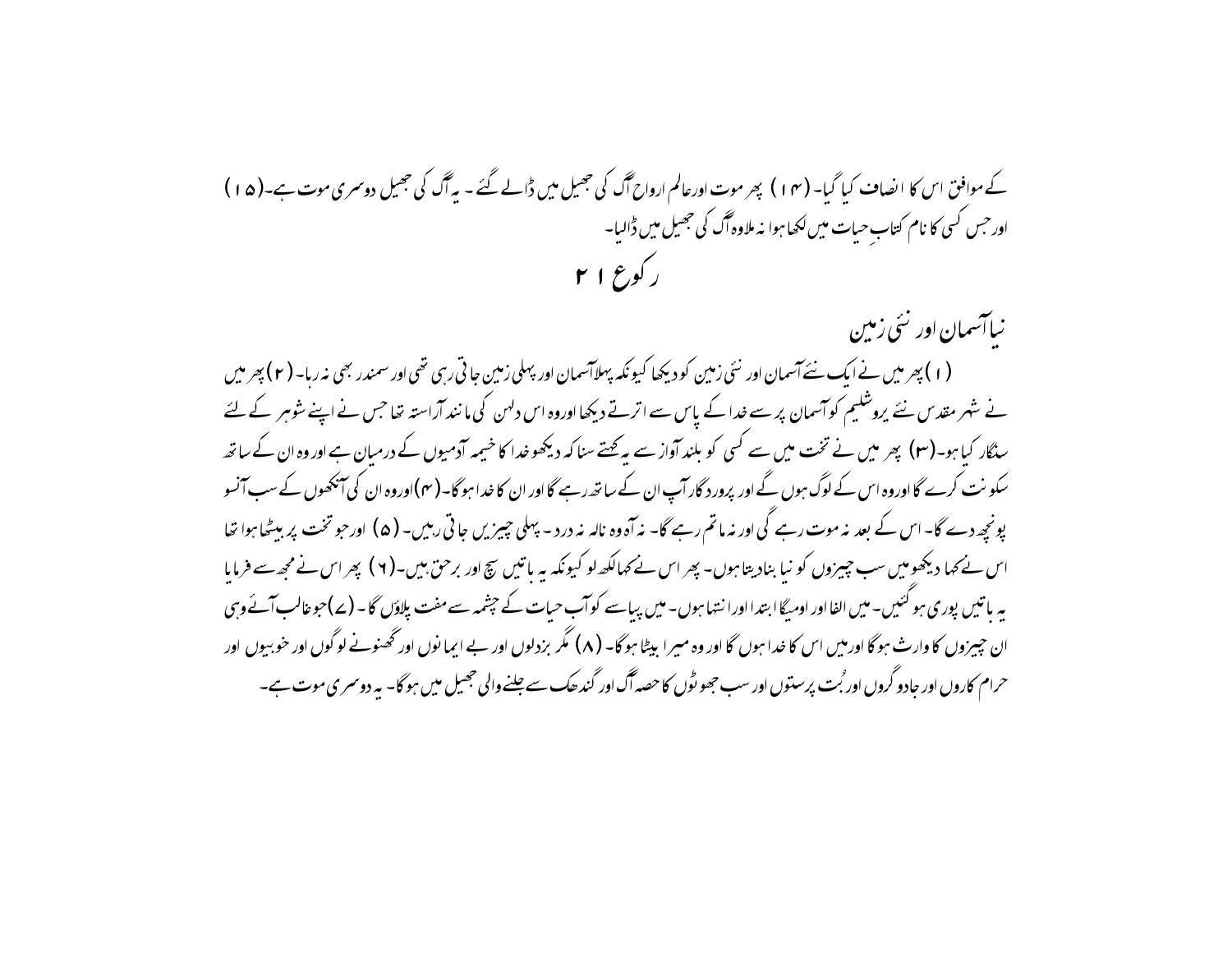کے موافق اس کا انصاف کیا گیا۔ (۱۴) پھر موت اورعالم ارواح آگ کی جھیل میں ڈالے گئے ۔ یہ آگ کی جھیل دوسری موت ہے۔(۱۵) اور جس کسی کا نام کتابِ حیات میں لکھا ہوا نہ ملاوہ آگ کی جھیل میں ڈالیا۔

## رکوع ۲۱

### نیا آسمان اور نئی زمین

(۱) پھر میں نے ایک نئے آسمان اور نئی زمین کو دیکھا کیونکہ پہلا آسمان اور پہلی زمین جاتی رہی تھی اور سمندر بھی نہ رہا۔ (۲) پھر میں نے شہر مقدس نئے یروشلیم کو آسمان پر سے خدا کے پاس سے اترتے دیکھا اوروہ اس دلہن کی مانند آراستہ تھا جس نے اپنے شوہر کے لئے سنگار کیا ہو۔(۳) پھر میں نے تخت میں سے کسی کو بلند آواز سے یہ کہتے سنا کہ دیکھو خدا کا خیمہ آدمیوں کے درمیان ہے اور وہ ان کے ساتھ سکونت کرے گا اوروہ اس کے لوگ ہوں گے اور پروردگار آپ ان کے ساتھ رہے گا اور ان کا خدا ہوگا۔(۴)اوروہ ان کی آنکھوں کے سب آنسو پونچھ دے گا۔ اس کے بعد نہ موت رہے گی اور نہ ماتم رہے گا۔ نہ آہ وہ نالہ نہ درد۔ پہلی چیزیں جاتی رہیں۔ (۵) اور جو تخت پر بیٹھا ہوا تھا اس نے کہا دیکھو میں سب چیزوں کو نیا بنادیتا ہوں۔ پھر اس نے کہا لکھ لو کیونکہ یہ باتیں سچ اور برحق ہیں۔(۶) پھر اس نے مجھ سے فرمایا یہ باتیں پوری ہوگئیں۔ میں الفا اور اومیگا ابتدا اور انتہا ہوں۔ میں پیاسے کو آب حیات کے چشمہ سے مفت پلاؤں گا ۔ (۷)جو غالب آئے وہی ان چیزوں کا وارث ہوگا اور میں اس کا خدا ہوں گا اور وہ میرا بیٹا ہوگا۔ (۸) مگر بزدلوں اور بے ایمانوں اور گھنونے لوگوں اور خونیوں اور حرام کاروں اور جادو گروں اور بُت پرستوں اور سب جھوٹوں کا حصہ آگ اور گندھک سے جلنے والی جھیل میں ہوگا۔ یہ دوسری موت ہے۔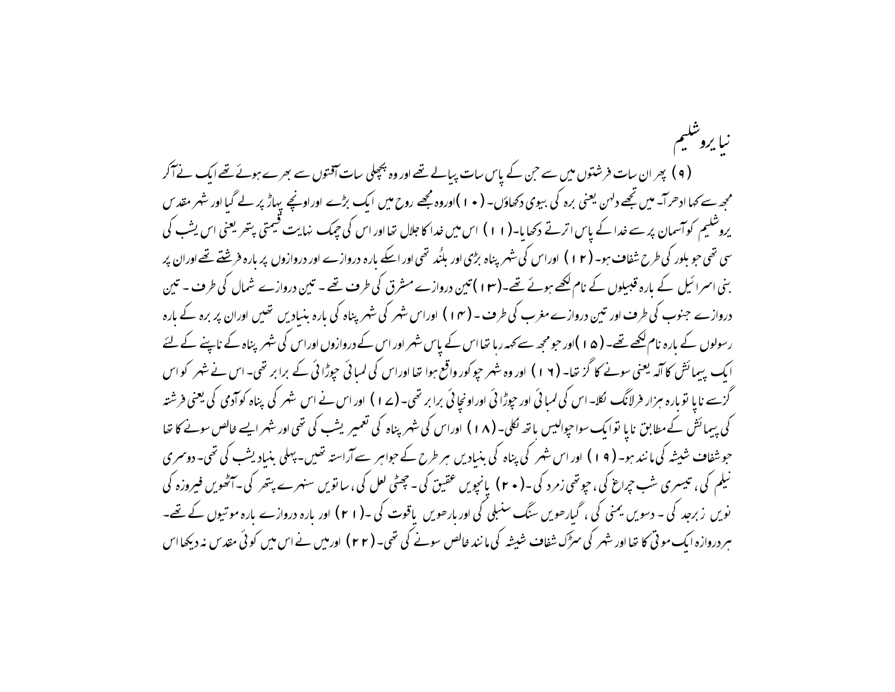# نیا یروشلیم

(۹) پھر ان سات فرشتوں میں سے جن کے پاس سات پیالے تھے اور وہ پچھلی سات آفتوں سے بھرے ہوئے تھے ایک نے آکر مجھ سے کہا ادھر آ۔ میں تجھے دلہن یعنی برہ کی بیوی دکھاؤں۔ (۱۰) اوروہ مجھے روح میں ایک بڑے اوراونچے پہاڑ پر لے گیا اور شہر مقدس یروشلیم کو آسمان پر سے خدا کے پاس اترتے دکھایا۔ (۱۱) اس میں خدا کا جلال تھا اور اس کی چمک نہایت قیمتی پتھر یعنی اس یشب کی سی تھی جو بلور کی طرح شفاف ہو۔ (۱۲) اوراس کی شہر پناہ بڑی اور بلند تھی اور اسکے بارہ دروازے اور دروازوں پر بارہ فرشتے تھے اوران پر بنی اسرائیل کے بارہ قبیلوں کے نام لکھے ہوئے تھے۔ (۱۳) تین دروازے مشرق کی طرف تھے ۔ تین دروازے شمال کی طرف ۔ تین دروازے جنوب کی طرف اور تین دروازے مغرب کی طرف ۔ (۱۴) اوراس شہر کی شہر پناہ کی بارہ بنیادیں تھیں اوران پر برہ کے بارہ رسولوں کے بارہ نام لکھے تھے۔ (۱۵) اور جو مجھ سے کہہ رہا تھا اس کے پاس شہر اور اس کے دروازوں اوراس کی شہر پناہ کے ناپنے کے لئے ایک پیمائش کا آلہ یعنی سونے کا گز تھا۔ (۱۶) اور وہ شہر چوکور واقع ہوا تھا اوراس کی لمبائی چوڑائی کے برابر تھی۔ اس نے شہر کو اس گز سے ناپا تو بارہ ہزار فرلانگ نکلا۔ اس کی لمبائی اور چوڑائی اوراونچائی برابر تھی۔ (۱۷) اور اس نے اس شہر کی پناہ کو آدمی کی یعنی فرشتہ کی پیمائش کے مطابق ناپا تو ایک سوا چوالیس ہاتھ نکلی۔ (۱۸) اوراس کی شہر پناہ کی تعمیر یشب کی تھی اور شہر ایسے خالص سونے کا تھا جو شفاف شیشہ کی مانند ہو۔ (۱۹) اور اس شہر کی پناہ کی بنیادیں ہر طرح کے جواہر سے آراستہ تھیں۔ پہلی بنیاد یشب کی تھی۔ دوسری نیلم کی، تیسری شب چراغ کی، چوتھی زمرد کی ۔ (۲۰) پانچویں عقیق کی۔ چھٹی لعل کی، ساتویں سنہرے پتھر کی۔ آٹھویں فیروزہ کی نویں زبرجد کی ۔ دسویں یمنی کی ، گیارھویں سنگ سنبلی کی اور بارھویں یاقوت کی ۔ (۲۱) اور بارہ دروازے بارہ موتیوں کے تھے۔ ہر دروازہ ایک موتی کا تھا اور شہر کی سڑک شفاف شیشہ کی مانند خالص سونے کی تھی۔ (۲۲) اورمیں نے اس میں کوئی مقدس نہ دیکھا اس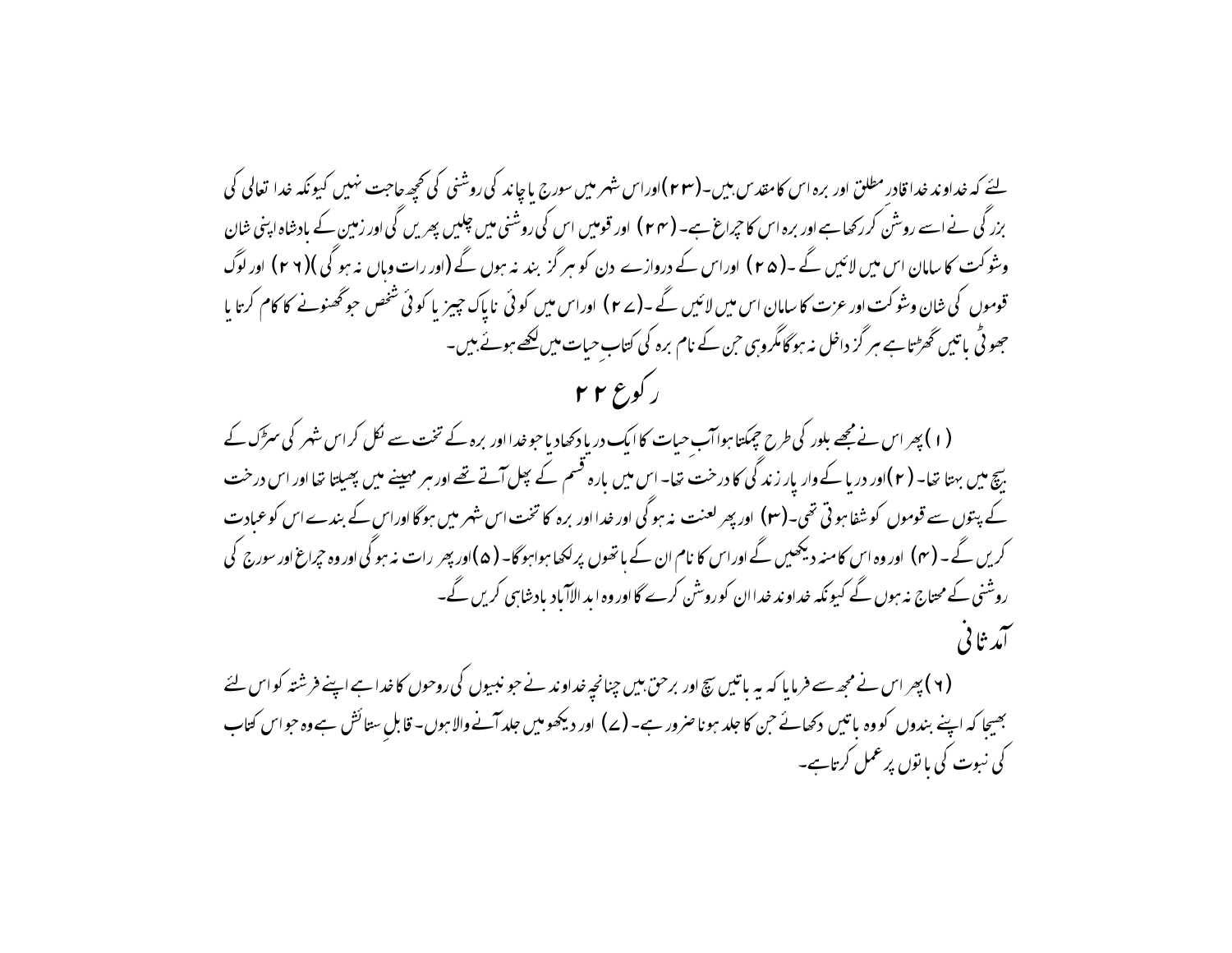لئے کہ خداوند خدا قادر مطلق اور برہ اس کا مقدس ہیں۔(۲۳)اور اس شہر میں سورج یا چاند کی روشنی کی کچھ حاجت نہیں کیونکہ خدا تعالیٰ کی بزرگی نے اسے روشن کر رکھا ہے اور برہ اس کا چراغ ہے۔(۲۴) اور قومیں اس کی روشنی میں چلیں پھریں گی اور زمین کے بادشاہ اپنی شان وشوکت کا سامان اس میں لائیں گے ۔(۲۵) اور اس کے دروازے دن کو ہرگز بند نہ ہوں گے (اور رات وہاں نہ ہو گی )(۲۶) اور لوگ قوموں کی شان وشوکت اور عزت کا سامان اس میں لائیں گے ۔(۲۷) اور اس میں کوئی ناپاک چیز یا کوئی شخص جو گھنونے کا کام کرتا یا جھوٹی باتیں گھڑتا ہے ہرگز داخل نہ ہوگا مگروہی جن کے نام برہ کی کتابِ حیات میں لکھے ہوئے ہیں۔

## رکوع ۲۲

(۱) پھر اس نے مجھے بلور کی طرح چمکتا ہوا آبِ حیات کا ایک دریا دکھادیا جو خدا اور برہ کے تخت سے نکل کر اس شہر کی سڑک کے بیچ میں بہتا تھا۔(۲)اور دریا کے وار پار زندگی کا درخت تھا۔ اس میں بارہ قسم کے پھل آتے تھے اور ہر مہینے میں پھلتا تھا اور اس درخت کے پتوں سے قوموں کو شفا ہوتی تھی۔(۳) اور پھر لعنت نہ ہوگی اور خدا اور برہ کا تخت اس شہر میں ہوگا اور اس کے بندے اس کو عبادت کریں گے۔ (۴) اور وہ اس کا منہ دیکھیں گے اور اس کا نام ان کے ماتھوں پر لکھا ہوا ہوگا۔(۵)اور پھر رات نہ ہوگی اور وہ چراغ اور سورج کی روشنی کے محتاج نہ ہوں گے کیونکہ خداوند خدا ان کو روشن کرے گا اور وہ ابد الآباد بادشاہی کریں گے۔

## آمد ثانی

(۶) پھر اس نے مجھ سے فرمایا کہ یہ باتیں سچ اور برحق ہیں چنانچہ خداوند نے جو نبیوں کی روحوں کا خدا ہے اپنے فرشتہ کو اس لئے بھیجا کہ اپنے بندوں کو وہ باتیں دکھائے جن کا جلد ہونا ضرور ہے۔(۷) اور دیکھو میں جلد آنے والا ہوں۔ قابلِ ستائش ہے وہ جو اس کتاب کی نبوت کی باتوں پر عمل کرتا ہے۔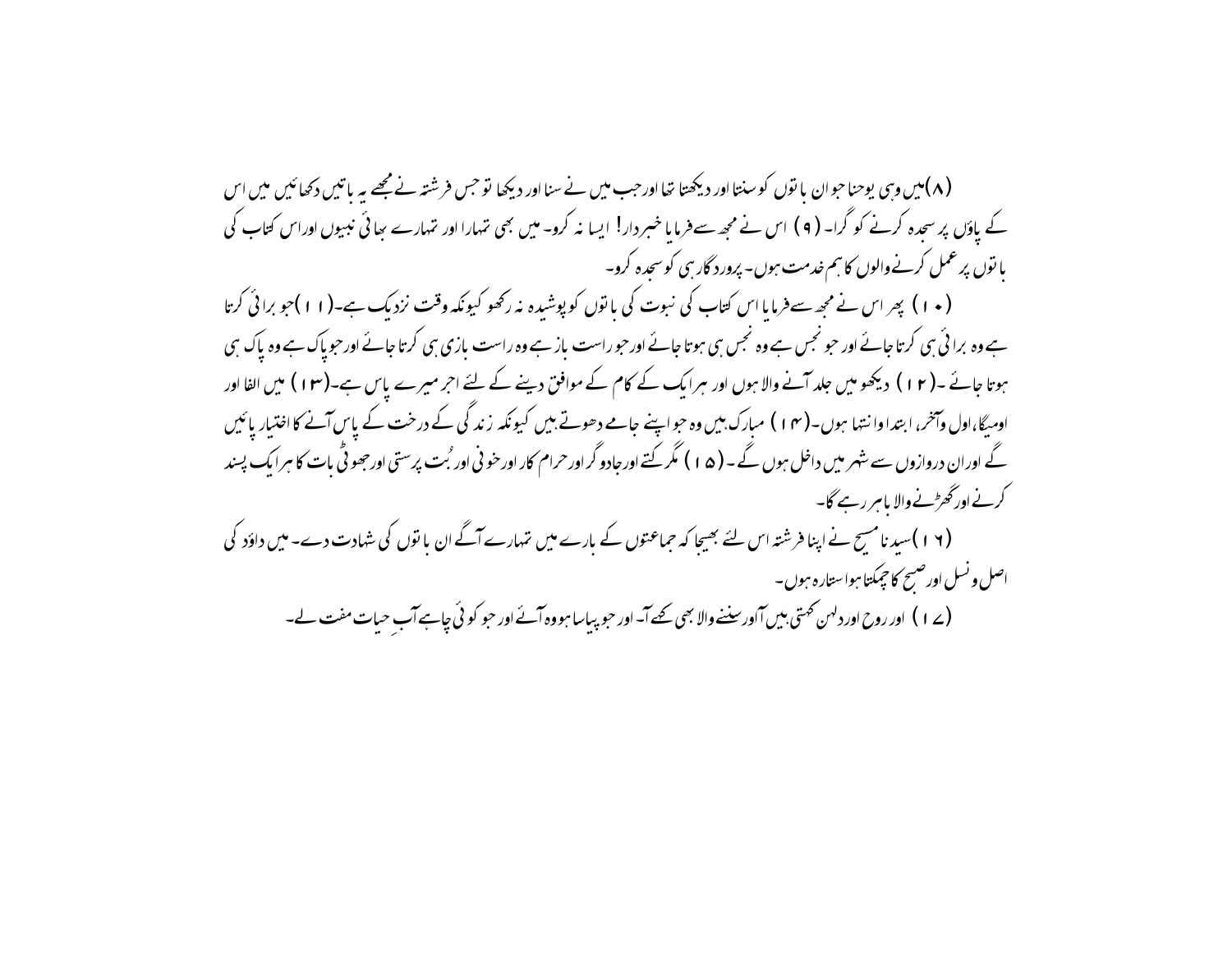(۸)میں وہی یوحنا جو ان باتوں کو سنتا اور دیکھتا تھا اور جب میں نے سنا اور دیکھا تو جس فرشتہ نے مجھے یہ باتیں دکھائیں میں اس کے پاؤں پر سجدہ کرنے کو گرا۔ (۹) اس نے مجھ سے فرمایا خبردار! ایسا نہ کرو۔ میں بھی تمہارا اور تمہارے بھائی نبیوں اوراس کتاب کی باتوں پر عمل کرنے والوں کا ہم خدمت ہوں۔ پروردگار ہی کو سجدہ کرو۔

(۱۰) پھر اس نے مجھ سے فرمایا اس کتاب کی نبوت کی باتوں کو پوشیدہ نہ رکھو کیونکہ وقت نزدیک ہے۔(۱۱)جو برائی کرتا ہے وہ برائی ہی کرتا جائے اور جو نجس ہے وہ نجس ہی ہوتا جائے اور جو راست باز ہے وہ راست بازی ہی کرتا جائے اور جو پاک ہے وہ پاک ہی ہوتا جائے ۔(۱۲) دیکھو میں جلد آنے والا ہوں اور ہر ایک کے کام کے موافق دینے کے لئے اجر میرے پاس ہے۔(۱۳) میں الفا اور اومیگا، اول وآخر، ابتدا وانتہا ہوں۔(۱۴) مبارک ہیں وہ جو اپنے جامے دھوتے ہیں کیونکہ زندگی کے درخت کے پاس آنے کا اختیار پائیں گے اوران دروازوں سے شہر میں داخل ہوں گے ۔(۱۵) مگر کتے اورجادو گر اور حرام کار اورخونی اور بُت پرستی اورجھوٹی بات کا ہر ایک پسند کرنے اورگھڑنے والا باہر رہے گا۔

(۱۶)سیدنا مسیح نے اپنا فرشتہ اس لئے بھیجا کہ جماعتوں کے بارے میں تمہارے آگے ان باتوں کی شہادت دے۔ میں داؤد کی اصل ونسل اور صبح کا چمکتا ہوا ستارہ ہوں۔

(۱۷) اور روح اور دلہن کہتی ہیں آ اور سننے والا بھی کہے آ۔ اور جو پیاسا ہو وہ آئے اور جو کوئی چاہے آبِ حیات مفت لے۔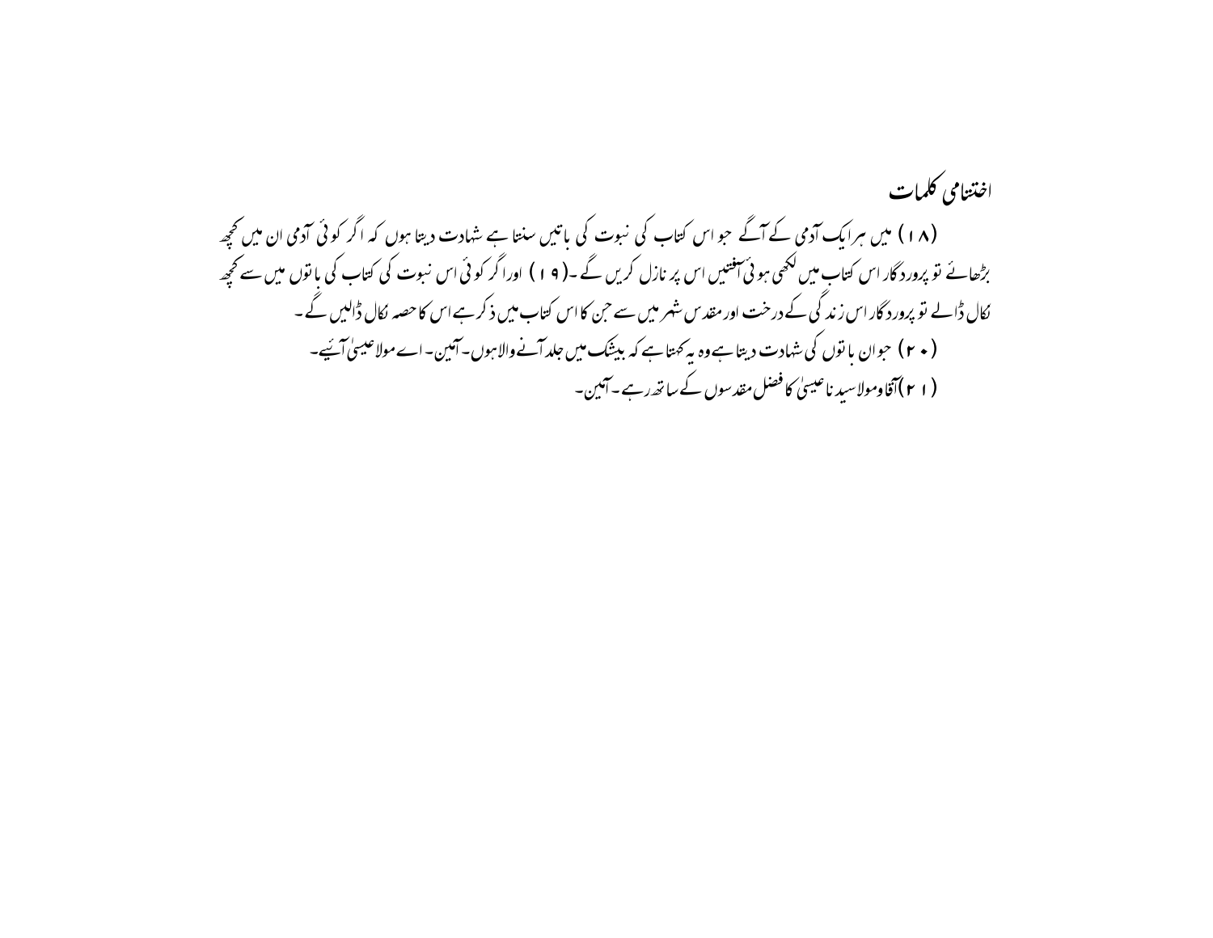## اختتامی کلمات

(۱۸) میں ہر ایک آدمی کے آگے جو اس کتاب کی نبوت کی باتیں سنتا ہے شہادت دیتا ہوں کہ اگر کوئی آدمی ان میں کچھ بڑھائے تو پروردگار اس کتاب میں لکھی ہوئی آفتیں اس پر نازل کریں گے ۔(۱۹) اور اگر کوئی اس نبوت کی کتاب کی باتوں میں سے کچھ نکال ڈالے تو پروردگار اس زندگی کے درخت اور مقدس شہر میں سے جن کا اس کتاب میں ذکر ہے اس کا حصہ نکال ڈالیں گے ۔

(۲۰) جو ان باتوں کی شہادت دیتا ہے وہ یہ کہتا ہے کہ بیشک میں جلد آنے والا ہوں۔آمین۔ اے مولا عیسیٰ آئیے۔

(۲۱)آقا و مولا سیدنا عیسیٰ کا فضل مقدسوں کے ساتھ رہے ۔آمین۔